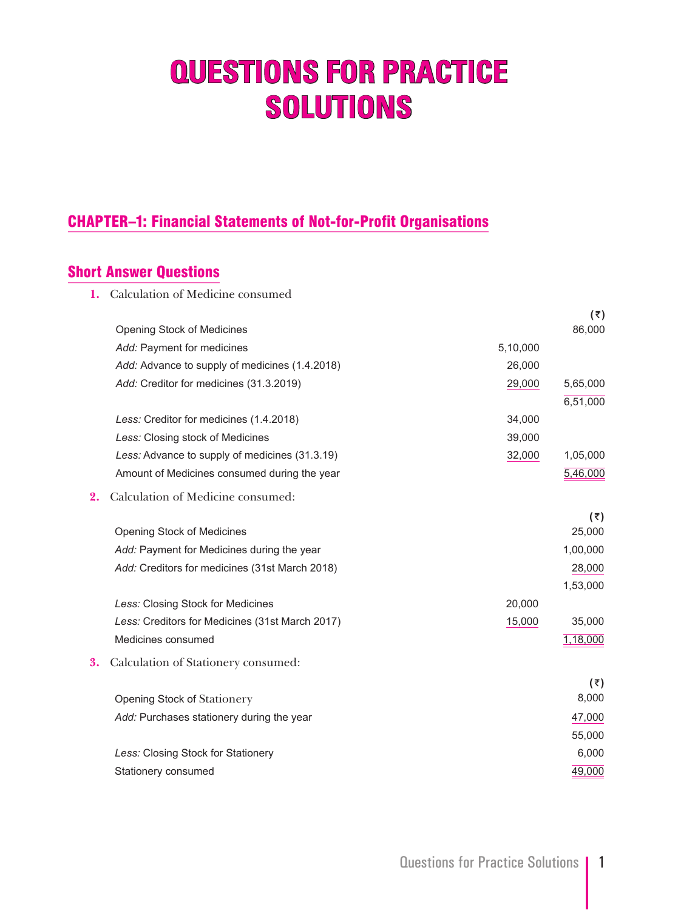# QUESTIONS FOR PRACTICE SOLUTIONS

## CHAPTER–1: Financial Statements of Not-for-Profit Organisations

### Short Answer Questions

**1.** Calculation of Medicine consumed

| | | (₹) |
|---|---|---|
| Opening Stock of Medicines | | 86,000 |
| *Add:* Payment for medicines | 5,10,000 | |
| *Add:* Advance to supply of medicines (1.4.2018) | 26,000 | |
| *Add:* Creditor for medicines (31.3.2019) | 29,000 | 5,65,000 |
| | | 6,51,000 |
| *Less:* Creditor for medicines (1.4.2018) | 34,000 | |
| *Less:* Closing stock of Medicines | 39,000 | |
| *Less:* Advance to supply of medicines (31.3.19) | 32,000 | 1,05,000 |
| Amount of Medicines consumed during the year | | 5,46,000 |

**2.** Calculation of Medicine consumed:

| | | (₹) |
|---|---|---|
| Opening Stock of Medicines | | 25,000 |
| *Add:* Payment for Medicines during the year | | 1,00,000 |
| *Add:* Creditors for medicines (31st March 2018) | | 28,000 |
| | | 1,53,000 |
| *Less:* Closing Stock for Medicines | 20,000 | |
| *Less:* Creditors for Medicines (31st March 2017) | 15,000 | 35,000 |
| Medicines consumed | | 1,18,000 |

**3.** Calculation of Stationery consumed:

| | (₹) |
|---|---|
| Opening Stock of Stationery | 8,000 |
| *Add:* Purchases stationery during the year | 47,000 |
| | 55,000 |
| *Less:* Closing Stock for Stationery | 6,000 |
| Stationery consumed | 49,000 |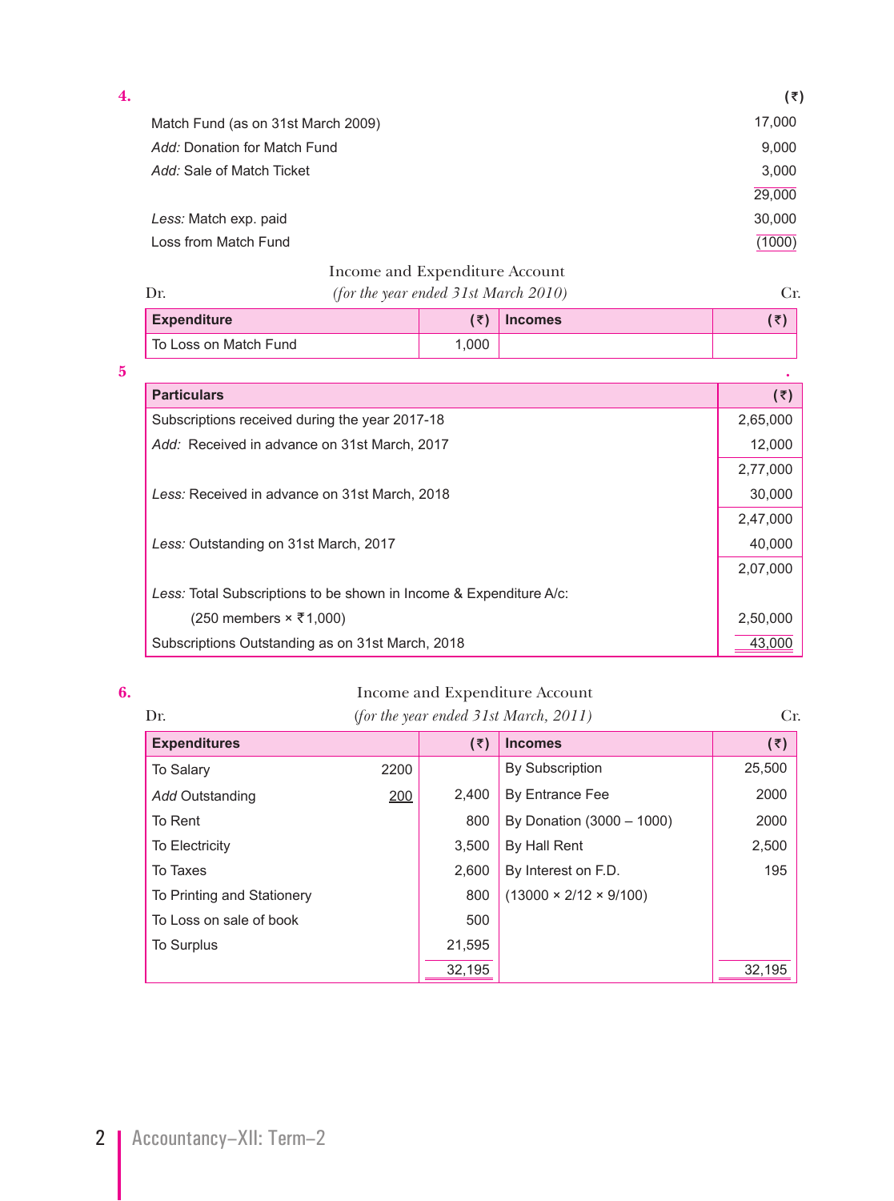**4.**

| | (₹) |
|---|---|
| Match Fund (as on 31st March 2009) | 17,000 |
| *Add:* Donation for Match Fund | 9,000 |
| *Add:* Sale of Match Ticket | 3,000 |
| | 29,000 |
| *Less:* Match exp. paid | 30,000 |
| Loss from Match Fund | (1000) |

Income and Expenditure Account

Dr. *(for the year ended 31st March 2010)* Cr.

| Expenditure | (₹) | Incomes | (₹) |
|---|---|---|---|
| To Loss on Match Fund | 1,000 | | |

**5**

| Particulars | (₹) |
|---|---|
| Subscriptions received during the year 2017-18 | 2,65,000 |
| *Add:* Received in advance on 31st March, 2017 | 12,000 |
| | 2,77,000 |
| *Less:* Received in advance on 31st March, 2018 | 30,000 |
| | 2,47,000 |
| *Less:* Outstanding on 31st March, 2017 | 40,000 |
| | 2,07,000 |
| *Less:* Total Subscriptions to be shown in Income & Expenditure A/c: | |
| (250 members × ₹1,000) | 2,50,000 |
| Subscriptions Outstanding as on 31st March, 2018 | 43,000 |

**6.**

Income and Expenditure Account

Dr. *(for the year ended 31st March, 2011)* Cr.

| Expenditures | | (₹) | Incomes | (₹) |
|---|---|---|---|---|
| To Salary | 2200 | | By Subscription | 25,500 |
| *Add* Outstanding | 200 | 2,400 | By Entrance Fee | 2000 |
| To Rent | | 800 | By Donation (3000 – 1000) | 2000 |
| To Electricity | | 3,500 | By Hall Rent | 2,500 |
| To Taxes | | 2,600 | By Interest on F.D. | 195 |
| To Printing and Stationery | | 800 | (13000 × 2/12 × 9/100) | |
| To Loss on sale of book | | 500 | | |
| To Surplus | | 21,595 | | |
| | | 32,195 | | 32,195 |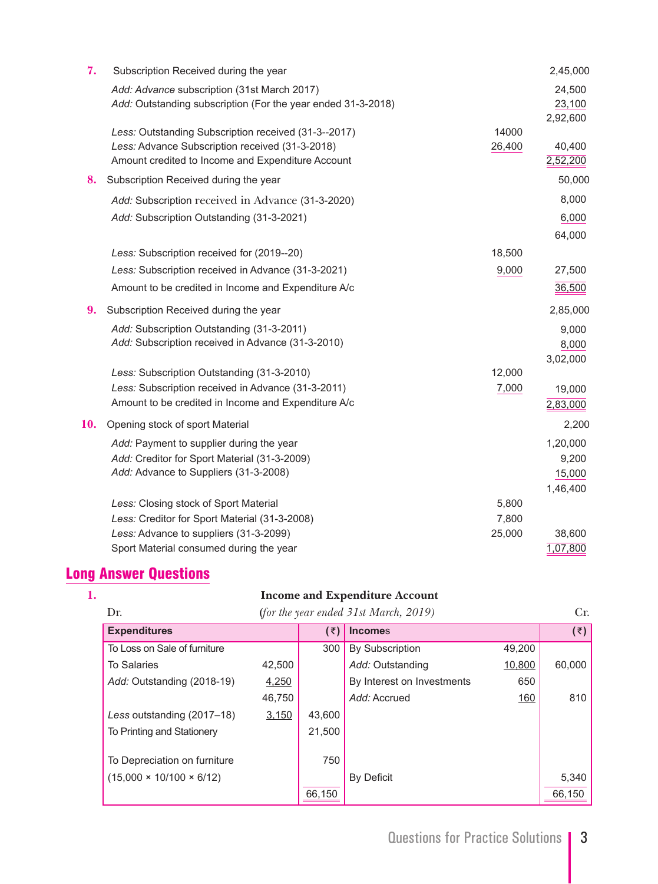**7.** Subscription Received during the year

| | | |
|---|---|---|
| Subscription Received during the year | | 2,45,000 |
| *Add: Advance* subscription (31st March 2017) | | 24,500 |
| *Add:* Outstanding subscription (For the year ended 31-3-2018) | | 23,100 |
| | | 2,92,600 |
| *Less:* Outstanding Subscription received (31-3--2017) | 14000 | |
| *Less:* Advance Subscription received (31-3-2018) | 26,400 | 40,400 |
| Amount credited to Income and Expenditure Account | | 2,52,200 |

**8.** Subscription Received during the year

| | | |
|---|---|---|
| Subscription Received during the year | | 50,000 |
| *Add:* Subscription received in Advance (31-3-2020) | | 8,000 |
| *Add:* Subscription Outstanding (31-3-2021) | | 6,000 |
| | | 64,000 |
| *Less:* Subscription received for (2019--20) | 18,500 | |
| *Less:* Subscription received in Advance (31-3-2021) | 9,000 | 27,500 |
| Amount to be credited in Income and Expenditure A/c | | 36,500 |

**9.** Subscription Received during the year

| | | |
|---|---|---|
| Subscription Received during the year | | 2,85,000 |
| *Add:* Subscription Outstanding (31-3-2011) | | 9,000 |
| *Add:* Subscription received in Advance (31-3-2010) | | 8,000 |
| | | 3,02,000 |
| *Less:* Subscription Outstanding (31-3-2010) | 12,000 | |
| *Less:* Subscription received in Advance (31-3-2011) | 7,000 | 19,000 |
| Amount to be credited in Income and Expenditure A/c | | 2,83,000 |

**10.** Opening stock of sport Material

| | | |
|---|---|---|
| Opening stock of sport Material | | 2,200 |
| *Add:* Payment to supplier during the year | | 1,20,000 |
| *Add:* Creditor for Sport Material (31-3-2009) | | 9,200 |
| *Add:* Advance to Suppliers (31-3-2008) | | 15,000 |
| | | 1,46,400 |
| *Less:* Closing stock of Sport Material | 5,800 | |
| *Less:* Creditor for Sport Material (31-3-2008) | 7,800 | |
| *Less:* Advance to suppliers (31-3-2099) | 25,000 | 38,600 |
| Sport Material consumed during the year | | 1,07,800 |

## Long Answer Questions

**1.**

**Income and Expenditure Account**
*(for the year ended 31st March, 2019)*

Dr. Cr.

| Expenditures | | (₹) | Incomes | | (₹) |
|---|---|---|---|---|---|
| To Loss on Sale of furniture | | 300 | By Subscription | 49,200 | |
| To Salaries | 42,500 | | *Add:* Outstanding | 10,800 | 60,000 |
| *Add:* Outstanding (2018-19) | 4,250 | | By Interest on Investments | 650 | |
| | 46,750 | | *Add:* Accrued | 160 | 810 |
| *Less* outstanding (2017–18) | 3,150 | 43,600 | | | |
| To Printing and Stationery | | 21,500 | | | |
| To Depreciation on furniture | | 750 | | | |
| (15,000 × 10/100 × 6/12) | | | By Deficit | | 5,340 |
| | | 66,150 | | | 66,150 |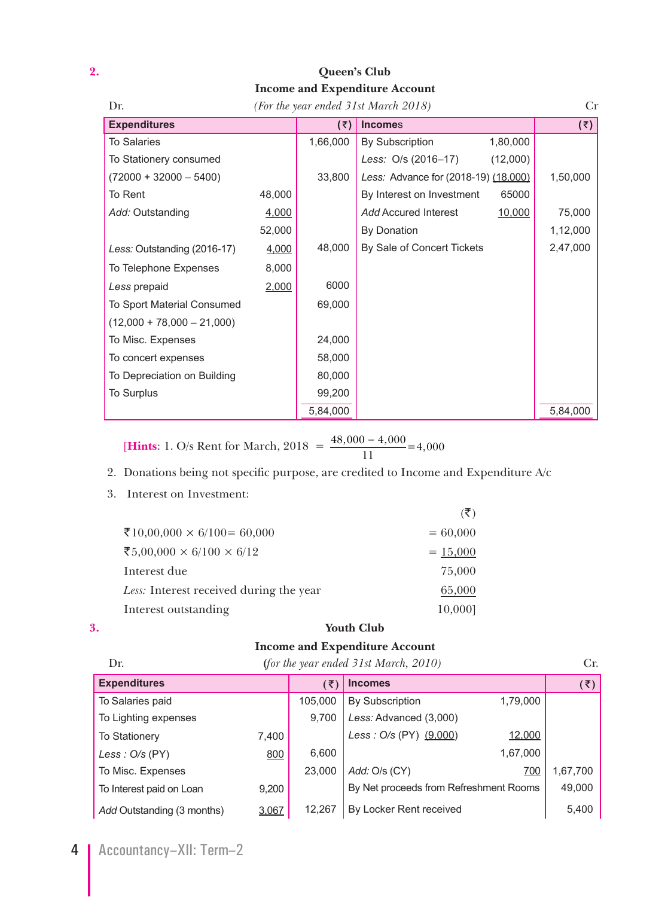**2.**

**Queen's Club**

**Income and Expenditure Account**

Dr. *(For the year ended 31st March 2018)* Cr

| Expenditures | | (₹) | Incomes | | (₹) |
|---|---|---|---|---|---|
| To Salaries | | 1,66,000 | By Subscription | 1,80,000 | |
| To Stationery consumed | | | *Less:* O/s (2016–17) | (12,000) | |
| (72000 + 32000 – 5400) | | 33,800 | *Less:* Advance for (2018-19) | (18,000) | 1,50,000 |
| To Rent | 48,000 | | By Interest on Investment | 65000 | |
| *Add:* Outstanding | 4,000 | | *Add* Accured Interest | 10,000 | 75,000 |
| | 52,000 | | By Donation | | 1,12,000 |
| *Less:* Outstanding (2016-17) | 4,000 | 48,000 | By Sale of Concert Tickets | | 2,47,000 |
| To Telephone Expenses | 8,000 | | | | |
| *Less* prepaid | 2,000 | 6000 | | | |
| To Sport Material Consumed | | 69,000 | | | |
| (12,000 + 78,000 – 21,000) | | | | | |
| To Misc. Expenses | | 24,000 | | | |
| To concert expenses | | 58,000 | | | |
| To Depreciation on Building | | 80,000 | | | |
| To Surplus | | 99,200 | | | |
| | | 5,84,000 | | | 5,84,000 |

[**Hints**: 1. O/s Rent for March, 2018 $= \dfrac{48,000 - 4,000}{11} = 4,000$

2. Donations being not specific purpose, are credited to Income and Expenditure A/c

3. Interest on Investment:

| | (₹) |
|---|---|
| ₹10,00,000 × 6/100= 60,000 | = 60,000 |
| ₹5,00,000 × 6/100 × 6/12 | = 15,000 |
| Interest due | 75,000 |
| *Less:* Interest received during the year | 65,000 |
| Interest outstanding | 10,000] |

**3.**

**Youth Club**

**Income and Expenditure Account**

Dr. *(for the year ended 31st March, 2010)* Cr.

| Expenditures | | (₹) | Incomes | | (₹) |
|---|---|---|---|---|---|
| To Salaries paid | | 105,000 | By Subscription | 1,79,000 | |
| To Lighting expenses | | 9,700 | *Less:* Advanced (3,000) | | |
| To Stationery | 7,400 | | *Less : O/s* (PY) (9,000) | 12,000 | |
| *Less : O/s* (PY) | 800 | 6,600 | | 1,67,000 | |
| To Misc. Expenses | | 23,000 | *Add:* O/s (CY) | 700 | 1,67,700 |
| To Interest paid on Loan | 9,200 | | By Net proceeds from Refreshment Rooms | | 49,000 |
| *Add* Outstanding (3 months) | 3,067 | 12,267 | By Locker Rent received | | 5,400 |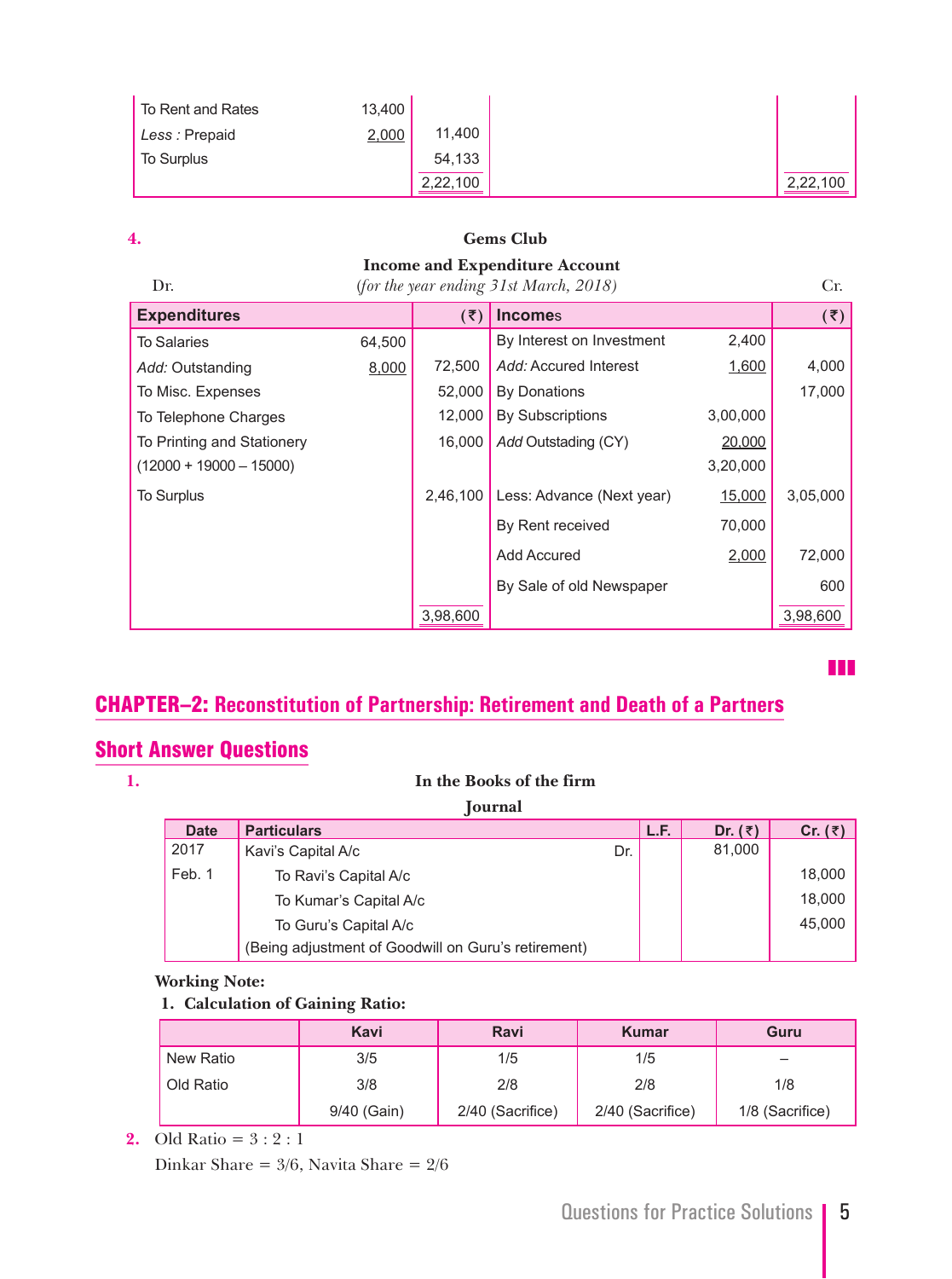| | | | | |
|---|---|---|---|---|
| To Rent and Rates | 13,400 | | | |
| *Less :* Prepaid | 2,000 | 11,400 | | |
| To Surplus | | 54,133 | | |
| | | 2,22,100 | | 2,22,100 |

**4.**

**Gems Club**

**Income and Expenditure Account**

Dr. *(for the year ending 31st March, 2018)* Cr.

| Expenditures | | (₹) | Incomes | | (₹) |
|---|---|---|---|---|---|
| To Salaries | 64,500 | | By Interest on Investment | 2,400 | |
| *Add:* Outstanding | 8,000 | 72,500 | *Add:* Accured Interest | 1,600 | 4,000 |
| To Misc. Expenses | | 52,000 | By Donations | | 17,000 |
| To Telephone Charges | | 12,000 | By Subscriptions | 3,00,000 | |
| To Printing and Stationery | | 16,000 | *Add* Outstading (CY) | 20,000 | |
| (12000 + 19000 – 15000) | | | | 3,20,000 | |
| To Surplus | | 2,46,100 | Less: Advance (Next year) | 15,000 | 3,05,000 |
| | | | By Rent received | 70,000 | |
| | | | Add Accured | 2,000 | 72,000 |
| | | | By Sale of old Newspaper | | 600 |
| | | 3,98,600 | | | 3,98,600 |

## CHAPTER–2: Reconstitution of Partnership: Retirement and Death of a Partners

### Short Answer Questions

**1.**

**In the Books of the firm**

**Journal**

| Date | Particulars | L.F. | Dr. (₹) | Cr. (₹) |
|---|---|---|---|---|
| 2017 | Kavi's Capital A/c Dr. | | 81,000 | |
| Feb. 1 | To Ravi's Capital A/c | | | 18,000 |
| | To Kumar's Capital A/c | | | 18,000 |
| | To Guru's Capital A/c | | | 45,000 |
| | (Being adjustment of Goodwill on Guru's retirement) | | | |

**Working Note:**

**1. Calculation of Gaining Ratio:**

| | Kavi | Ravi | Kumar | Guru |
|---|---|---|---|---|
| New Ratio | 3/5 | 1/5 | 1/5 | – |
| Old Ratio | 3/8 | 2/8 | 2/8 | 1/8 |
| | 9/40 (Gain) | 2/40 (Sacrifice) | 2/40 (Sacrifice) | 1/8 (Sacrifice) |

**2.** Old Ratio = 3 : 2 : 1

Dinkar Share = 3/6, Navita Share = 2/6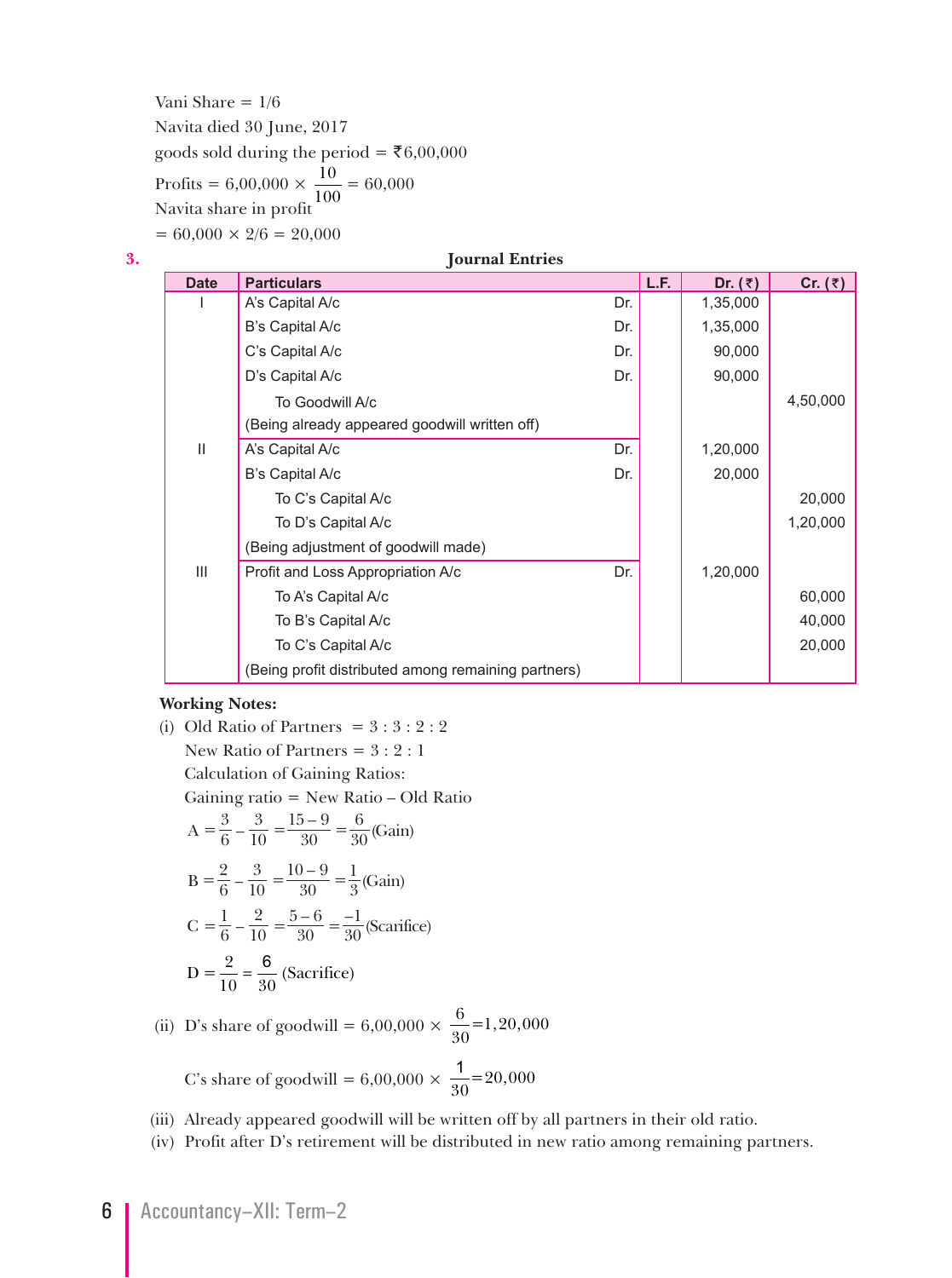Vani Share = 1/6

Navita died 30 June, 2017

goods sold during the period = ₹6,00,000

Profits = $6,00,000 \times \frac{10}{100} = 60,000$

Navita share in profit

= 60,000 × 2/6 = 20,000

**3.**

**Journal Entries**

| Date | Particulars | | L.F. | Dr. (₹) | Cr. (₹) |
|---|---|---|---|---|---|
| I | A's Capital A/c | Dr. | | 1,35,000 | |
| | B's Capital A/c | Dr. | | 1,35,000 | |
| | C's Capital A/c | Dr. | | 90,000 | |
| | D's Capital A/c | Dr. | | 90,000 | |
| | To Goodwill A/c | | | | 4,50,000 |
| | (Being already appeared goodwill written off) | | | | |
| II | A's Capital A/c | Dr. | | 1,20,000 | |
| | B's Capital A/c | Dr. | | 20,000 | |
| | To C's Capital A/c | | | | 20,000 |
| | To D's Capital A/c | | | | 1,20,000 |
| | (Being adjustment of goodwill made) | | | | |
| III | Profit and Loss Appropriation A/c | Dr. | | 1,20,000 | |
| | To A's Capital A/c | | | | 60,000 |
| | To B's Capital A/c | | | | 40,000 |
| | To C's Capital A/c | | | | 20,000 |
| | (Being profit distributed among remaining partners) | | | | |

**Working Notes:**

(i) Old Ratio of Partners = 3 : 3 : 2 : 2

New Ratio of Partners = 3 : 2 : 1

Calculation of Gaining Ratios:

Gaining ratio = New Ratio – Old Ratio

$A = \frac{3}{6} - \frac{3}{10} = \frac{15-9}{30} = \frac{6}{30}$ (Gain)

$B = \frac{2}{6} - \frac{3}{10} = \frac{10-9}{30} = \frac{1}{3}$ (Gain)

$C = \frac{1}{6} - \frac{2}{10} = \frac{5-6}{30} = \frac{-1}{30}$ (Scarifice)

$D = \frac{2}{10} = \frac{6}{30}$ (Sacrifice)

(ii) D's share of goodwill = $6,00,000 \times \frac{6}{30} = 1,20,000$

C's share of goodwill = $6,00,000 \times \frac{1}{30} = 20,000$

(iii) Already appeared goodwill will be written off by all partners in their old ratio.

(iv) Profit after D's retirement will be distributed in new ratio among remaining partners.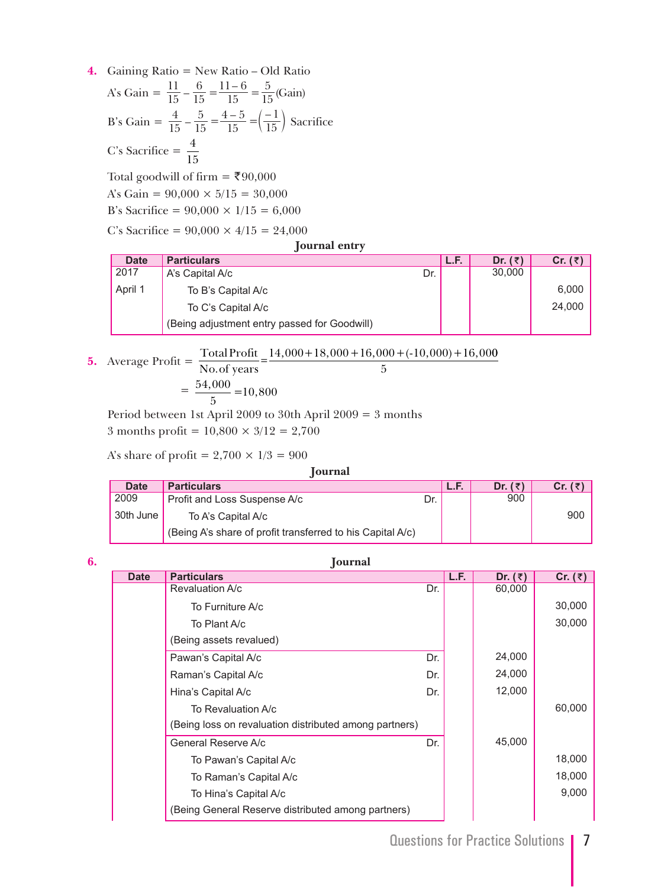**4.** Gaining Ratio = New Ratio – Old Ratio

A's Gain $= \frac{11}{15} - \frac{6}{15} = \frac{11-6}{15} = \frac{5}{15}$ (Gain)

B's Gain $= \frac{4}{15} - \frac{5}{15} = \frac{4-5}{15} = \left(\frac{-1}{15}\right)$ Sacrifice

C's Sacrifice $= \frac{4}{15}$

Total goodwill of firm = ₹90,000

A's Gain = 90,000 × 5/15 = 30,000

B's Sacrifice = 90,000 × 1/15 = 6,000

C's Sacrifice = 90,000 × 4/15 = 24,000

**Journal entry**

| Date | Particulars | | L.F. | Dr. (₹) | Cr. (₹) |
|---|---|---|---|---|---|
| 2017 | A's Capital A/c | Dr. | | 30,000 | |
| April 1 | To B's Capital A/c | | | | 6,000 |
| | To C's Capital A/c | | | | 24,000 |
| | (Being adjustment entry passed for Goodwill) | | | | |

**5.** Average Profit $= \frac{\text{Total Profit}}{\text{No. of years}} = \frac{14,000 + 18,000 + 16,000 + (-10,000) + 16,000}{5}$

$= \frac{54,000}{5} = 10,800$

Period between 1st April 2009 to 30th April 2009 = 3 months

3 months profit = 10,800 × 3/12 = 2,700

A's share of profit = 2,700 × 1/3 = 900

**Journal**

| Date | Particulars | | L.F. | Dr. (₹) | Cr. (₹) |
|---|---|---|---|---|---|
| 2009 | Profit and Loss Suspense A/c | Dr. | | 900 | |
| 30th June | To A's Capital A/c | | | | 900 |
| | (Being A's share of profit transferred to his Capital A/c) | | | | |

**6.**

**Journal**

| Date | Particulars | | L.F. | Dr. (₹) | Cr. (₹) |
|---|---|---|---|---|---|
| | Revaluation A/c | Dr. | | 60,000 | |
| | To Furniture A/c | | | | 30,000 |
| | To Plant A/c | | | | 30,000 |
| | (Being assets revalued) | | | | |
| | Pawan's Capital A/c | Dr. | | 24,000 | |
| | Raman's Capital A/c | Dr. | | 24,000 | |
| | Hina's Capital A/c | Dr. | | 12,000 | |
| | To Revaluation A/c | | | | 60,000 |
| | (Being loss on revaluation distributed among partners) | | | | |
| | General Reserve A/c | Dr. | | 45,000 | |
| | To Pawan's Capital A/c | | | | 18,000 |
| | To Raman's Capital A/c | | | | 18,000 |
| | To Hina's Capital A/c | | | | 9,000 |
| | (Being General Reserve distributed among partners) | | | | |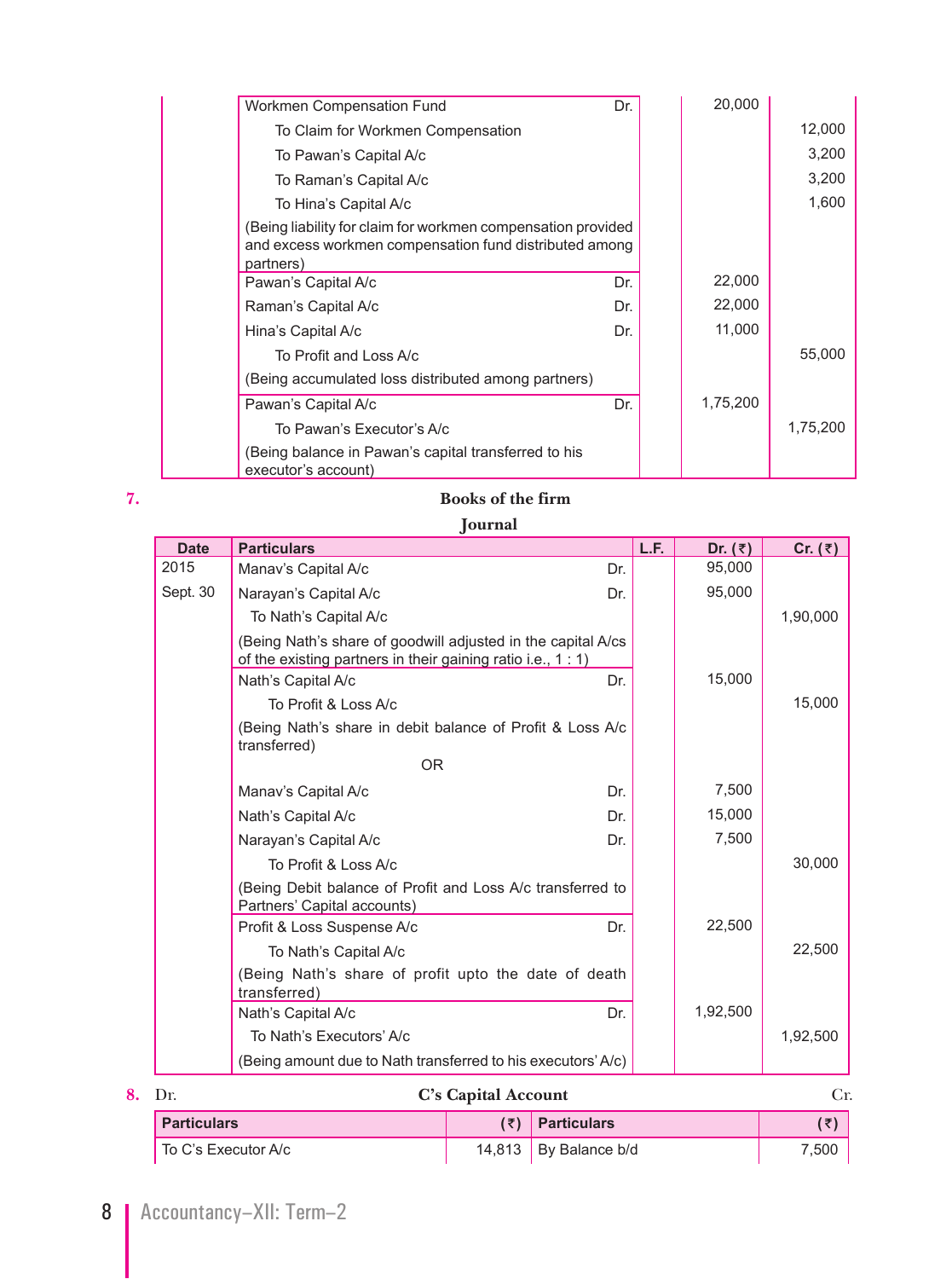| | Particulars | | L.F. | Dr. | Cr. |
|---|---|---|---|---|---|
| | Workmen Compensation Fund | Dr. | | 20,000 | |
| | To Claim for Workmen Compensation | | | | 12,000 |
| | To Pawan's Capital A/c | | | | 3,200 |
| | To Raman's Capital A/c | | | | 3,200 |
| | To Hina's Capital A/c | | | | 1,600 |
| | (Being liability for claim for workmen compensation provided and excess workmen compensation fund distributed among partners) | | | | |
| | Pawan's Capital A/c | Dr. | | 22,000 | |
| | Raman's Capital A/c | Dr. | | 22,000 | |
| | Hina's Capital A/c | Dr. | | 11,000 | |
| | To Profit and Loss A/c | | | | 55,000 |
| | (Being accumulated loss distributed among partners) | | | | |
| | Pawan's Capital A/c | Dr. | | 1,75,200 | |
| | To Pawan's Executor's A/c | | | | 1,75,200 |
| | (Being balance in Pawan's capital transferred to his executor's account) | | | | |

**7.**

**Books of the firm**

**Journal**

| Date | Particulars | | L.F. | Dr. (₹) | Cr. (₹) |
|---|---|---|---|---|---|
| 2015 | Manav's Capital A/c | Dr. | | 95,000 | |
| Sept. 30 | Narayan's Capital A/c | Dr. | | 95,000 | |
| | To Nath's Capital A/c | | | | 1,90,000 |
| | (Being Nath's share of goodwill adjusted in the capital A/cs of the existing partners in their gaining ratio i.e., 1 : 1) | | | | |
| | Nath's Capital A/c | Dr. | | 15,000 | |
| | To Profit & Loss A/c | | | | 15,000 |
| | (Being Nath's share in debit balance of Profit & Loss A/c transferred) | | | | |
| | OR | | | | |
| | Manav's Capital A/c | Dr. | | 7,500 | |
| | Nath's Capital A/c | Dr. | | 15,000 | |
| | Narayan's Capital A/c | Dr. | | 7,500 | |
| | To Profit & Loss A/c | | | | 30,000 |
| | (Being Debit balance of Profit and Loss A/c transferred to Partners' Capital accounts) | | | | |
| | Profit & Loss Suspense A/c | Dr. | | 22,500 | |
| | To Nath's Capital A/c | | | | 22,500 |
| | (Being Nath's share of profit upto the date of death transferred) | | | | |
| | Nath's Capital A/c | Dr. | | 1,92,500 | |
| | To Nath's Executors' A/c | | | | 1,92,500 |
| | (Being amount due to Nath transferred to his executors' A/c) | | | | |

**8.** Dr. **C's Capital Account** Cr.

| Particulars | (₹) | Particulars | (₹) |
|---|---|---|---|
| To C's Executor A/c | 14,813 | By Balance b/d | 7,500 |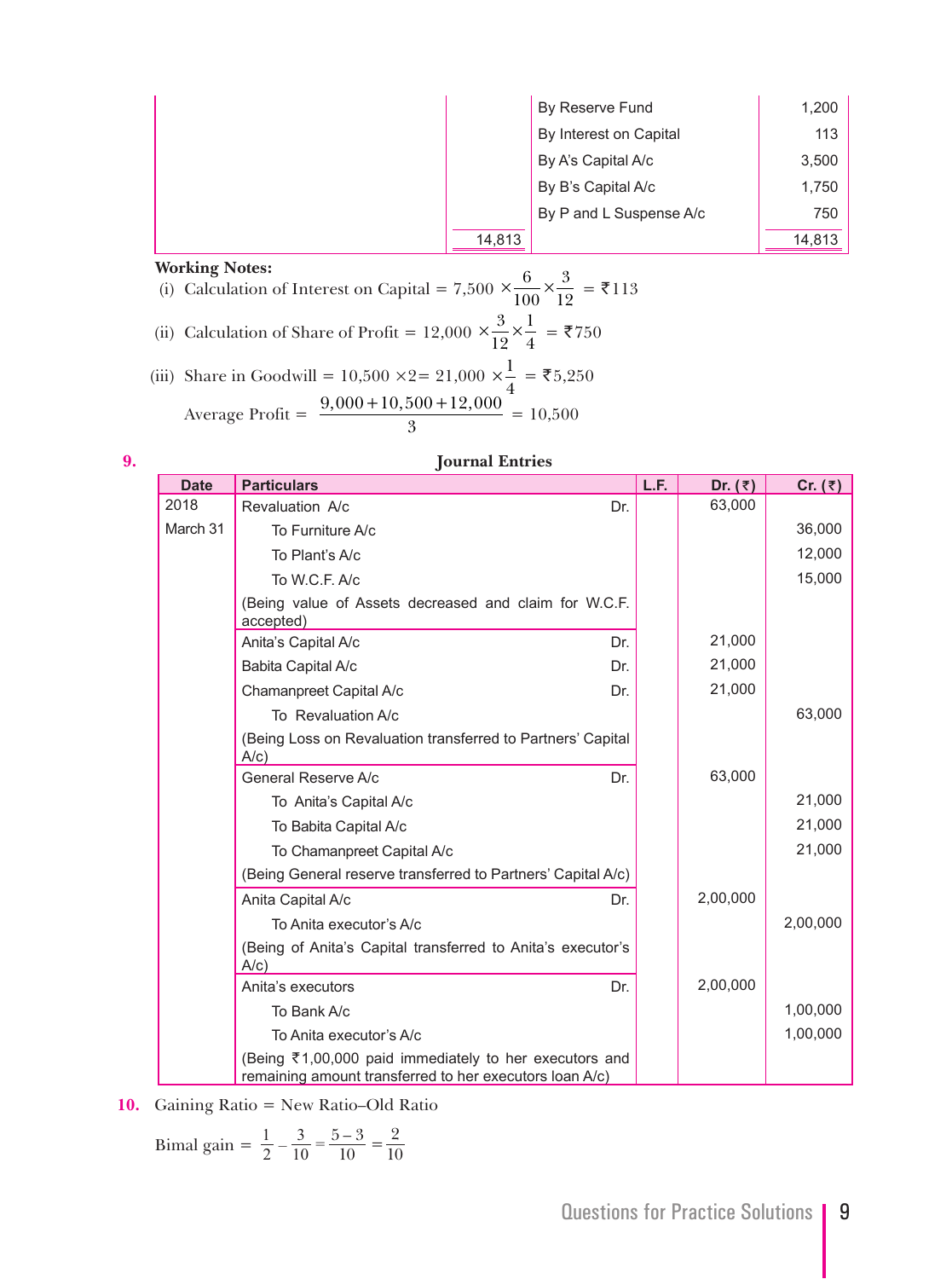| | | By Reserve Fund | 1,200 |
|---|---|---|---|
| | | By Interest on Capital | 113 |
| | | By A's Capital A/c | 3,500 |
| | | By B's Capital A/c | 1,750 |
| | | By P and L Suspense A/c | 750 |
| | 14,813 | | 14,813 |

**Working Notes:**

(i) Calculation of Interest on Capital $= 7{,}500 \times \frac{6}{100} \times \frac{3}{12} =$ ₹113

(ii) Calculation of Share of Profit $= 12{,}000 \times \frac{3}{12} \times \frac{1}{4} =$ ₹750

(iii) Share in Goodwill $= 10{,}500 \times 2 = 21{,}000 \times \frac{1}{4} =$ ₹5,250

Average Profit $= \frac{9{,}000 + 10{,}500 + 12{,}000}{3} = 10{,}500$

**9.** **Journal Entries**

| Date | Particulars | L.F. | Dr. (₹) | Cr. (₹) |
|---|---|---|---|---|
| 2018 | Revaluation A/c Dr. | | 63,000 | |
| March 31 | To Furniture A/c | | | 36,000 |
| | To Plant's A/c | | | 12,000 |
| | To W.C.F. A/c | | | 15,000 |
| | (Being value of Assets decreased and claim for W.C.F. accepted) | | | |
| | Anita's Capital A/c Dr. | | 21,000 | |
| | Babita Capital A/c Dr. | | 21,000 | |
| | Chamanpreet Capital A/c Dr. | | 21,000 | |
| | To Revaluation A/c | | | 63,000 |
| | (Being Loss on Revaluation transferred to Partners' Capital A/c) | | | |
| | General Reserve A/c Dr. | | 63,000 | |
| | To Anita's Capital A/c | | | 21,000 |
| | To Babita Capital A/c | | | 21,000 |
| | To Chamanpreet Capital A/c | | | 21,000 |
| | (Being General reserve transferred to Partners' Capital A/c) | | | |
| | Anita Capital A/c Dr. | | 2,00,000 | |
| | To Anita executor's A/c | | | 2,00,000 |
| | (Being of Anita's Capital transferred to Anita's executor's A/c) | | | |
| | Anita's executors Dr. | | 2,00,000 | |
| | To Bank A/c | | | 1,00,000 |
| | To Anita executor's A/c | | | 1,00,000 |
| | (Being ₹1,00,000 paid immediately to her executors and remaining amount transferred to her executors loan A/c) | | | |

**10.** Gaining Ratio = New Ratio–Old Ratio

Bimal gain $= \frac{1}{2} - \frac{3}{10} = \frac{5-3}{10} = \frac{2}{10}$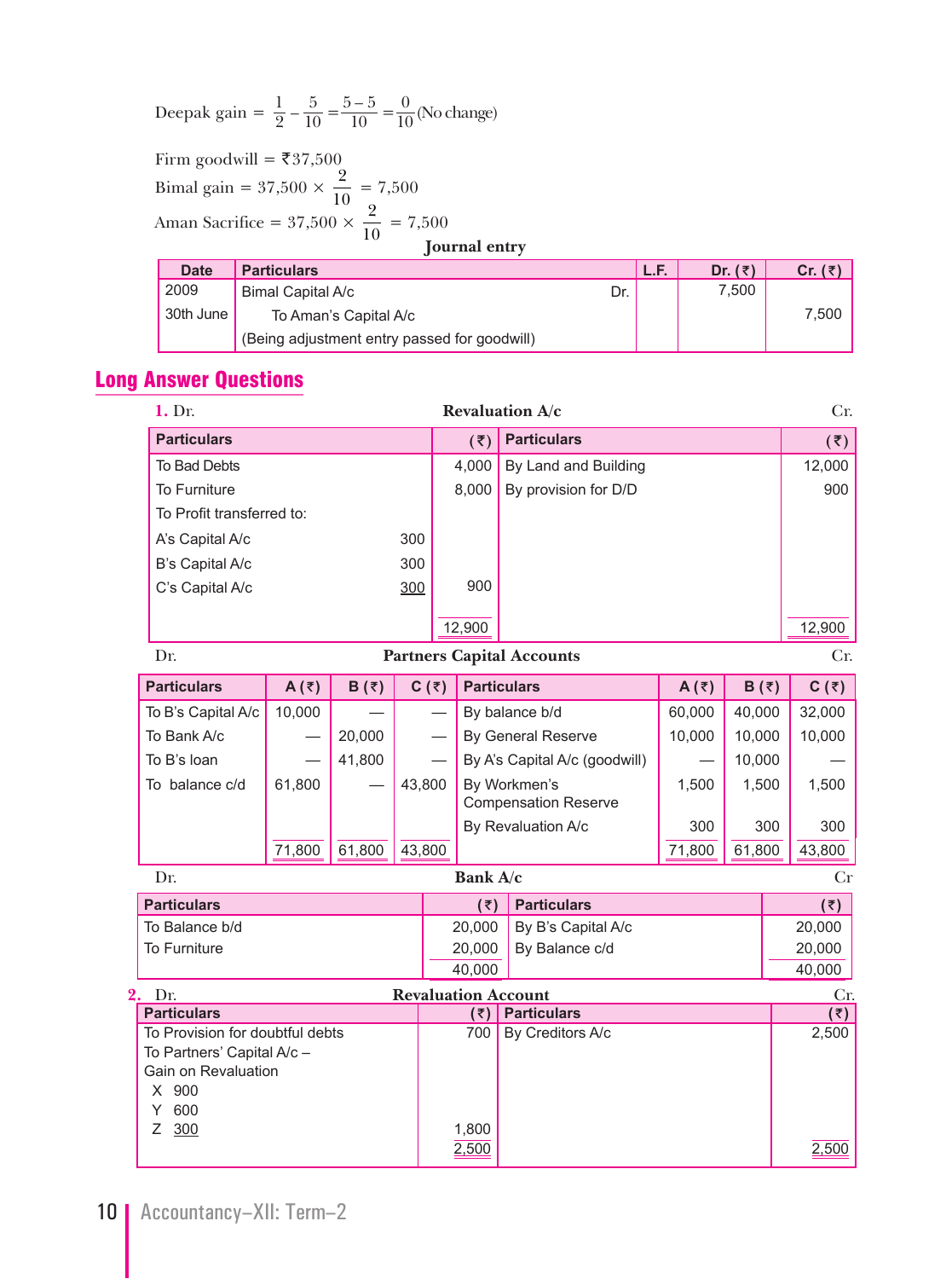$$\text{Deepak gain} = \frac{1}{2} - \frac{5}{10} = \frac{5-5}{10} = \frac{0}{10} \text{(No change)}$$

Firm goodwill = ₹37,500

$$\text{Bimal gain} = 37{,}500 \times \frac{2}{10} = 7{,}500$$

$$\text{Aman Sacrifice} = 37{,}500 \times \frac{2}{10} = 7{,}500$$

**Journal entry**

| Date | Particulars | | L.F. | Dr. (₹) | Cr. (₹) |
|---|---|---|---|---|---|
| 2009 | Bimal Capital A/c | Dr. | | 7,500 | |
| 30th June | To Aman's Capital A/c | | | | 7,500 |
| | (Being adjustment entry passed for goodwill) | | | | |

## Long Answer Questions

**1.** Dr. **Revaluation A/c** Cr.

| Particulars | | (₹) | Particulars | (₹) |
|---|---|---|---|---|
| To Bad Debts | | 4,000 | By Land and Building | 12,000 |
| To Furniture | | 8,000 | By provision for D/D | 900 |
| To Profit transferred to: | | | | |
| A's Capital A/c | 300 | | | |
| B's Capital A/c | 300 | | | |
| C's Capital A/c | 300 | 900 | | |
| | | 12,900 | | 12,900 |

Dr. **Partners Capital Accounts** Cr.

| Particulars | A (₹) | B (₹) | C (₹) | Particulars | A (₹) | B (₹) | C (₹) |
|---|---|---|---|---|---|---|---|
| To B's Capital A/c | 10,000 | — | — | By balance b/d | 60,000 | 40,000 | 32,000 |
| To Bank A/c | — | 20,000 | — | By General Reserve | 10,000 | 10,000 | 10,000 |
| To B's loan | — | 41,800 | — | By A's Capital A/c (goodwill) | — | 10,000 | — |
| To balance c/d | 61,800 | — | 43,800 | By Workmen's Compensation Reserve | 1,500 | 1,500 | 1,500 |
| | | | | By Revaluation A/c | 300 | 300 | 300 |
| | 71,800 | 61,800 | 43,800 | | 71,800 | 61,800 | 43,800 |

Dr. **Bank A/c** Cr

| Particulars | (₹) | Particulars | (₹) |
|---|---|---|---|
| To Balance b/d | 20,000 | By B's Capital A/c | 20,000 |
| To Furniture | 20,000 | By Balance c/d | 20,000 |
| | 40,000 | | 40,000 |

**2.** Dr. **Revaluation Account** Cr.

| Particulars | (₹) | Particulars | (₹) |
|---|---|---|---|
| To Provision for doubtful debts | 700 | By Creditors A/c | 2,500 |
| To Partners' Capital A/c – Gain on Revaluation | | | |
| X 900 | | | |
| Y 600 | | | |
| Z 300 | 1,800 | | |
| | 2,500 | | 2,500 |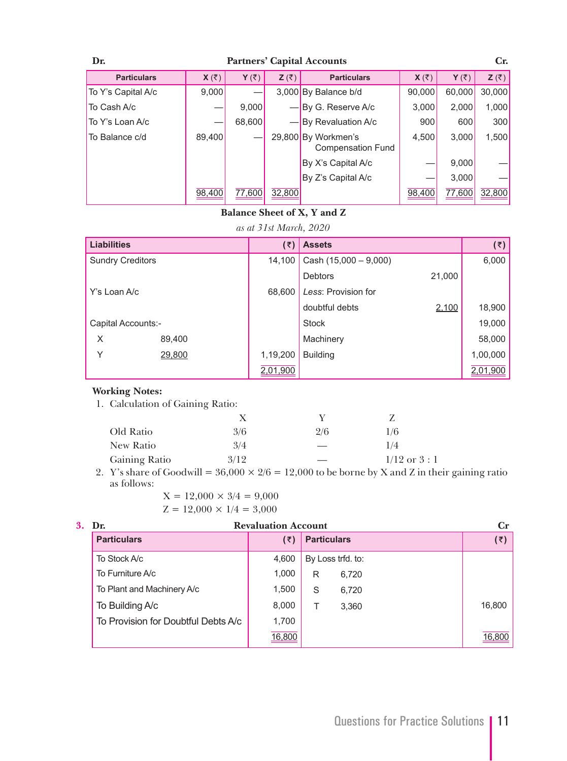**Dr. Partners' Capital Accounts Cr.**

| Particulars | X (₹) | Y (₹) | Z (₹) | Particulars | X (₹) | Y (₹) | Z (₹) |
|---|---|---|---|---|---|---|---|
| To Y's Capital A/c | 9,000 | — | 3,000 | By Balance b/d | 90,000 | 60,000 | 30,000 |
| To Cash A/c | — | 9,000 | — | By G. Reserve A/c | 3,000 | 2,000 | 1,000 |
| To Y's Loan A/c | — | 68,600 | — | By Revaluation A/c | 900 | 600 | 300 |
| To Balance c/d | 89,400 | — | 29,800 | By Workmen's Compensation Fund | 4,500 | 3,000 | 1,500 |
| | | | | By X's Capital A/c | — | 9,000 | — |
| | | | | By Z's Capital A/c | — | 3,000 | — |
| | 98,400 | 77,600 | 32,800 | | 98,400 | 77,600 | 32,800 |

**Balance Sheet of X, Y and Z**

*as at 31st March, 2020*

| Liabilities | | (₹) | Assets | | (₹) |
|---|---|---|---|---|---|
| Sundry Creditors | | 14,100 | Cash (15,000 – 9,000) | | 6,000 |
| | | | Debtors | 21,000 | |
| Y's Loan A/c | | 68,600 | *Less*: Provision for | | |
| | | | doubtful debts | 2,100 | 18,900 |
| Capital Accounts:- | | | Stock | | 19,000 |
| X | 89,400 | | Machinery | | 58,000 |
| Y | 29,800 | 1,19,200 | Building | | 1,00,000 |
| | | 2,01,900 | | | 2,01,900 |

**Working Notes:**

1. Calculation of Gaining Ratio:

| | X | Y | Z |
|---|---|---|---|
| Old Ratio | 3/6 | 2/6 | 1/6 |
| New Ratio | 3/4 | — | 1/4 |
| Gaining Ratio | 3/12 | — | 1/12 or 3 : 1 |

2. Y's share of Goodwill = 36,000 × 2/6 = 12,000 to be borne by X and Z in their gaining ratio as follows:

   X = 12,000 × 3/4 = 9,000

   Z = 12,000 × 1/4 = 3,000

**3.** **Dr. Revaluation Account Cr**

| Particulars | (₹) | Particulars | | (₹) |
|---|---|---|---|---|
| To Stock A/c | 4,600 | By Loss trfd. to: | | |
| To Furniture A/c | 1,000 | R | 6,720 | |
| To Plant and Machinery A/c | 1,500 | S | 6,720 | |
| To Building A/c | 8,000 | T | 3,360 | 16,800 |
| To Provision for Doubtful Debts A/c | 1,700 | | | |
| | 16,800 | | | 16,800 |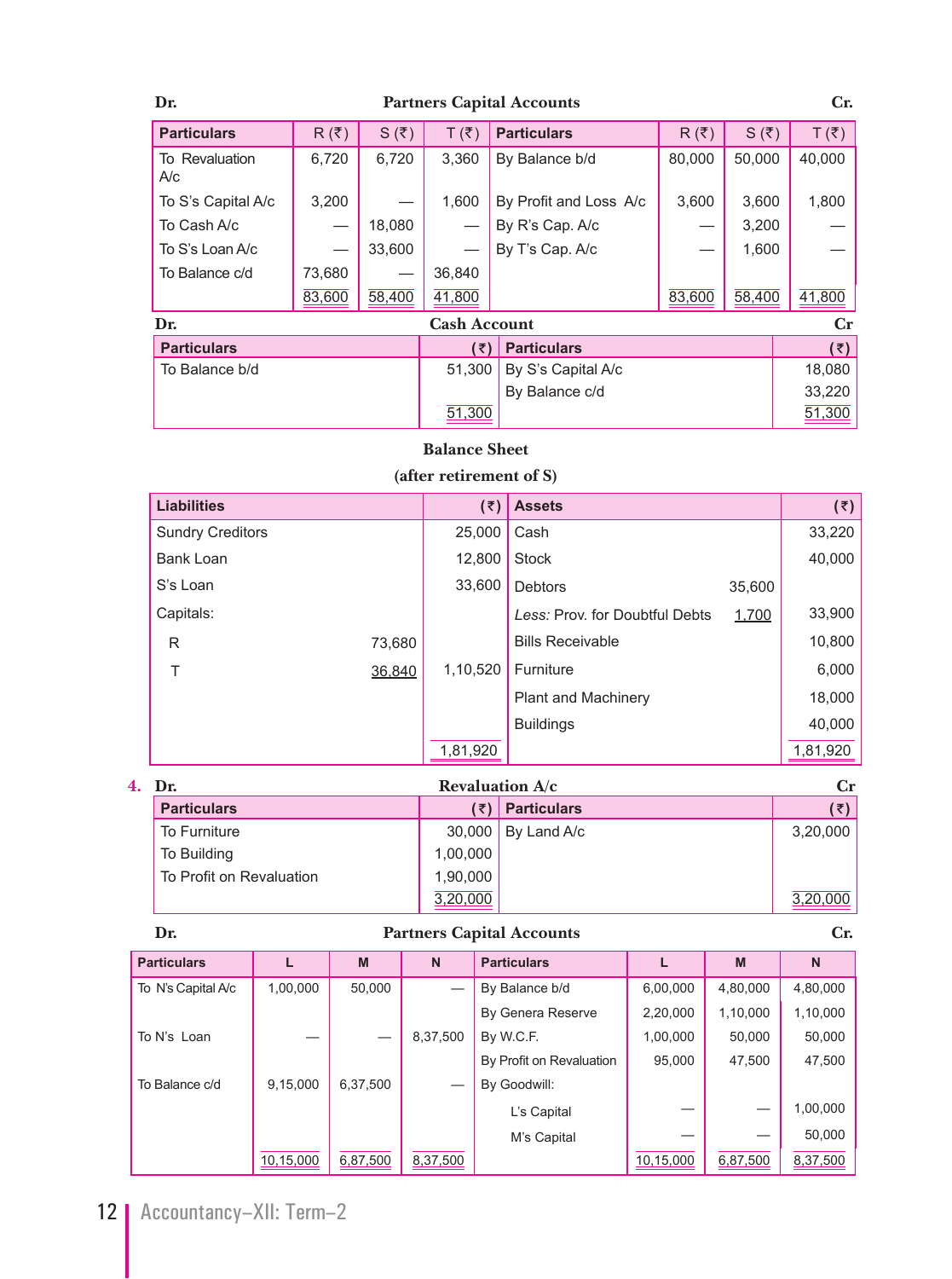**Dr.** **Partners Capital Accounts** **Cr.**

| Particulars | R (₹) | S (₹) | T (₹) | Particulars | R (₹) | S (₹) | T (₹) |
|---|---|---|---|---|---|---|---|
| To Revaluation A/c | 6,720 | 6,720 | 3,360 | By Balance b/d | 80,000 | 50,000 | 40,000 |
| To S's Capital A/c | 3,200 | — | 1,600 | By Profit and Loss A/c | 3,600 | 3,600 | 1,800 |
| To Cash A/c | — | 18,080 | — | By R's Cap. A/c | — | 3,200 | — |
| To S's Loan A/c | — | 33,600 | — | By T's Cap. A/c | — | 1,600 | — |
| To Balance c/d | 73,680 | — | 36,840 | | | | |
| | 83,600 | 58,400 | 41,800 | | 83,600 | 58,400 | 41,800 |

**Dr.** **Cash Account** **Cr**

| Particulars | (₹) | Particulars | (₹) |
|---|---|---|---|
| To Balance b/d | 51,300 | By S's Capital A/c | 18,080 |
| | | By Balance c/d | 33,220 |
| | 51,300 | | 51,300 |

**Balance Sheet**
**(after retirement of S)**

| Liabilities | | (₹) | Assets | | (₹) |
|---|---|---|---|---|---|
| Sundry Creditors | | 25,000 | Cash | | 33,220 |
| Bank Loan | | 12,800 | Stock | | 40,000 |
| S's Loan | | 33,600 | Debtors | 35,600 | |
| Capitals: | | | *Less:* Prov. for Doubtful Debts | 1,700 | 33,900 |
| R | 73,680 | | Bills Receivable | | 10,800 |
| T | 36,840 | 1,10,520 | Furniture | | 6,000 |
| | | | Plant and Machinery | | 18,000 |
| | | | Buildings | | 40,000 |
| | | 1,81,920 | | | 1,81,920 |

**4.** **Dr.** **Revaluation A/c** **Cr**

| Particulars | (₹) | Particulars | (₹) |
|---|---|---|---|
| To Furniture | 30,000 | By Land A/c | 3,20,000 |
| To Building | 1,00,000 | | |
| To Profit on Revaluation | 1,90,000 | | |
| | 3,20,000 | | 3,20,000 |

**Dr.** **Partners Capital Accounts** **Cr.**

| Particulars | L | M | N | Particulars | L | M | N |
|---|---|---|---|---|---|---|---|
| To N's Capital A/c | 1,00,000 | 50,000 | — | By Balance b/d | 6,00,000 | 4,80,000 | 4,80,000 |
| | | | | By Genera Reserve | 2,20,000 | 1,10,000 | 1,10,000 |
| To N's Loan | — | — | 8,37,500 | By W.C.F. | 1,00,000 | 50,000 | 50,000 |
| | | | | By Profit on Revaluation | 95,000 | 47,500 | 47,500 |
| To Balance c/d | 9,15,000 | 6,37,500 | — | By Goodwill: | | | |
| | | | | L's Capital | — | — | 1,00,000 |
| | | | | M's Capital | — | — | 50,000 |
| | 10,15,000 | 6,87,500 | 8,37,500 | | 10,15,000 | 6,87,500 | 8,37,500 |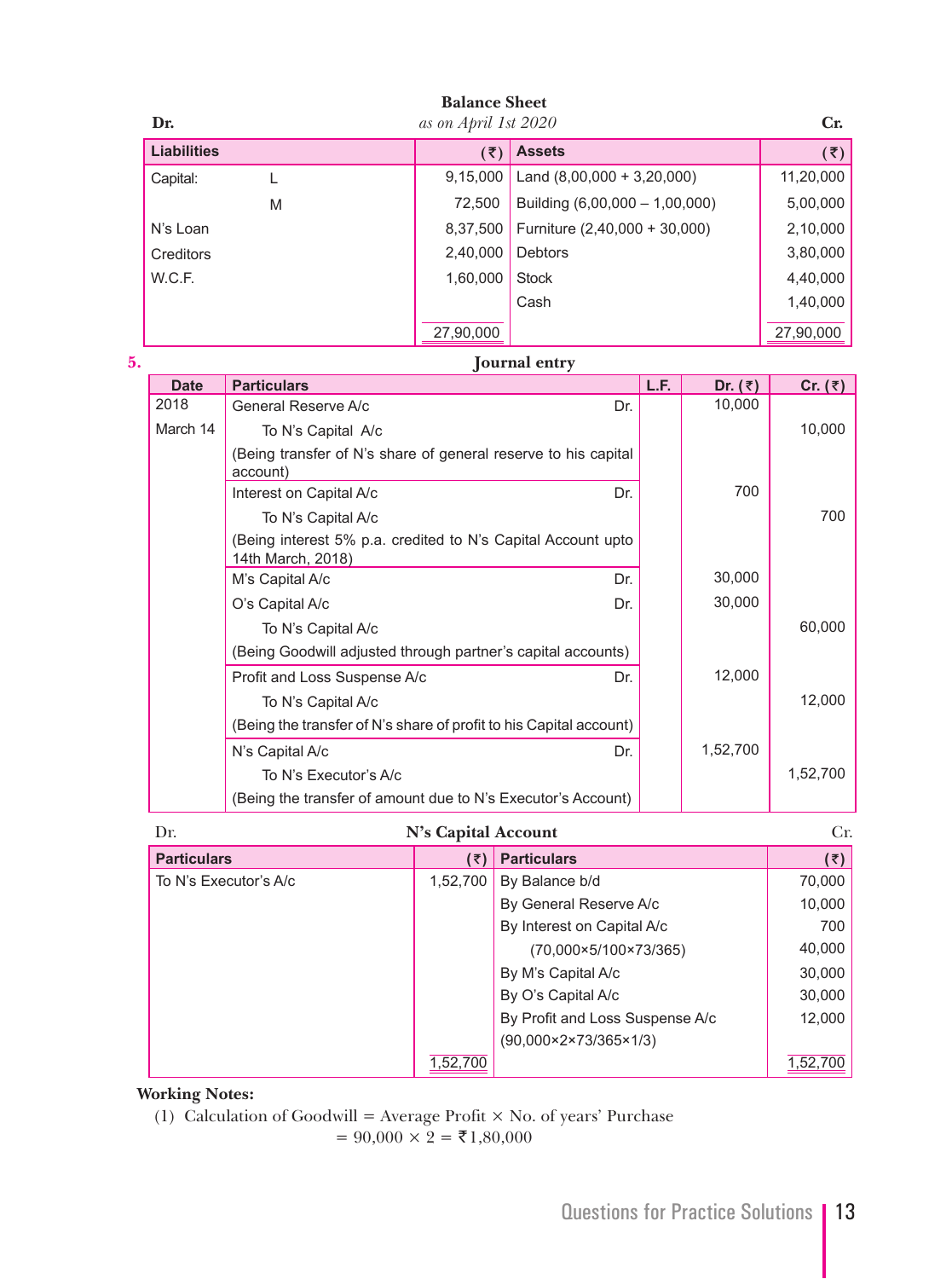**Balance Sheet**
*as on April 1st 2020*

Dr. Cr.

| Liabilities | | (₹) | Assets | (₹) |
|---|---|---|---|---|
| Capital: | L | 9,15,000 | Land (8,00,000 + 3,20,000) | 11,20,000 |
| | M | 72,500 | Building (6,00,000 – 1,00,000) | 5,00,000 |
| N's Loan | | 8,37,500 | Furniture (2,40,000 + 30,000) | 2,10,000 |
| Creditors | | 2,40,000 | Debtors | 3,80,000 |
| W.C.F. | | 1,60,000 | Stock | 4,40,000 |
| | | | Cash | 1,40,000 |
| | | 27,90,000 | | 27,90,000 |

**5.** **Journal entry**

| Date | Particulars | | L.F. | Dr. (₹) | Cr. (₹) |
|---|---|---|---|---|---|
| 2018 | General Reserve A/c | Dr. | | 10,000 | |
| March 14 | To N's Capital A/c | | | | 10,000 |
| | (Being transfer of N's share of general reserve to his capital account) | | | | |
| | Interest on Capital A/c | Dr. | | 700 | |
| | To N's Capital A/c | | | | 700 |
| | (Being interest 5% p.a. credited to N's Capital Account upto 14th March, 2018) | | | | |
| | M's Capital A/c | Dr. | | 30,000 | |
| | O's Capital A/c | Dr. | | 30,000 | |
| | To N's Capital A/c | | | | 60,000 |
| | (Being Goodwill adjusted through partner's capital accounts) | | | | |
| | Profit and Loss Suspense A/c | Dr. | | 12,000 | |
| | To N's Capital A/c | | | | 12,000 |
| | (Being the transfer of N's share of profit to his Capital account) | | | | |
| | N's Capital A/c | Dr. | | 1,52,700 | |
| | To N's Executor's A/c | | | | 1,52,700 |
| | (Being the transfer of amount due to N's Executor's Account) | | | | |

**N's Capital Account**

Dr. Cr.

| Particulars | (₹) | Particulars | (₹) |
|---|---|---|---|
| To N's Executor's A/c | 1,52,700 | By Balance b/d | 70,000 |
| | | By General Reserve A/c | 10,000 |
| | | By Interest on Capital A/c | 700 |
| | | (70,000×5/100×73/365) | 40,000 |
| | | By M's Capital A/c | 30,000 |
| | | By O's Capital A/c | 30,000 |
| | | By Profit and Loss Suspense A/c | 12,000 |
| | | (90,000×2×73/365×1/3) | |
| | 1,52,700 | | 1,52,700 |

**Working Notes:**

(1) Calculation of Goodwill = Average Profit × No. of years' Purchase
= 90,000 × 2 = ₹1,80,000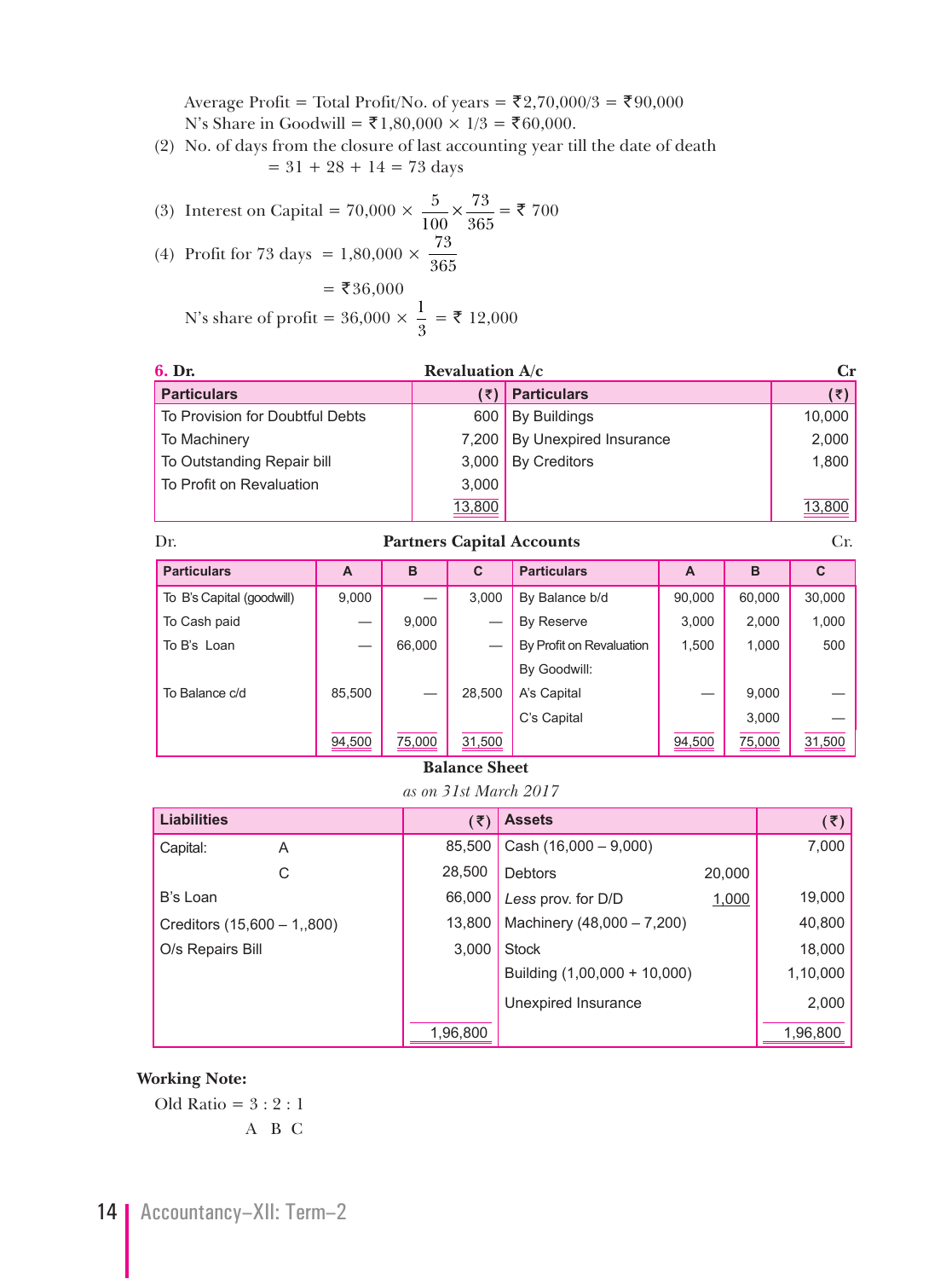Average Profit = Total Profit/No. of years = ₹2,70,000/3 = ₹90,000

N's Share in Goodwill = ₹1,80,000 × 1/3 = ₹60,000.

(2) No. of days from the closure of last accounting year till the date of death

= 31 + 28 + 14 = 73 days

(3) Interest on Capital = $70,000 \times \frac{5}{100} \times \frac{73}{365}$ = ₹ 700

(4) Profit for 73 days = $1,80,000 \times \frac{73}{365}$

= ₹36,000

N's share of profit = $36,000 \times \frac{1}{3}$ = ₹ 12,000

**6. Dr.** **Revaluation A/c** **Cr**

| Particulars | (₹) | Particulars | (₹) |
|---|---|---|---|
| To Provision for Doubtful Debts | 600 | By Buildings | 10,000 |
| To Machinery | 7,200 | By Unexpired Insurance | 2,000 |
| To Outstanding Repair bill | 3,000 | By Creditors | 1,800 |
| To Profit on Revaluation | 3,000 | | |
| | 13,800 | | 13,800 |

Dr. **Partners Capital Accounts** Cr.

| Particulars | A | B | C | Particulars | A | B | C |
|---|---|---|---|---|---|---|---|
| To B's Capital (goodwill) | 9,000 | — | 3,000 | By Balance b/d | 90,000 | 60,000 | 30,000 |
| To Cash paid | — | 9,000 | — | By Reserve | 3,000 | 2,000 | 1,000 |
| To B's Loan | — | 66,000 | — | By Profit on Revaluation | 1,500 | 1,000 | 500 |
| | | | | By Goodwill: | | | |
| To Balance c/d | 85,500 | — | 28,500 | A's Capital | — | 9,000 | — |
| | | | | C's Capital | — | 3,000 | — |
| | 94,500 | 75,000 | 31,500 | | 94,500 | 75,000 | 31,500 |

**Balance Sheet**

*as on 31st March 2017*

| Liabilities | | (₹) | Assets | | (₹) |
|---|---|---|---|---|---|
| Capital: | A | 85,500 | Cash (16,000 – 9,000) | | 7,000 |
| | C | 28,500 | Debtors | 20,000 | |
| B's Loan | | 66,000 | *Less* prov. for D/D | 1,000 | 19,000 |
| Creditors (15,600 – 1,,800) | | 13,800 | Machinery (48,000 – 7,200) | | 40,800 |
| O/s Repairs Bill | | 3,000 | Stock | | 18,000 |
| | | | Building (1,00,000 + 10,000) | | 1,10,000 |
| | | | Unexpired Insurance | | 2,000 |
| | | 1,96,800 | | | 1,96,800 |

**Working Note:**

Old Ratio = 3 : 2 : 1

A B C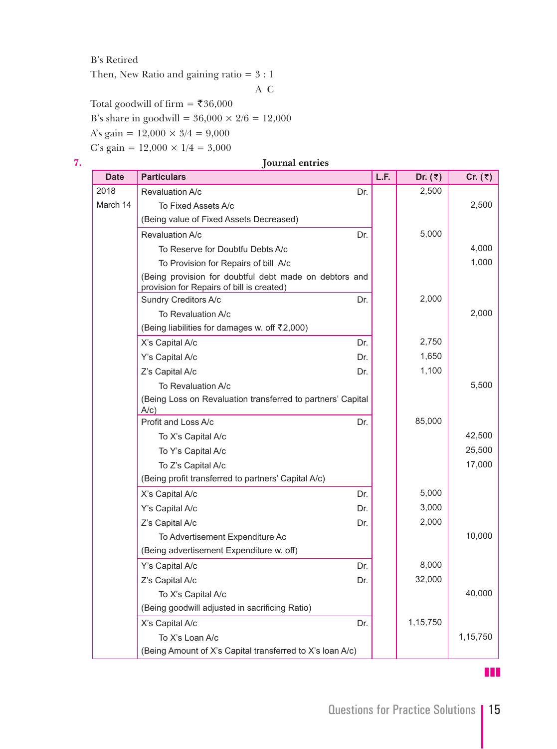B's Retired

Then, New Ratio and gaining ratio = 3 : 1
A C

Total goodwill of firm = ₹36,000

B's share in goodwill = 36,000 × 2/6 = 12,000

A's gain = 12,000 × 3/4 = 9,000

C's gain = 12,000 × 1/4 = 3,000

**7.** **Journal entries**

| Date | Particulars | | L.F. | Dr. (₹) | Cr. (₹) |
|---|---|---|---|---|---|
| 2018 | Revaluation A/c | Dr. | | 2,500 | |
| March 14 | To Fixed Assets A/c | | | | 2,500 |
| | (Being value of Fixed Assets Decreased) | | | | |
| | Revaluation A/c | Dr. | | 5,000 | |
| | To Reserve for Doubtfu Debts A/c | | | | 4,000 |
| | To Provision for Repairs of bill A/c | | | | 1,000 |
| | (Being provision for doubtful debt made on debtors and provision for Repairs of bill is created) | | | | |
| | Sundry Creditors A/c | Dr. | | 2,000 | |
| | To Revaluation A/c | | | | 2,000 |
| | (Being liabilities for damages w. off ₹2,000) | | | | |
| | X's Capital A/c | Dr. | | 2,750 | |
| | Y's Capital A/c | Dr. | | 1,650 | |
| | Z's Capital A/c | Dr. | | 1,100 | |
| | To Revaluation A/c | | | | 5,500 |
| | (Being Loss on Revaluation transferred to partners' Capital A/c) | | | | |
| | Profit and Loss A/c | Dr. | | 85,000 | |
| | To X's Capital A/c | | | | 42,500 |
| | To Y's Capital A/c | | | | 25,500 |
| | To Z's Capital A/c | | | | 17,000 |
| | (Being profit transferred to partners' Capital A/c) | | | | |
| | X's Capital A/c | Dr. | | 5,000 | |
| | Y's Capital A/c | Dr. | | 3,000 | |
| | Z's Capital A/c | Dr. | | 2,000 | |
| | To Advertisement Expenditure Ac | | | | 10,000 |
| | (Being advertisement Expenditure w. off) | | | | |
| | Y's Capital A/c | Dr. | | 8,000 | |
| | Z's Capital A/c | Dr. | | 32,000 | |
| | To X's Capital A/c | | | | 40,000 |
| | (Being goodwill adjusted in sacrificing Ratio) | | | | |
| | X's Capital A/c | Dr. | | 1,15,750 | |
| | To X's Loan A/c | | | | 1,15,750 |
| | (Being Amount of X's Capital transferred to X's loan A/c) | | | | |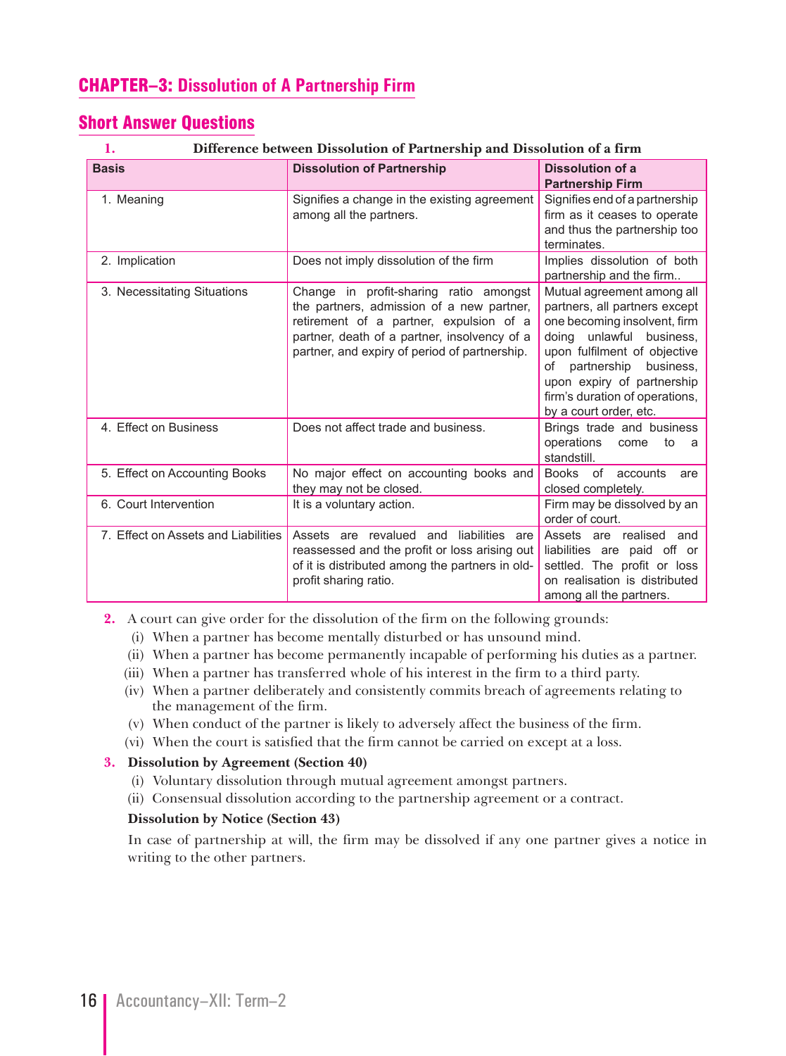# CHAPTER–3: Dissolution of A Partnership Firm

## Short Answer Questions

**1. Difference between Dissolution of Partnership and Dissolution of a firm**

| Basis | Dissolution of Partnership | Dissolution of a Partnership Firm |
|---|---|---|
| 1. Meaning | Signifies a change in the existing agreement among all the partners. | Signifies end of a partnership firm as it ceases to operate and thus the partnership too terminates. |
| 2. Implication | Does not imply dissolution of the firm | Implies dissolution of both partnership and the firm.. |
| 3. Necessitating Situations | Change in profit-sharing ratio amongst the partners, admission of a new partner, retirement of a partner, expulsion of a partner, death of a partner, insolvency of a partner, and expiry of period of partnership. | Mutual agreement among all partners, all partners except one becoming insolvent, firm doing unlawful business, upon fulfilment of objective of partnership business, upon expiry of partnership firm's duration of operations, by a court order, etc. |
| 4. Effect on Business | Does not affect trade and business. | Brings trade and business operations come to a standstill. |
| 5. Effect on Accounting Books | No major effect on accounting books and they may not be closed. | Books of accounts are closed completely. |
| 6. Court Intervention | It is a voluntary action. | Firm may be dissolved by an order of court. |
| 7. Effect on Assets and Liabilities | Assets are revalued and liabilities are reassessed and the profit or loss arising out of it is distributed among the partners in old-profit sharing ratio. | Assets are realised and liabilities are paid off or settled. The profit or loss on realisation is distributed among all the partners. |

**2.** A court can give order for the dissolution of the firm on the following grounds:

(i) When a partner has become mentally disturbed or has unsound mind.

(ii) When a partner has become permanently incapable of performing his duties as a partner.

(iii) When a partner has transferred whole of his interest in the firm to a third party.

(iv) When a partner deliberately and consistently commits breach of agreements relating to the management of the firm.

(v) When conduct of the partner is likely to adversely affect the business of the firm.

(vi) When the court is satisfied that the firm cannot be carried on except at a loss.

**3. Dissolution by Agreement (Section 40)**

(i) Voluntary dissolution through mutual agreement amongst partners.

(ii) Consensual dissolution according to the partnership agreement or a contract.

**Dissolution by Notice (Section 43)**

In case of partnership at will, the firm may be dissolved if any one partner gives a notice in writing to the other partners.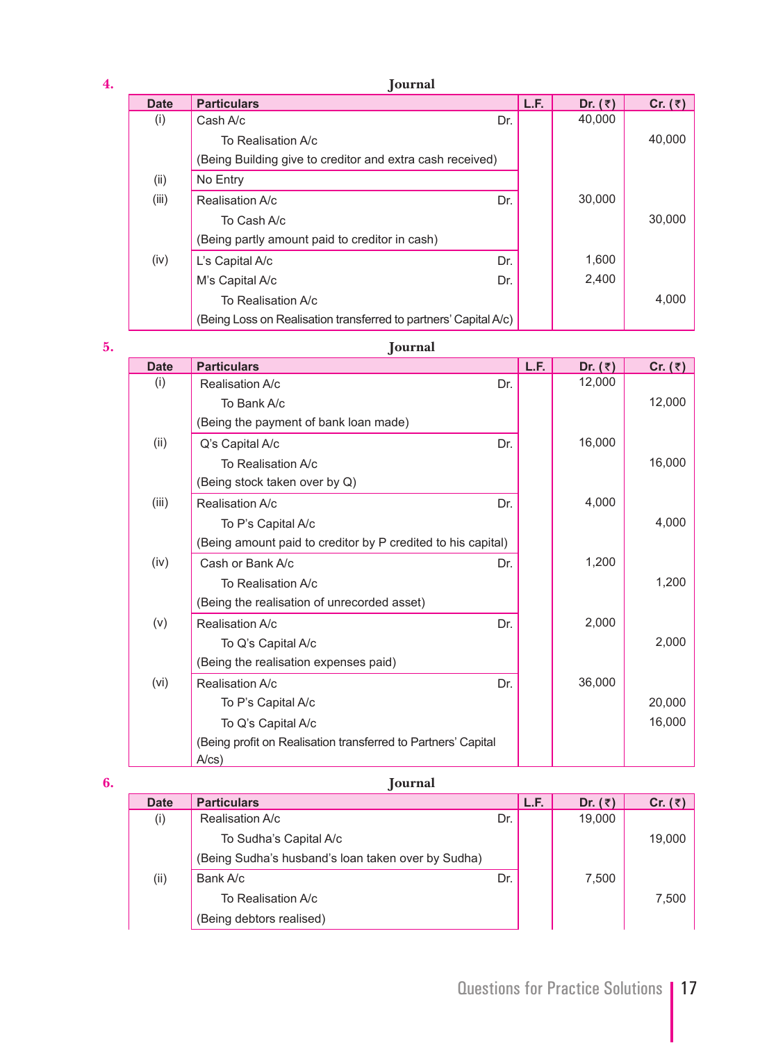**4.**

### Journal

| Date | Particulars | | L.F. | Dr. (₹) | Cr. (₹) |
|---|---|---|---|---|---|
| (i) | Cash A/c | Dr. | | 40,000 | |
| | To Realisation A/c | | | | 40,000 |
| | (Being Building give to creditor and extra cash received) | | | | |
| (ii) | No Entry | | | | |
| (iii) | Realisation A/c | Dr. | | 30,000 | |
| | To Cash A/c | | | | 30,000 |
| | (Being partly amount paid to creditor in cash) | | | | |
| (iv) | L's Capital A/c | Dr. | | 1,600 | |
| | M's Capital A/c | Dr. | | 2,400 | |
| | To Realisation A/c | | | | 4,000 |
| | (Being Loss on Realisation transferred to partners' Capital A/c) | | | | |

**5.**

### Journal

| Date | Particulars | | L.F. | Dr. (₹) | Cr. (₹) |
|---|---|---|---|---|---|
| (i) | Realisation A/c | Dr. | | 12,000 | |
| | To Bank A/c | | | | 12,000 |
| | (Being the payment of bank loan made) | | | | |
| (ii) | Q's Capital A/c | Dr. | | 16,000 | |
| | To Realisation A/c | | | | 16,000 |
| | (Being stock taken over by Q) | | | | |
| (iii) | Realisation A/c | Dr. | | 4,000 | |
| | To P's Capital A/c | | | | 4,000 |
| | (Being amount paid to creditor by P credited to his capital) | | | | |
| (iv) | Cash or Bank A/c | Dr. | | 1,200 | |
| | To Realisation A/c | | | | 1,200 |
| | (Being the realisation of unrecorded asset) | | | | |
| (v) | Realisation A/c | Dr. | | 2,000 | |
| | To Q's Capital A/c | | | | 2,000 |
| | (Being the realisation expenses paid) | | | | |
| (vi) | Realisation A/c | Dr. | | 36,000 | |
| | To P's Capital A/c | | | | 20,000 |
| | To Q's Capital A/c | | | | 16,000 |
| | (Being profit on Realisation transferred to Partners' Capital A/cs) | | | | |

**6.**

### Journal

| Date | Particulars | | L.F. | Dr. (₹) | Cr. (₹) |
|---|---|---|---|---|---|
| (i) | Realisation A/c | Dr. | | 19,000 | |
| | To Sudha's Capital A/c | | | | 19,000 |
| | (Being Sudha's husband's loan taken over by Sudha) | | | | |
| (ii) | Bank A/c | Dr. | | 7,500 | |
| | To Realisation A/c | | | | 7,500 |
| | (Being debtors realised) | | | | |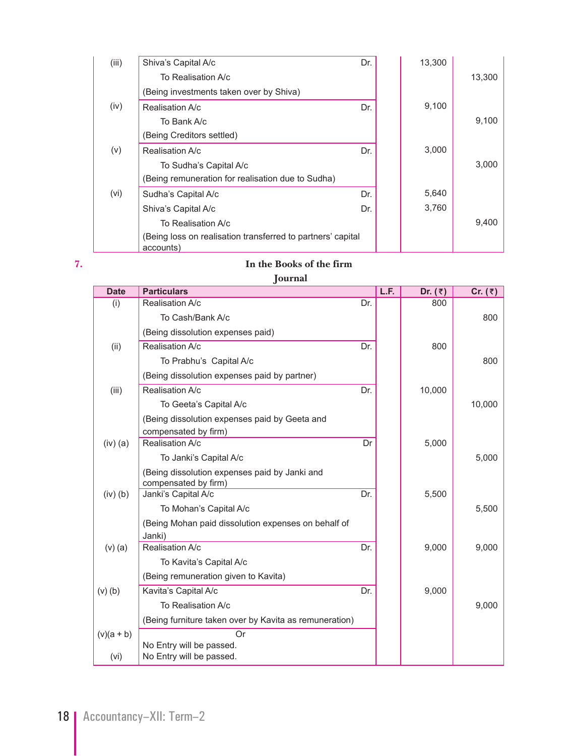| | | | | |
|---|---|---|---|---|
| (iii) | Shiva's Capital A/c Dr. | | 13,300 | |
| | To Realisation A/c | | | 13,300 |
| | (Being investments taken over by Shiva) | | | |
| (iv) | Realisation A/c Dr. | | 9,100 | |
| | To Bank A/c | | | 9,100 |
| | (Being Creditors settled) | | | |
| (v) | Realisation A/c Dr. | | 3,000 | |
| | To Sudha's Capital A/c | | | 3,000 |
| | (Being remuneration for realisation due to Sudha) | | | |
| (vi) | Sudha's Capital A/c Dr. | | 5,640 | |
| | Shiva's Capital A/c Dr. | | 3,760 | |
| | To Realisation A/c | | | 9,400 |
| | (Being loss on realisation transferred to partners' capital accounts) | | | |

**7.**

**In the Books of the firm**

**Journal**

| Date | Particulars | L.F. | Dr. (₹) | Cr. (₹) |
|---|---|---|---|---|
| (i) | Realisation A/c Dr. | | 800 | |
| | To Cash/Bank A/c | | | 800 |
| | (Being dissolution expenses paid) | | | |
| (ii) | Realisation A/c Dr. | | 800 | |
| | To Prabhu's Capital A/c | | | 800 |
| | (Being dissolution expenses paid by partner) | | | |
| (iii) | Realisation A/c Dr. | | 10,000 | |
| | To Geeta's Capital A/c | | | 10,000 |
| | (Being dissolution expenses paid by Geeta and compensated by firm) | | | |
| (iv) (a) | Realisation A/c Dr | | 5,000 | |
| | To Janki's Capital A/c | | | 5,000 |
| | (Being dissolution expenses paid by Janki and compensated by firm) | | | |
| (iv) (b) | Janki's Capital A/c Dr. | | 5,500 | |
| | To Mohan's Capital A/c | | | 5,500 |
| | (Being Mohan paid dissolution expenses on behalf of Janki) | | | |
| (v) (a) | Realisation A/c Dr. | | 9,000 | 9,000 |
| | To Kavita's Capital A/c | | | |
| | (Being remuneration given to Kavita) | | | |
| (v) (b) | Kavita's Capital A/c Dr. | | 9,000 | |
| | To Realisation A/c | | | 9,000 |
| | (Being furniture taken over by Kavita as remuneration) | | | |
| | Or | | | |
| (v)(a + b) | No Entry will be passed. | | | |
| (vi) | No Entry will be passed. | | | |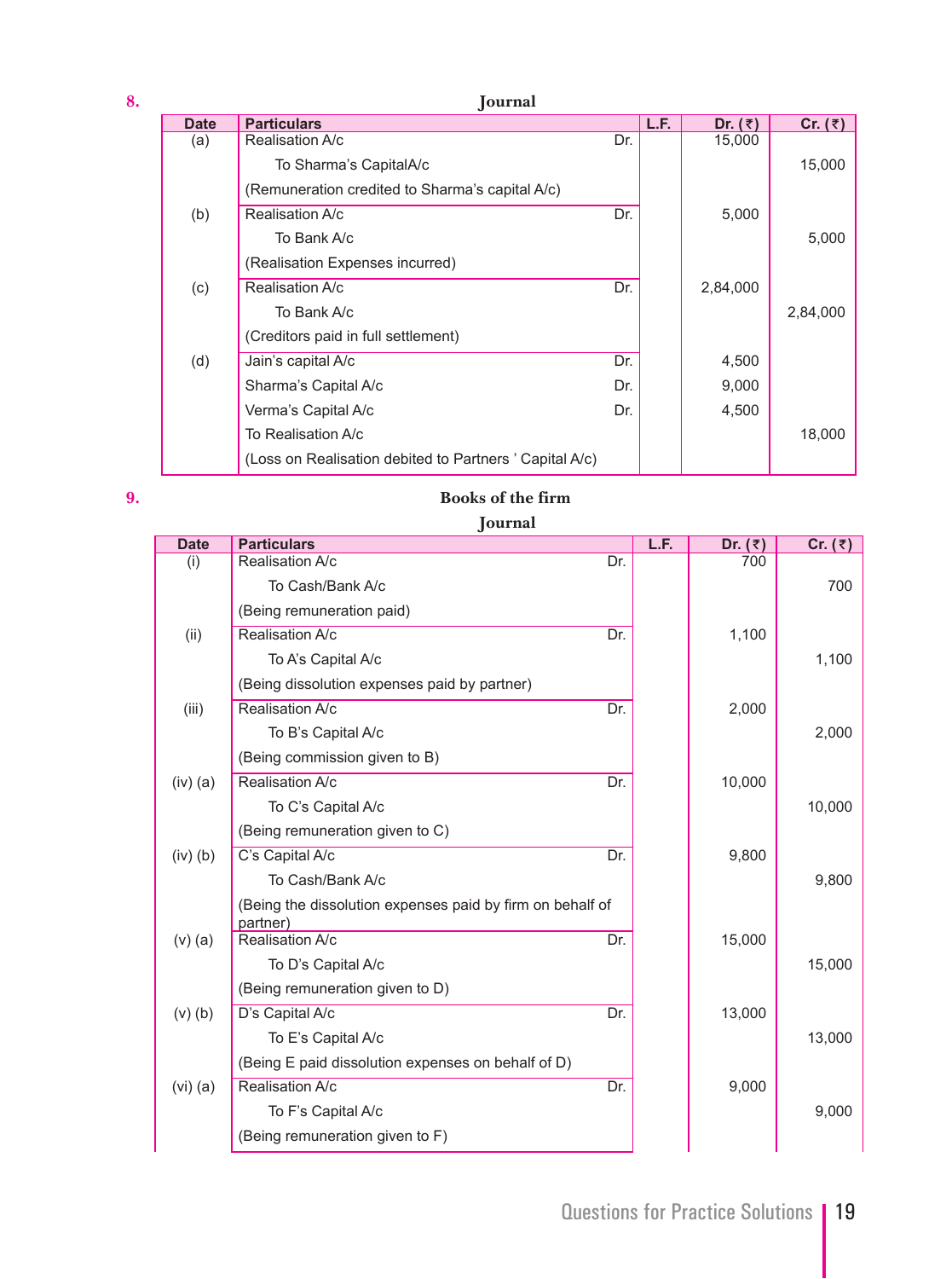**8.**

### Journal

| Date | Particulars | | L.F. | Dr. (₹) | Cr. (₹) |
|---|---|---|---|---|---|
| (a) | Realisation A/c | Dr. | | 15,000 | |
| | To Sharma's CapitalA/c | | | | 15,000 |
| | (Remuneration credited to Sharma's capital A/c) | | | | |
| (b) | Realisation A/c | Dr. | | 5,000 | |
| | To Bank A/c | | | | 5,000 |
| | (Realisation Expenses incurred) | | | | |
| (c) | Realisation A/c | Dr. | | 2,84,000 | |
| | To Bank A/c | | | | 2,84,000 |
| | (Creditors paid in full settlement) | | | | |
| (d) | Jain's capital A/c | Dr. | | 4,500 | |
| | Sharma's Capital A/c | Dr. | | 9,000 | |
| | Verma's Capital A/c | Dr. | | 4,500 | |
| | To Realisation A/c | | | | 18,000 |
| | (Loss on Realisation debited to Partners ' Capital A/c) | | | | |

**9.**

### Books of the firm

### Journal

| Date | Particulars | | L.F. | Dr. (₹) | Cr. (₹) |
|---|---|---|---|---|---|
| (i) | Realisation A/c | Dr. | | 700 | |
| | To Cash/Bank A/c | | | | 700 |
| | (Being remuneration paid) | | | | |
| (ii) | Realisation A/c | Dr. | | 1,100 | |
| | To A's Capital A/c | | | | 1,100 |
| | (Being dissolution expenses paid by partner) | | | | |
| (iii) | Realisation A/c | Dr. | | 2,000 | |
| | To B's Capital A/c | | | | 2,000 |
| | (Being commission given to B) | | | | |
| (iv) (a) | Realisation A/c | Dr. | | 10,000 | |
| | To C's Capital A/c | | | | 10,000 |
| | (Being remuneration given to C) | | | | |
| (iv) (b) | C's Capital A/c | Dr. | | 9,800 | |
| | To Cash/Bank A/c | | | | 9,800 |
| | (Being the dissolution expenses paid by firm on behalf of partner) | | | | |
| (v) (a) | Realisation A/c | Dr. | | 15,000 | |
| | To D's Capital A/c | | | | 15,000 |
| | (Being remuneration given to D) | | | | |
| (v) (b) | D's Capital A/c | Dr. | | 13,000 | |
| | To E's Capital A/c | | | | 13,000 |
| | (Being E paid dissolution expenses on behalf of D) | | | | |
| (vi) (a) | Realisation A/c | Dr. | | 9,000 | |
| | To F's Capital A/c | | | | 9,000 |
| | (Being remuneration given to F) | | | | |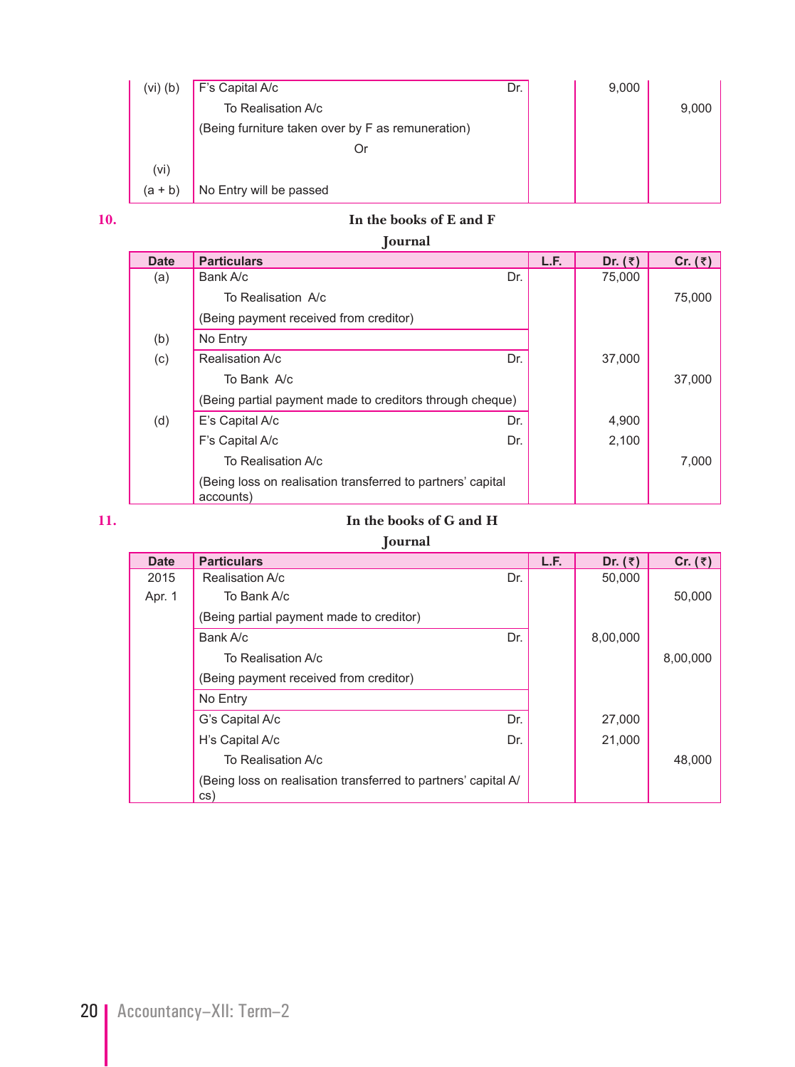| | | | | |
|---|---|---|---|---|
| (vi) (b) | F's Capital A/c Dr. | | 9,000 | |
| | To Realisation A/c | | | 9,000 |
| | (Being furniture taken over by F as remuneration) | | | |
| | Or | | | |
| (vi) (a + b) | No Entry will be passed | | | |

**10.** **In the books of E and F**

**Journal**

| Date | Particulars | L.F. | Dr. (₹) | Cr. (₹) |
|---|---|---|---|---|
| (a) | Bank A/c Dr. | | 75,000 | |
| | To Realisation A/c | | | 75,000 |
| | (Being payment received from creditor) | | | |
| (b) | No Entry | | | |
| (c) | Realisation A/c Dr. | | 37,000 | |
| | To Bank A/c | | | 37,000 |
| | (Being partial payment made to creditors through cheque) | | | |
| (d) | E's Capital A/c Dr. | | 4,900 | |
| | F's Capital A/c Dr. | | 2,100 | |
| | To Realisation A/c | | | 7,000 |
| | (Being loss on realisation transferred to partners' capital accounts) | | | |

**11.** **In the books of G and H**

**Journal**

| Date | Particulars | L.F. | Dr. (₹) | Cr. (₹) |
|---|---|---|---|---|
| 2015 | Realisation A/c Dr. | | 50,000 | |
| Apr. 1 | To Bank A/c | | | 50,000 |
| | (Being partial payment made to creditor) | | | |
| | Bank A/c Dr. | | 8,00,000 | |
| | To Realisation A/c | | | 8,00,000 |
| | (Being payment received from creditor) | | | |
| | No Entry | | | |
| | G's Capital A/c Dr. | | 27,000 | |
| | H's Capital A/c Dr. | | 21,000 | |
| | To Realisation A/c | | | 48,000 |
| | (Being loss on realisation transferred to partners' capital A/cs) | | | |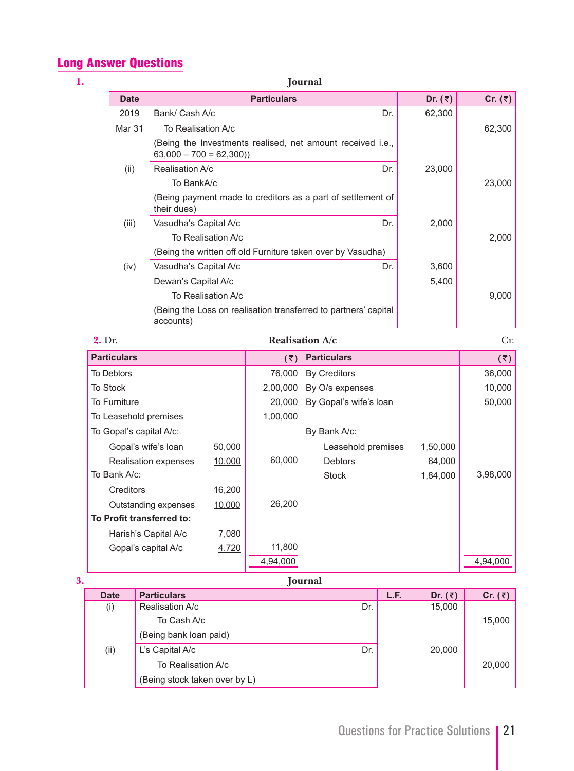## Long Answer Questions

**1.** **Journal**

| Date | Particulars | | Dr. (₹) | Cr. (₹) |
|---|---|---|---|---|
| 2019 | Bank/ Cash A/c | Dr. | 62,300 | |
| Mar 31 | To Realisation A/c | | | 62,300 |
| | (Being the Investments realised, net amount received i.e., 63,000 – 700 = 62,300)) | | | |
| (ii) | Realisation A/c | Dr. | 23,000 | |
| | To BankA/c | | | 23,000 |
| | (Being payment made to creditors as a part of settlement of their dues) | | | |
| (iii) | Vasudha's Capital A/c | Dr. | 2,000 | |
| | To Realisation A/c | | | 2,000 |
| | (Being the written off old Furniture taken over by Vasudha) | | | |
| (iv) | Vasudha's Capital A/c | Dr. | 3,600 | |
| | Dewan's Capital A/c | | 5,400 | |
| | To Realisation A/c | | | 9,000 |
| | (Being the Loss on realisation transferred to partners' capital accounts) | | | |

**2.** Dr. **Realisation A/c** Cr.

| Particulars | | (₹) | Particulars | | (₹) |
|---|---|---|---|---|---|
| To Debtors | | 76,000 | By Creditors | | 36,000 |
| To Stock | | 2,00,000 | By O/s expenses | | 10,000 |
| To Furniture | | 20,000 | By Gopal's wife's loan | | 50,000 |
| To Leasehold premises | | 1,00,000 | | | |
| To Gopal's capital A/c: | | | By Bank A/c: | | |
| Gopal's wife's loan | 50,000 | | Leasehold premises | 1,50,000 | |
| Realisation expenses | 10,000 | 60,000 | Debtors | 64,000 | |
| To Bank A/c: | | | Stock | 1,84,000 | 3,98,000 |
| Creditors | 16,200 | | | | |
| Outstanding expenses | 10,000 | 26,200 | | | |
| **To Profit transferred to:** | | | | | |
| Harish's Capital A/c | 7,080 | | | | |
| Gopal's capital A/c | 4,720 | 11,800 | | | |
| | | 4,94,000 | | | 4,94,000 |

**3.** **Journal**

| Date | Particulars | | L.F. | Dr. (₹) | Cr. (₹) |
|---|---|---|---|---|---|
| (i) | Realisation A/c | Dr. | | 15,000 | |
| | To Cash A/c | | | | 15,000 |
| | (Being bank loan paid) | | | | |
| (ii) | L's Capital A/c | Dr. | | 20,000 | |
| | To Realisation A/c | | | | 20,000 |
| | (Being stock taken over by L) | | | | |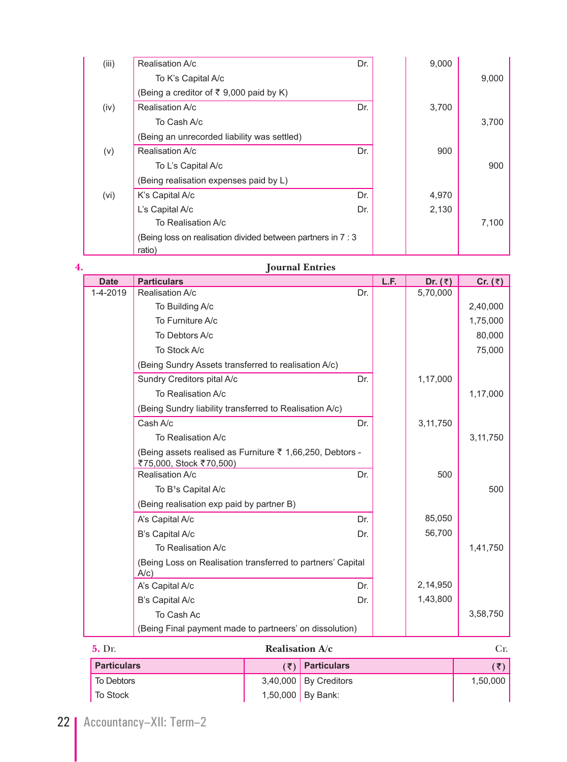| | | | | |
|---|---|---|---|---|
| (iii) | Realisation A/c Dr. | | 9,000 | |
| | To K's Capital A/c | | | 9,000 |
| | (Being a creditor of ₹ 9,000 paid by K) | | | |
| (iv) | Realisation A/c Dr. | | 3,700 | |
| | To Cash A/c | | | 3,700 |
| | (Being an unrecorded liability was settled) | | | |
| (v) | Realisation A/c Dr. | | 900 | |
| | To L's Capital A/c | | | 900 |
| | (Being realisation expenses paid by L) | | | |
| (vi) | K's Capital A/c Dr. | | 4,970 | |
| | L's Capital A/c Dr. | | 2,130 | |
| | To Realisation A/c | | | 7,100 |
| | (Being loss on realisation divided between partners in 7 : 3 ratio) | | | |

**4.**

## Journal Entries

| Date | Particulars | L.F. | Dr. (₹) | Cr. (₹) |
|---|---|---|---|---|
| 1-4-2019 | Realisation A/c Dr. | | 5,70,000 | |
| | To Building A/c | | | 2,40,000 |
| | To Furniture A/c | | | 1,75,000 |
| | To Debtors A/c | | | 80,000 |
| | To Stock A/c | | | 75,000 |
| | (Being Sundry Assets transferred to realisation A/c) | | | |
| | Sundry Creditors pital A/c Dr. | | 1,17,000 | |
| | To Realisation A/c | | | 1,17,000 |
| | (Being Sundry liability transferred to Realisation A/c) | | | |
| | Cash A/c Dr. | | 3,11,750 | |
| | To Realisation A/c | | | 3,11,750 |
| | (Being assets realised as Furniture ₹ 1,66,250, Debtors - ₹75,000, Stock ₹70,500) | | | |
| | Realisation A/c Dr. | | 500 | |
| | To B's Capital A/c | | | 500 |
| | (Being realisation exp paid by partner B) | | | |
| | A's Capital A/c Dr. | | 85,050 | |
| | B's Capital A/c Dr. | | 56,700 | |
| | To Realisation A/c | | | 1,41,750 |
| | (Being Loss on Realisation transferred to partners' Capital A/c) | | | |
| | A's Capital A/c Dr. | | 2,14,950 | |
| | B's Capital A/c Dr. | | 1,43,800 | |
| | To Cash Ac | | | 3,58,750 |
| | (Being Final payment made to partneers' on dissolution) | | | |

**5.** Dr. **Realisation A/c** Cr.

| Particulars | (₹) | Particulars | (₹) |
|---|---|---|---|
| To Debtors | 3,40,000 | By Creditors | 1,50,000 |
| To Stock | 1,50,000 | By Bank: | |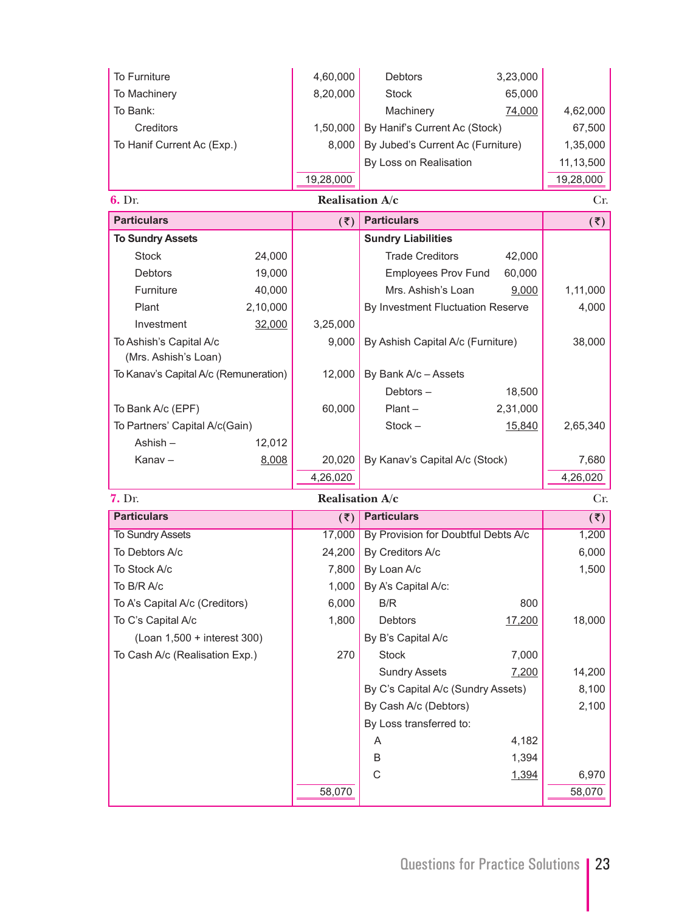| | | | | | |
|---|---|---|---|---|---|
| To Furniture | | 4,60,000 | Debtors | 3,23,000 | |
| To Machinery | | 8,20,000 | Stock | 65,000 | |
| To Bank: | | | Machinery | 74,000 | 4,62,000 |
| Creditors | | 1,50,000 | By Hanif's Current Ac (Stock) | | 67,500 |
| To Hanif Current Ac (Exp.) | | 8,000 | By Jubed's Current Ac (Furniture) | | 1,35,000 |
| | | | By Loss on Realisation | | 11,13,500 |
| | | 19,28,000 | | | 19,28,000 |

**6.** Dr. **Realisation A/c** Cr.

| Particulars | | (₹) | Particulars | | (₹) |
|---|---|---|---|---|---|
| **To Sundry Assets** | | | **Sundry Liabilities** | | |
| Stock | 24,000 | | Trade Creditors | 42,000 | |
| Debtors | 19,000 | | Employees Prov Fund | 60,000 | |
| Furniture | 40,000 | | Mrs. Ashish's Loan | 9,000 | 1,11,000 |
| Plant | 2,10,000 | | By Investment Fluctuation Reserve | | 4,000 |
| Investment | 32,000 | 3,25,000 | | | |
| To Ashish's Capital A/c (Mrs. Ashish's Loan) | | 9,000 | By Ashish Capital A/c (Furniture) | | 38,000 |
| To Kanav's Capital A/c (Remuneration) | | 12,000 | By Bank A/c – Assets | | |
| | | | Debtors – | 18,500 | |
| To Bank A/c (EPF) | | 60,000 | Plant – | 2,31,000 | |
| To Partners' Capital A/c(Gain) | | | Stock – | 15,840 | 2,65,340 |
| Ashish – | 12,012 | | | | |
| Kanav – | 8,008 | 20,020 | By Kanav's Capital A/c (Stock) | | 7,680 |
| | | 4,26,020 | | | 4,26,020 |

**7.** Dr. **Realisation A/c** Cr.

| Particulars | (₹) | Particulars | | (₹) |
|---|---|---|---|---|
| To Sundry Assets | 17,000 | By Provision for Doubtful Debts A/c | | 1,200 |
| To Debtors A/c | 24,200 | By Creditors A/c | | 6,000 |
| To Stock A/c | 7,800 | By Loan A/c | | 1,500 |
| To B/R A/c | 1,000 | By A's Capital A/c: | | |
| To A's Capital A/c (Creditors) | 6,000 | B/R | 800 | |
| To C's Capital A/c | 1,800 | Debtors | 17,200 | 18,000 |
| (Loan 1,500 + interest 300) | | By B's Capital A/c | | |
| To Cash A/c (Realisation Exp.) | 270 | Stock | 7,000 | |
| | | Sundry Assets | 7,200 | 14,200 |
| | | By C's Capital A/c (Sundry Assets) | | 8,100 |
| | | By Cash A/c (Debtors) | | 2,100 |
| | | By Loss transferred to: | | |
| | | A | 4,182 | |
| | | B | 1,394 | |
| | | C | 1,394 | 6,970 |
| | 58,070 | | | 58,070 |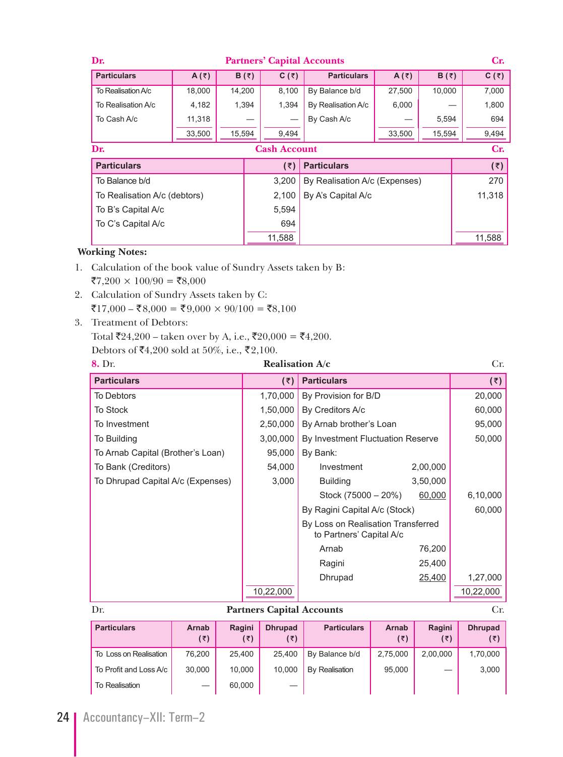**Dr.** **Partners' Capital Accounts** **Cr.**

| Particulars | A (₹) | B (₹) | C (₹) | Particulars | A (₹) | B (₹) | C (₹) |
|---|---|---|---|---|---|---|---|
| To Realisation A/c | 18,000 | 14,200 | 8,100 | By Balance b/d | 27,500 | 10,000 | 7,000 |
| To Realisation A/c | 4,182 | 1,394 | 1,394 | By Realisation A/c | 6,000 | — | 1,800 |
| To Cash A/c | 11,318 | — | — | By Cash A/c | — | 5,594 | 694 |
| | 33,500 | 15,594 | 9,494 | | 33,500 | 15,594 | 9,494 |

**Dr.** **Cash Account** **Cr.**

| Particulars | (₹) | Particulars | (₹) |
|---|---|---|---|
| To Balance b/d | 3,200 | By Realisation A/c (Expenses) | 270 |
| To Realisation A/c (debtors) | 2,100 | By A's Capital A/c | 11,318 |
| To B's Capital A/c | 5,594 | | |
| To C's Capital A/c | 694 | | |
| | 11,588 | | 11,588 |

**Working Notes:**

1. Calculation of the book value of Sundry Assets taken by B:
   ₹7,200 × 100/90 = ₹8,000
2. Calculation of Sundry Assets taken by C:
   ₹17,000 – ₹8,000 = ₹9,000 × 90/100 = ₹8,100
3. Treatment of Debtors:
   Total ₹24,200 – taken over by A, i.e., ₹20,000 = ₹4,200.
   Debtors of ₹4,200 sold at 50%, i.e., ₹2,100.

**8.** Dr. **Realisation A/c** Cr.

| Particulars | (₹) | Particulars | | (₹) |
|---|---|---|---|---|
| To Debtors | 1,70,000 | By Provision for B/D | | 20,000 |
| To Stock | 1,50,000 | By Creditors A/c | | 60,000 |
| To Investment | 2,50,000 | By Arnab brother's Loan | | 95,000 |
| To Building | 3,00,000 | By Investment Fluctuation Reserve | | 50,000 |
| To Arnab Capital (Brother's Loan) | 95,000 | By Bank: | | |
| To Bank (Creditors) | 54,000 | Investment | 2,00,000 | |
| To Dhrupad Capital A/c (Expenses) | 3,000 | Building | 3,50,000 | |
| | | Stock (75000 – 20%) | 60,000 | 6,10,000 |
| | | By Ragini Capital A/c (Stock) | | 60,000 |
| | | By Loss on Realisation Transferred to Partners' Capital A/c | | |
| | | Arnab | 76,200 | |
| | | Ragini | 25,400 | |
| | | Dhrupad | 25,400 | 1,27,000 |
| | 10,22,000 | | | 10,22,000 |

Dr. **Partners Capital Accounts** Cr.

| Particulars | Arnab (₹) | Ragini (₹) | Dhrupad (₹) | Particulars | Arnab (₹) | Ragini (₹) | Dhrupad (₹) |
|---|---|---|---|---|---|---|---|
| To Loss on Realisation | 76,200 | 25,400 | 25,400 | By Balance b/d | 2,75,000 | 2,00,000 | 1,70,000 |
| To Profit and Loss A/c | 30,000 | 10,000 | 10,000 | By Realisation | 95,000 | — | 3,000 |
| To Realisation | — | 60,000 | — | | | | |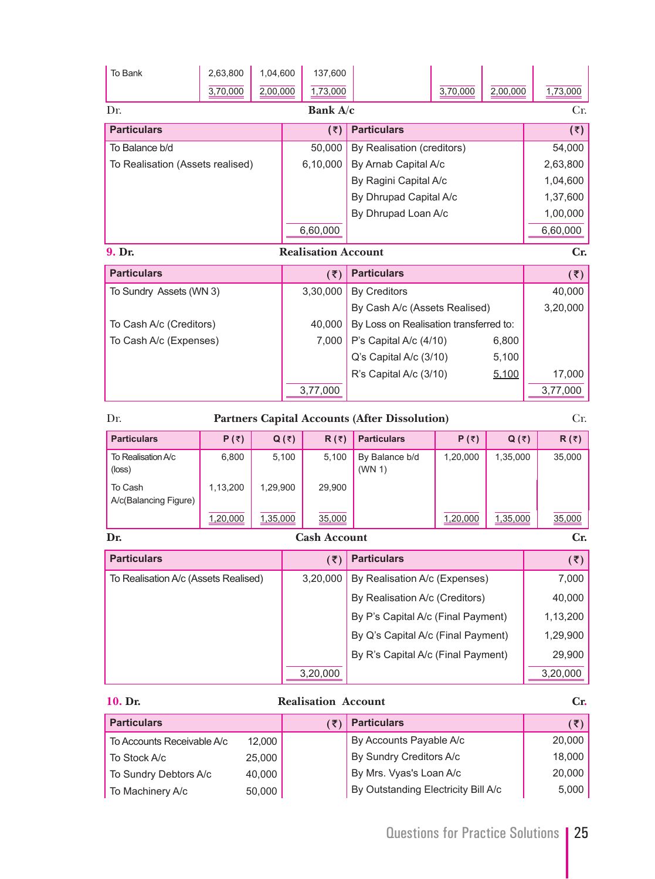| To Bank | 2,63,800 | 1,04,600 | 137,600 | | | | |
|---|---|---|---|---|---|---|---|
| | 3,70,000 | 2,00,000 | 1,73,000 | | 3,70,000 | 2,00,000 | 1,73,000 |

Dr. **Bank A/c** Cr.

| Particulars | (₹) | Particulars | (₹) |
|---|---|---|---|
| To Balance b/d | 50,000 | By Realisation (creditors) | 54,000 |
| To Realisation (Assets realised) | 6,10,000 | By Arnab Capital A/c | 2,63,800 |
| | | By Ragini Capital A/c | 1,04,600 |
| | | By Dhrupad Capital A/c | 1,37,600 |
| | | By Dhrupad Loan A/c | 1,00,000 |
| | 6,60,000 | | 6,60,000 |

**9. Dr. Realisation Account Cr.**

| Particulars | (₹) | Particulars | | (₹) |
|---|---|---|---|---|
| To Sundry Assets (WN 3) | 3,30,000 | By Creditors | | 40,000 |
| | | By Cash A/c (Assets Realised) | | 3,20,000 |
| To Cash A/c (Creditors) | 40,000 | By Loss on Realisation transferred to: | | |
| To Cash A/c (Expenses) | 7,000 | P's Capital A/c (4/10) | 6,800 | |
| | | Q's Capital A/c (3/10) | 5,100 | |
| | | R's Capital A/c (3/10) | 5,100 | 17,000 |
| | 3,77,000 | | | 3,77,000 |

Dr. **Partners Capital Accounts (After Dissolution)** Cr.

| Particulars | P (₹) | Q (₹) | R (₹) | Particulars | P (₹) | Q (₹) | R (₹) |
|---|---|---|---|---|---|---|---|
| To Realisation A/c (loss) | 6,800 | 5,100 | 5,100 | By Balance b/d (WN 1) | 1,20,000 | 1,35,000 | 35,000 |
| To Cash A/c(Balancing Figure) | 1,13,200 | 1,29,900 | 29,900 | | | | |
| | 1,20,000 | 1,35,000 | 35,000 | | 1,20,000 | 1,35,000 | 35,000 |

**Dr. Cash Account Cr.**

| Particulars | (₹) | Particulars | (₹) |
|---|---|---|---|
| To Realisation A/c (Assets Realised) | 3,20,000 | By Realisation A/c (Expenses) | 7,000 |
| | | By Realisation A/c (Creditors) | 40,000 |
| | | By P's Capital A/c (Final Payment) | 1,13,200 |
| | | By Q's Capital A/c (Final Payment) | 1,29,900 |
| | | By R's Capital A/c (Final Payment) | 29,900 |
| | 3,20,000 | | 3,20,000 |

**10. Dr. Realisation Account Cr.**

| Particulars | | (₹) | Particulars | (₹) |
|---|---|---|---|---|
| To Accounts Receivable A/c | 12,000 | | By Accounts Payable A/c | 20,000 |
| To Stock A/c | 25,000 | | By Sundry Creditors A/c | 18,000 |
| To Sundry Debtors A/c | 40,000 | | By Mrs. Vyas's Loan A/c | 20,000 |
| To Machinery A/c | 50,000 | | By Outstanding Electricity Bill A/c | 5,000 |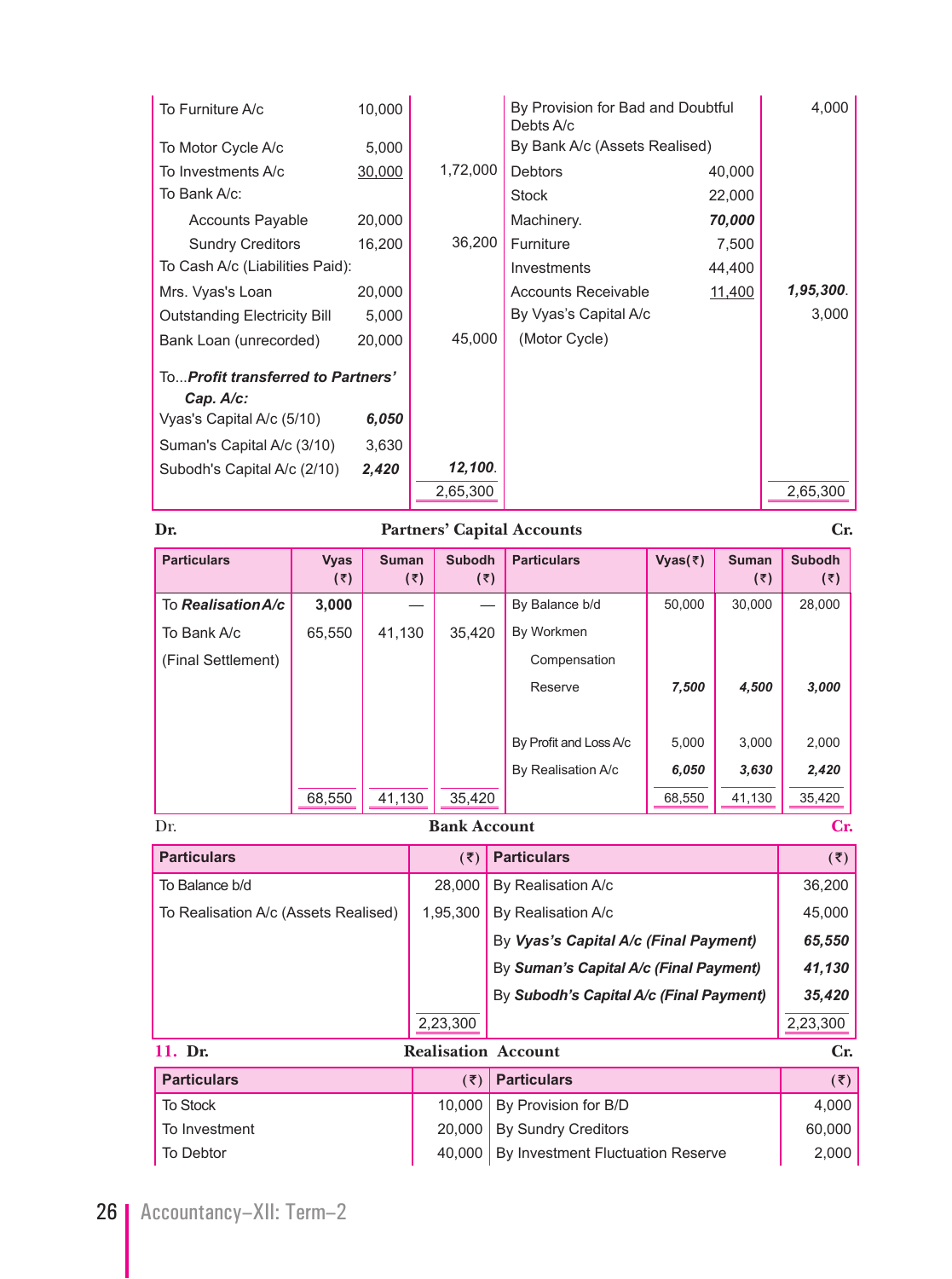| | | | | | |
|---|---|---|---|---|---|
| To Furniture A/c | 10,000 | | By Provision for Bad and Doubtful Debts A/c | | 4,000 |
| To Motor Cycle A/c | 5,000 | | By Bank A/c (Assets Realised) | | |
| To Investments A/c | 30,000 | 1,72,000 | Debtors | 40,000 | |
| To Bank A/c: | | | Stock | 22,000 | |
| Accounts Payable | 20,000 | | Machinery. | ***70,000*** | |
| Sundry Creditors | 16,200 | 36,200 | Furniture | 7,500 | |
| To Cash A/c (Liabilities Paid): | | | Investments | 44,400 | |
| Mrs. Vyas's Loan | 20,000 | | Accounts Receivable | 11,400 | ***1,95,300***. |
| Outstanding Electricity Bill | 5,000 | | By Vyas's Capital A/c | | 3,000 |
| Bank Loan (unrecorded) | 20,000 | 45,000 | (Motor Cycle) | | |
| To...***Profit transferred to Partners' Cap. A/c:*** | | | | | |
| Vyas's Capital A/c (5/10) | ***6,050*** | | | | |
| Suman's Capital A/c (3/10) | 3,630 | | | | |
| Subodh's Capital A/c (2/10) | ***2,420*** | ***12,100***. | | | |
| | | 2,65,300 | | | 2,65,300 |

**Dr.** **Partners' Capital Accounts** **Cr.**

| Particulars | Vyas (₹) | Suman (₹) | Subodh (₹) | Particulars | Vyas(₹) | Suman (₹) | Subodh (₹) |
|---|---|---|---|---|---|---|---|
| To ***Realisation A/c*** | **3,000** | — | — | By Balance b/d | 50,000 | 30,000 | 28,000 |
| To Bank A/c | 65,550 | 41,130 | 35,420 | By Workmen | | | |
| (Final Settlement) | | | | Compensation | | | |
| | | | | Reserve | ***7,500*** | ***4,500*** | ***3,000*** |
| | | | | By Profit and Loss A/c | 5,000 | 3,000 | 2,000 |
| | | | | By Realisation A/c | ***6,050*** | ***3,630*** | ***2,420*** |
| | 68,550 | 41,130 | 35,420 | | 68,550 | 41,130 | 35,420 |

Dr. **Bank Account** Cr.

| Particulars | (₹) | Particulars | (₹) |
|---|---|---|---|
| To Balance b/d | 28,000 | By Realisation A/c | 36,200 |
| To Realisation A/c (Assets Realised) | 1,95,300 | By Realisation A/c | 45,000 |
| | | By ***Vyas's Capital A/c (Final Payment)*** | ***65,550*** |
| | | By ***Suman's Capital A/c (Final Payment)*** | ***41,130*** |
| | | By ***Subodh's Capital A/c (Final Payment)*** | ***35,420*** |
| | 2,23,300 | | 2,23,300 |

**11. Dr.** **Realisation Account** **Cr.**

| Particulars | (₹) | Particulars | (₹) |
|---|---|---|---|
| To Stock | 10,000 | By Provision for B/D | 4,000 |
| To Investment | 20,000 | By Sundry Creditors | 60,000 |
| To Debtor | 40,000 | By Investment Fluctuation Reserve | 2,000 |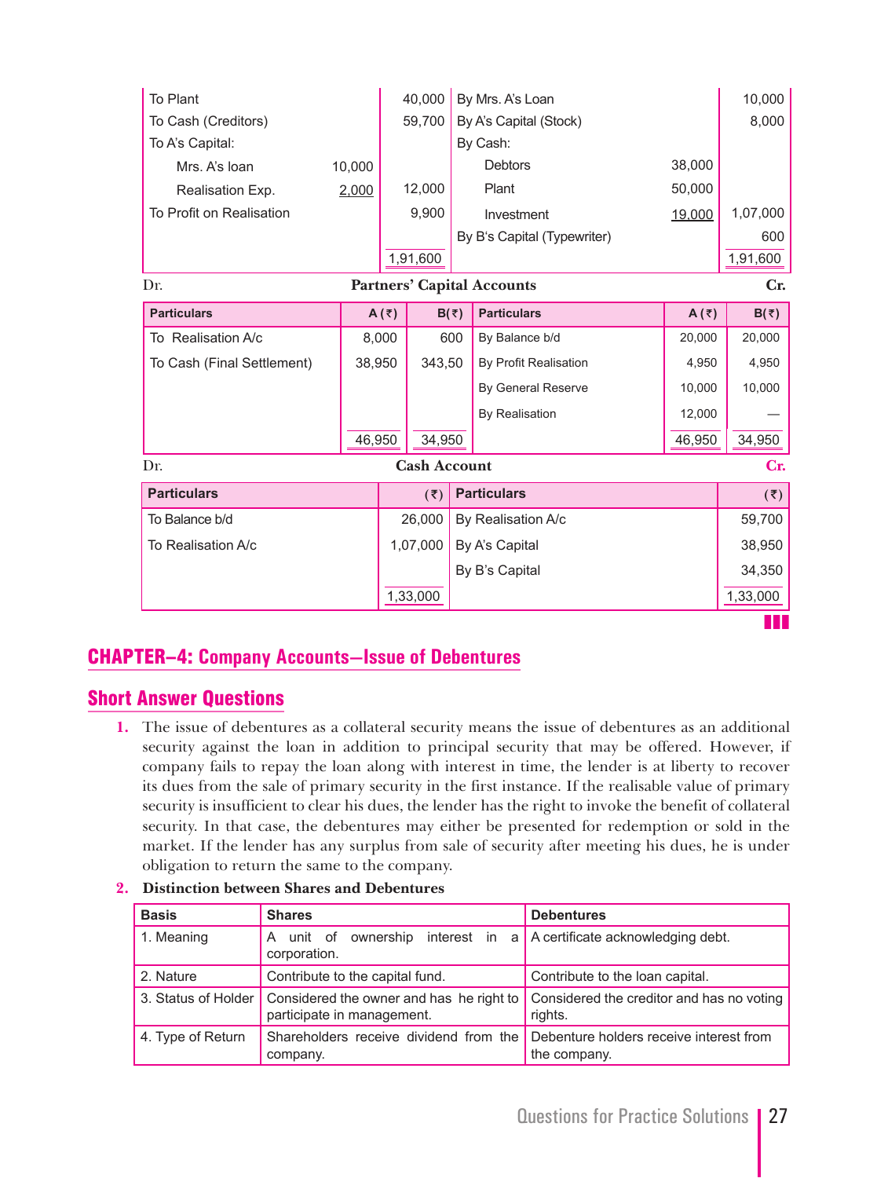| | | | | | |
|---|---|---|---|---|---|
| To Plant | | 40,000 | By Mrs. A's Loan | | 10,000 |
| To Cash (Creditors) | | 59,700 | By A's Capital (Stock) | | 8,000 |
| To A's Capital: | | | By Cash: | | |
| Mrs. A's loan | 10,000 | | Debtors | 38,000 | |
| Realisation Exp. | 2,000 | 12,000 | Plant | 50,000 | |
| To Profit on Realisation | | 9,900 | Investment | 19,000 | 1,07,000 |
| | | | By B's Capital (Typewriter) | | 600 |
| | | 1,91,600 | | | 1,91,600 |

Dr. **Partners' Capital Accounts** Cr.

| Particulars | A (₹) | B(₹) | Particulars | A (₹) | B(₹) |
|---|---|---|---|---|---|
| To Realisation A/c | 8,000 | 600 | By Balance b/d | 20,000 | 20,000 |
| To Cash (Final Settlement) | 38,950 | 343,50 | By Profit Realisation | 4,950 | 4,950 |
| | | | By General Reserve | 10,000 | 10,000 |
| | | | By Realisation | 12,000 | — |
| | 46,950 | 34,950 | | 46,950 | 34,950 |

Dr. **Cash Account** Cr.

| Particulars | (₹) | Particulars | (₹) |
|---|---|---|---|
| To Balance b/d | 26,000 | By Realisation A/c | 59,700 |
| To Realisation A/c | 1,07,000 | By A's Capital | 38,950 |
| | | By B's Capital | 34,350 |
| | 1,33,000 | | 1,33,000 |

## CHAPTER–4: Company Accounts—Issue of Debentures

## Short Answer Questions

1. The issue of debentures as a collateral security means the issue of debentures as an additional security against the loan in addition to principal security that may be offered. However, if company fails to repay the loan along with interest in time, the lender is at liberty to recover its dues from the sale of primary security in the first instance. If the realisable value of primary security is insufficient to clear his dues, the lender has the right to invoke the benefit of collateral security. In that case, the debentures may either be presented for redemption or sold in the market. If the lender has any surplus from sale of security after meeting his dues, he is under obligation to return the same to the company.

2. **Distinction between Shares and Debentures**

| Basis | Shares | Debentures |
|---|---|---|
| 1. Meaning | A unit of ownership interest in a corporation. | A certificate acknowledging debt. |
| 2. Nature | Contribute to the capital fund. | Contribute to the loan capital. |
| 3. Status of Holder | Considered the owner and has he right to participate in management. | Considered the creditor and has no voting rights. |
| 4. Type of Return | Shareholders receive dividend from the company. | Debenture holders receive interest from the company. |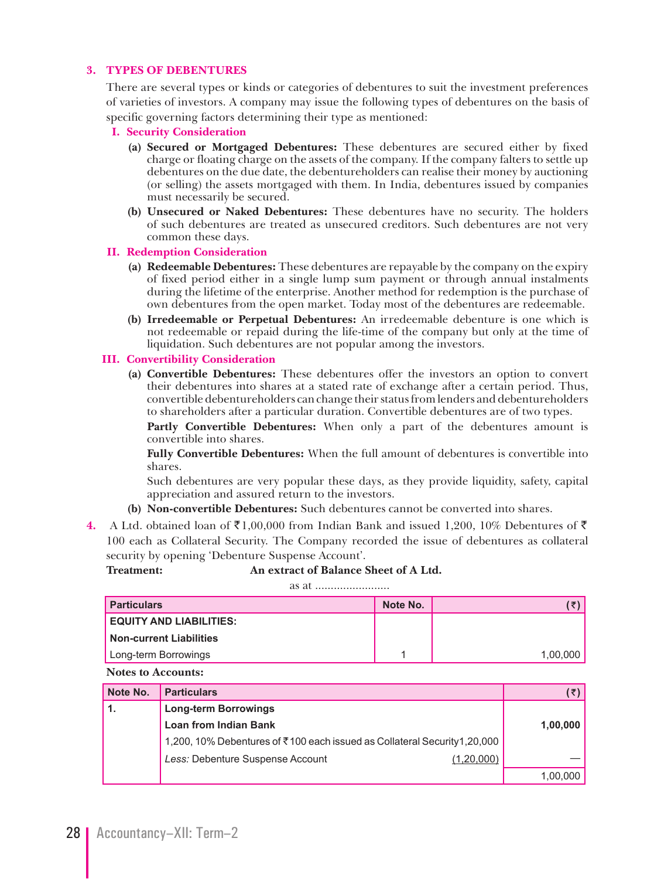## 3. TYPES OF DEBENTURES

There are several types or kinds or categories of debentures to suit the investment preferences of varieties of investors. A company may issue the following types of debentures on the basis of specific governing factors determining their type as mentioned:

### I. Security Consideration

**(a) Secured or Mortgaged Debentures:** These debentures are secured either by fixed charge or floating charge on the assets of the company. If the company falters to settle up debentures on the due date, the debentureholders can realise their money by auctioning (or selling) the assets mortgaged with them. In India, debentures issued by companies must necessarily be secured.

**(b) Unsecured or Naked Debentures:** These debentures have no security. The holders of such debentures are treated as unsecured creditors. Such debentures are not very common these days.

### II. Redemption Consideration

**(a) Redeemable Debentures:** These debentures are repayable by the company on the expiry of fixed period either in a single lump sum payment or through annual instalments during the lifetime of the enterprise. Another method for redemption is the purchase of own debentures from the open market. Today most of the debentures are redeemable.

**(b) Irredeemable or Perpetual Debentures:** An irredeemable debenture is one which is not redeemable or repaid during the life-time of the company but only at the time of liquidation. Such debentures are not popular among the investors.

### III. Convertibility Consideration

**(a) Convertible Debentures:** These debentures offer the investors an option to convert their debentures into shares at a stated rate of exchange after a certain period. Thus, convertible debentureholders can change their status from lenders and debentureholders to shareholders after a particular duration. Convertible debentures are of two types.

**Partly Convertible Debentures:** When only a part of the debentures amount is convertible into shares.

**Fully Convertible Debentures:** When the full amount of debentures is convertible into shares.

Such debentures are very popular these days, as they provide liquidity, safety, capital appreciation and assured return to the investors.

**(b) Non-convertible Debentures:** Such debentures cannot be converted into shares.

**4.** A Ltd. obtained loan of ₹1,00,000 from Indian Bank and issued 1,200, 10% Debentures of ₹ 100 each as Collateral Security. The Company recorded the issue of debentures as collateral security by opening 'Debenture Suspense Account'.

**Treatment:** **An extract of Balance Sheet of A Ltd.**

as at ........................

| Particulars | Note No. | (₹) |
|---|---|---|
| **EQUITY AND LIABILITIES:** | | |
| **Non-current Liabilities** | | |
| Long-term Borrowings | 1 | 1,00,000 |

**Notes to Accounts:**

| Note No. | Particulars | | (₹) |
|---|---|---|---|
| 1. | **Long-term Borrowings** | | |
| | **Loan from Indian Bank** | | **1,00,000** |
| | 1,200, 10% Debentures of ₹100 each issued as Collateral Security | 1,20,000 | |
| | *Less:* Debenture Suspense Account | (1,20,000) | — |
| | | | 1,00,000 |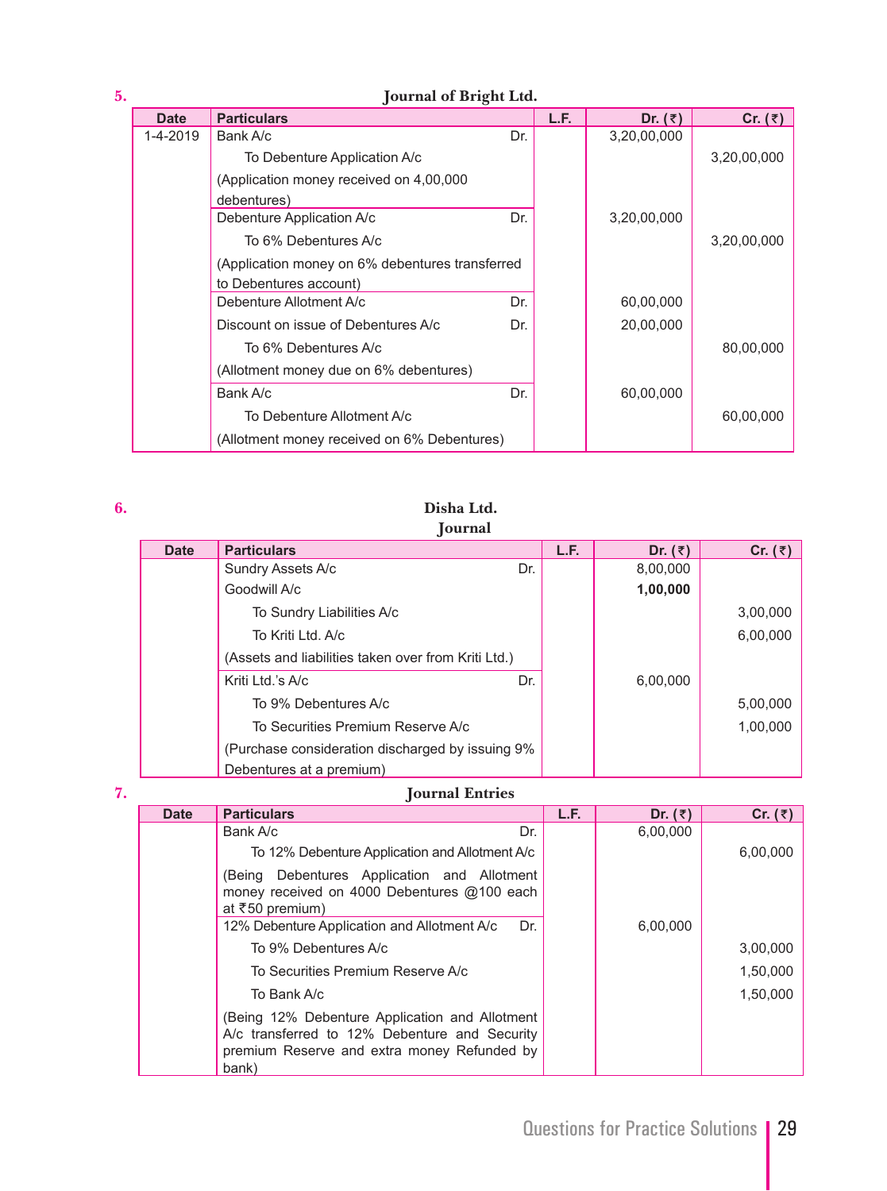**5.**

### Journal of Bright Ltd.

| Date | Particulars | | L.F. | Dr. (₹) | Cr. (₹) |
|---|---|---|---|---|---|
| 1-4-2019 | Bank A/c | Dr. | | 3,20,00,000 | |
| | To Debenture Application A/c | | | | 3,20,00,000 |
| | (Application money received on 4,00,000 debentures) | | | | |
| | Debenture Application A/c | Dr. | | 3,20,00,000 | |
| | To 6% Debentures A/c | | | | 3,20,00,000 |
| | (Application money on 6% debentures transferred to Debentures account) | | | | |
| | Debenture Allotment A/c | Dr. | | 60,00,000 | |
| | Discount on issue of Debentures A/c | Dr. | | 20,00,000 | |
| | To 6% Debentures A/c | | | | 80,00,000 |
| | (Allotment money due on 6% debentures) | | | | |
| | Bank A/c | Dr. | | 60,00,000 | |
| | To Debenture Allotment A/c | | | | 60,00,000 |
| | (Allotment money received on 6% Debentures) | | | | |

**6.**

### Disha Ltd.
### Journal

| Date | Particulars | | L.F. | Dr. (₹) | Cr. (₹) |
|---|---|---|---|---|---|
| | Sundry Assets A/c | Dr. | | 8,00,000 | |
| | Goodwill A/c | | | **1,00,000** | |
| | To Sundry Liabilities A/c | | | | 3,00,000 |
| | To Kriti Ltd. A/c | | | | 6,00,000 |
| | (Assets and liabilities taken over from Kriti Ltd.) | | | | |
| | Kriti Ltd.'s A/c | Dr. | | 6,00,000 | |
| | To 9% Debentures A/c | | | | 5,00,000 |
| | To Securities Premium Reserve A/c | | | | 1,00,000 |
| | (Purchase consideration discharged by issuing 9% Debentures at a premium) | | | | |

**7.**

### Journal Entries

| Date | Particulars | | L.F. | Dr. (₹) | Cr. (₹) |
|---|---|---|---|---|---|
| | Bank A/c | Dr. | | 6,00,000 | |
| | To 12% Debenture Application and Allotment A/c | | | | 6,00,000 |
| | (Being Debentures Application and Allotment money received on 4000 Debentures @100 each at ₹50 premium) | | | | |
| | 12% Debenture Application and Allotment A/c | Dr. | | 6,00,000 | |
| | To 9% Debentures A/c | | | | 3,00,000 |
| | To Securities Premium Reserve A/c | | | | 1,50,000 |
| | To Bank A/c | | | | 1,50,000 |
| | (Being 12% Debenture Application and Allotment A/c transferred to 12% Debenture and Security premium Reserve and extra money Refunded by bank) | | | | |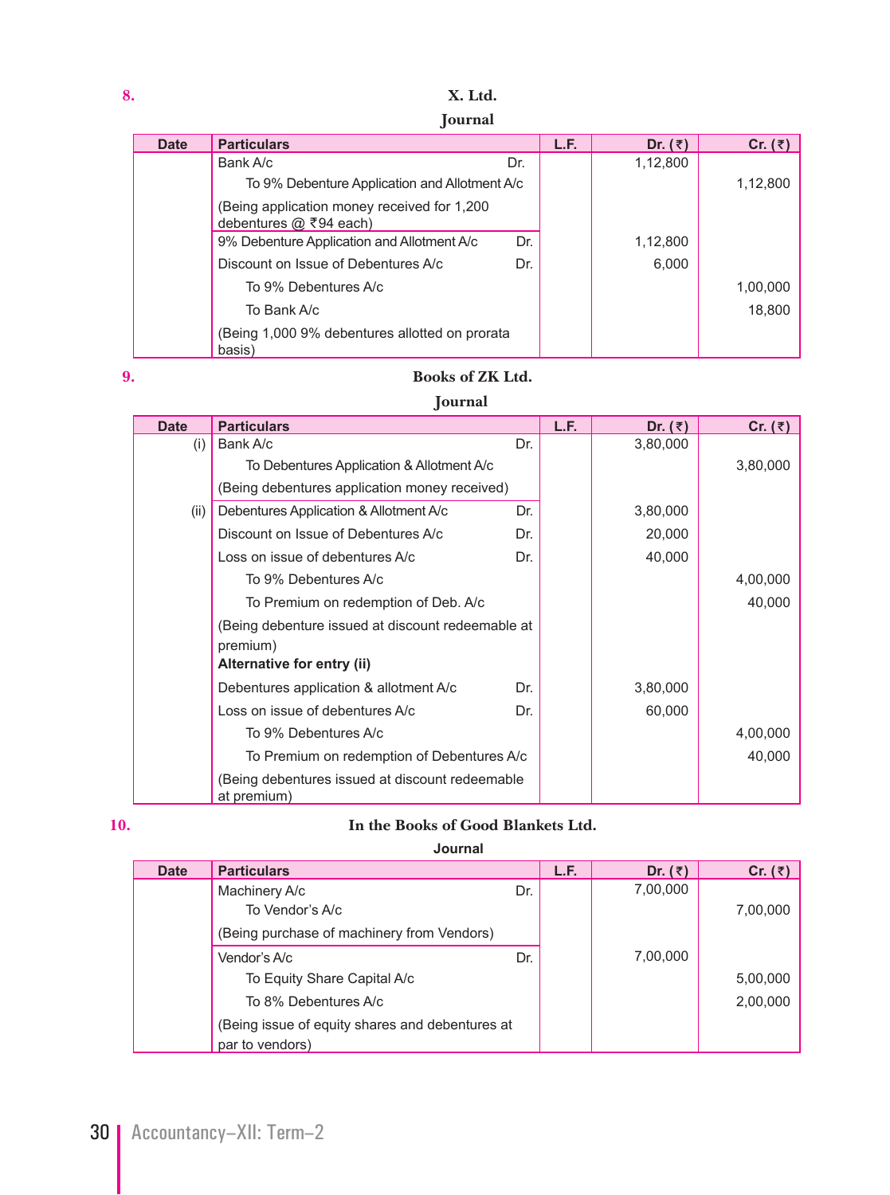**8.**

### X. Ltd.

### Journal

| Date | Particulars | | L.F. | Dr. (₹) | Cr. (₹) |
|---|---|---|---|---|---|
| | Bank A/c | Dr. | | 1,12,800 | |
| | To 9% Debenture Application and Allotment A/c | | | | 1,12,800 |
| | (Being application money received for 1,200 debentures @ ₹94 each) | | | | |
| | 9% Debenture Application and Allotment A/c | Dr. | | 1,12,800 | |
| | Discount on Issue of Debentures A/c | Dr. | | 6,000 | |
| | To 9% Debentures A/c | | | | 1,00,000 |
| | To Bank A/c | | | | 18,800 |
| | (Being 1,000 9% debentures allotted on prorata basis) | | | | |

**9.**

### Books of ZK Ltd.

### Journal

| Date | Particulars | | L.F. | Dr. (₹) | Cr. (₹) |
|---|---|---|---|---|---|
| (i) | Bank A/c | Dr. | | 3,80,000 | |
| | To Debentures Application & Allotment A/c | | | | 3,80,000 |
| | (Being debentures application money received) | | | | |
| (ii) | Debentures Application & Allotment A/c | Dr. | | 3,80,000 | |
| | Discount on Issue of Debentures A/c | Dr. | | 20,000 | |
| | Loss on issue of debentures A/c | Dr. | | 40,000 | |
| | To 9% Debentures A/c | | | | 4,00,000 |
| | To Premium on redemption of Deb. A/c | | | | 40,000 |
| | (Being debenture issued at discount redeemable at premium) | | | | |
| | **Alternative for entry (ii)** | | | | |
| | Debentures application & allotment A/c | Dr. | | 3,80,000 | |
| | Loss on issue of debentures A/c | Dr. | | 60,000 | |
| | To 9% Debentures A/c | | | | 4,00,000 |
| | To Premium on redemption of Debentures A/c | | | | 40,000 |
| | (Being debentures issued at discount redeemable at premium) | | | | |

**10.**

### In the Books of Good Blankets Ltd.

### Journal

| Date | Particulars | | L.F. | Dr. (₹) | Cr. (₹) |
|---|---|---|---|---|---|
| | Machinery A/c | Dr. | | 7,00,000 | |
| | To Vendor's A/c | | | | 7,00,000 |
| | (Being purchase of machinery from Vendors) | | | | |
| | Vendor's A/c | Dr. | | 7,00,000 | |
| | To Equity Share Capital A/c | | | | 5,00,000 |
| | To 8% Debentures A/c | | | | 2,00,000 |
| | (Being issue of equity shares and debentures at par to vendors) | | | | |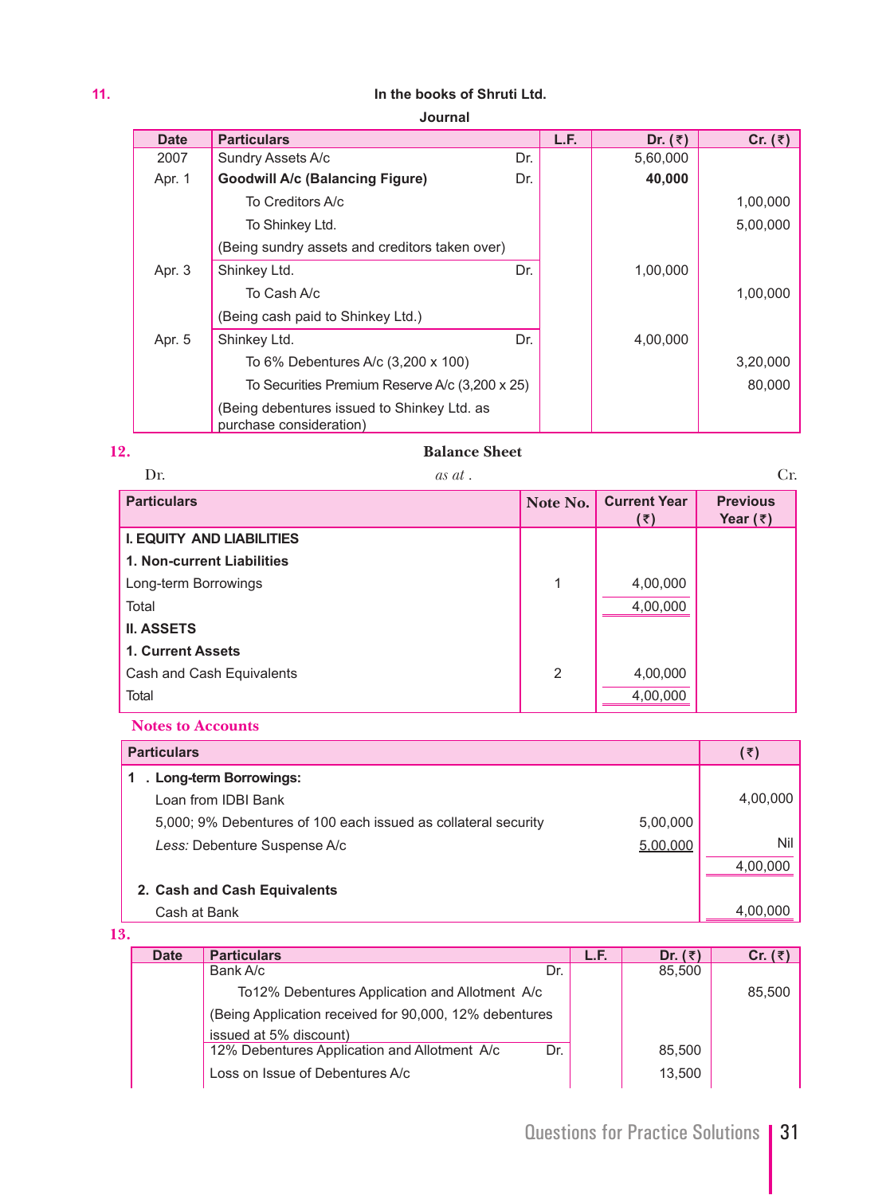**11.**

**In the books of Shruti Ltd.**

**Journal**

| Date | Particulars | | L.F. | Dr. (₹) | Cr. (₹) |
|---|---|---|---|---|---|
| 2007 | Sundry Assets A/c | Dr. | | 5,60,000 | |
| Apr. 1 | **Goodwill A/c (Balancing Figure)** | Dr. | | **40,000** | |
| | To Creditors A/c | | | | 1,00,000 |
| | To Shinkey Ltd. | | | | 5,00,000 |
| | (Being sundry assets and creditors taken over) | | | | |
| Apr. 3 | Shinkey Ltd. | Dr. | | 1,00,000 | |
| | To Cash A/c | | | | 1,00,000 |
| | (Being cash paid to Shinkey Ltd.) | | | | |
| Apr. 5 | Shinkey Ltd. | Dr. | | 4,00,000 | |
| | To 6% Debentures A/c (3,200 x 100) | | | | 3,20,000 |
| | To Securities Premium Reserve A/c (3,200 x 25) | | | | 80,000 |
| | (Being debentures issued to Shinkey Ltd. as purchase consideration) | | | | |

**12.**

**Balance Sheet**

Dr. *as at .* Cr.

| Particulars | Note No. | Current Year (₹) | Previous Year (₹) |
|---|---|---|---|
| **I. EQUITY AND LIABILITIES** | | | |
| **1. Non-current Liabilities** | | | |
| Long-term Borrowings | 1 | 4,00,000 | |
| Total | | 4,00,000 | |
| **II. ASSETS** | | | |
| **1. Current Assets** | | | |
| Cash and Cash Equivalents | 2 | 4,00,000 | |
| Total | | 4,00,000 | |

**Notes to Accounts**

| Particulars | | (₹) |
|---|---|---|
| **1 . Long-term Borrowings:** | | |
| Loan from IDBI Bank | | 4,00,000 |
| 5,000; 9% Debentures of 100 each issued as collateral security | 5,00,000 | |
| *Less:* Debenture Suspense A/c | 5,00,000 | Nil |
| | | 4,00,000 |
| **2. Cash and Cash Equivalents** | | |
| Cash at Bank | | 4,00,000 |

**13.**

| Date | Particulars | | L.F. | Dr. (₹) | Cr. (₹) |
|---|---|---|---|---|---|
| | Bank A/c | Dr. | | 85,500 | |
| | To12% Debentures Application and Allotment A/c | | | | 85,500 |
| | (Being Application received for 90,000, 12% debentures issued at 5% discount) | | | | |
| | 12% Debentures Application and Allotment A/c | Dr. | | 85,500 | |
| | Loss on Issue of Debentures A/c | | | 13,500 | |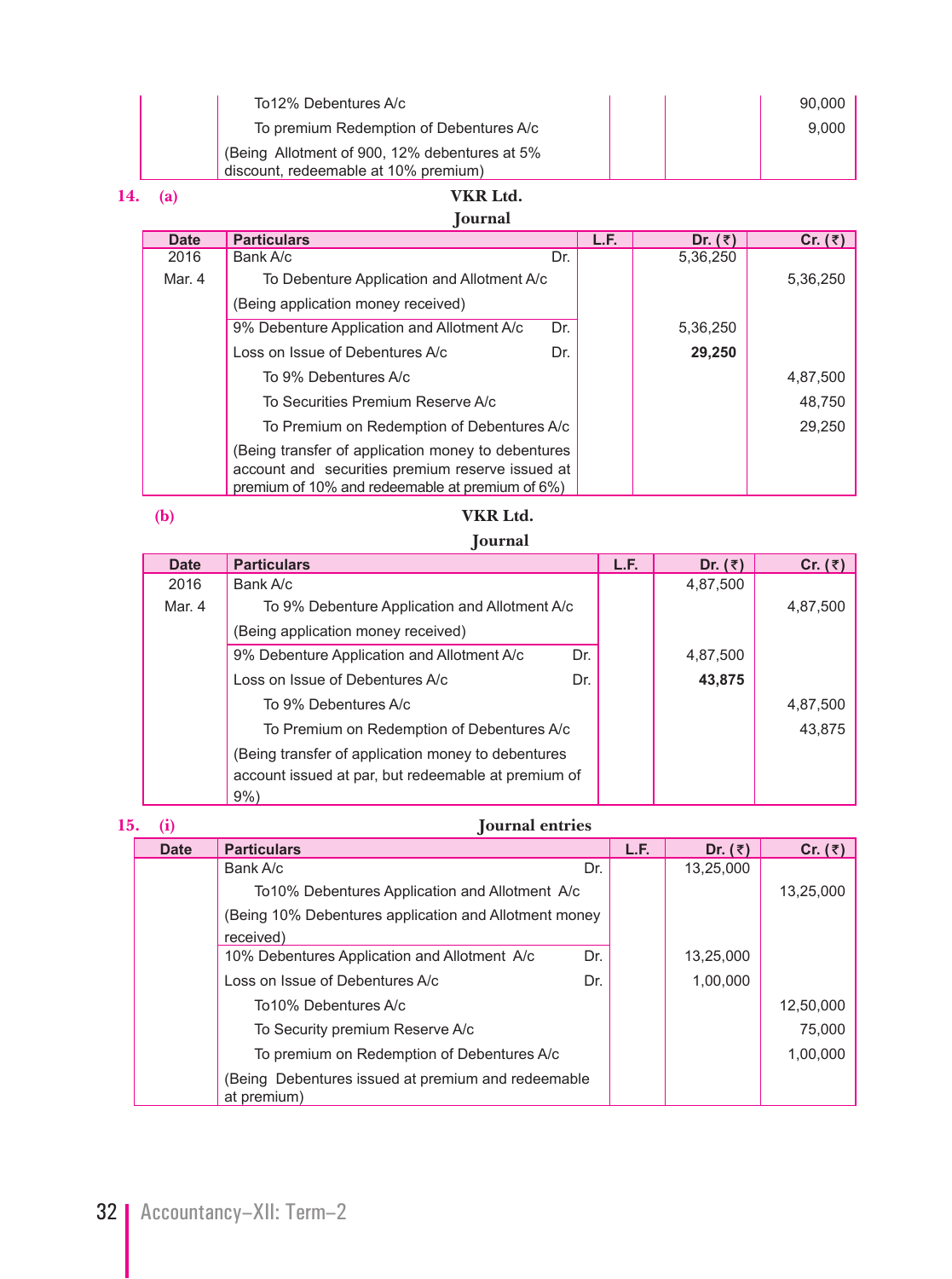| | | | | |
|---|---|---|---|---|
| | To12% Debentures A/c | | | 90,000 |
| | To premium Redemption of Debentures A/c | | | 9,000 |
| | (Being Allotment of 900, 12% debentures at 5% discount, redeemable at 10% premium) | | | |

**14. (a)**

**VKR Ltd.**

**Journal**

| Date | Particulars | L.F. | Dr. (₹) | Cr. (₹) |
|---|---|---|---|---|
| 2016 | Bank A/c Dr. | | 5,36,250 | |
| Mar. 4 | To Debenture Application and Allotment A/c | | | 5,36,250 |
| | (Being application money received) | | | |
| | 9% Debenture Application and Allotment A/c Dr. | | 5,36,250 | |
| | Loss on Issue of Debentures A/c Dr. | | **29,250** | |
| | To 9% Debentures A/c | | | 4,87,500 |
| | To Securities Premium Reserve A/c | | | 48,750 |
| | To Premium on Redemption of Debentures A/c | | | 29,250 |
| | (Being transfer of application money to debentures account and securities premium reserve issued at premium of 10% and redeemable at premium of 6%) | | | |

**(b)**

**VKR Ltd.**

**Journal**

| Date | Particulars | L.F. | Dr. (₹) | Cr. (₹) |
|---|---|---|---|---|
| 2016 | Bank A/c | | 4,87,500 | |
| Mar. 4 | To 9% Debenture Application and Allotment A/c | | | 4,87,500 |
| | (Being application money received) | | | |
| | 9% Debenture Application and Allotment A/c Dr. | | 4,87,500 | |
| | Loss on Issue of Debentures A/c Dr. | | **43,875** | |
| | To 9% Debentures A/c | | | 4,87,500 |
| | To Premium on Redemption of Debentures A/c | | | 43,875 |
| | (Being transfer of application money to debentures account issued at par, but redeemable at premium of 9%) | | | |

**15. (i)**

**Journal entries**

| Date | Particulars | L.F. | Dr. (₹) | Cr. (₹) |
|---|---|---|---|---|
| | Bank A/c Dr. | | 13,25,000 | |
| | To10% Debentures Application and Allotment A/c | | | 13,25,000 |
| | (Being 10% Debentures application and Allotment money received) | | | |
| | 10% Debentures Application and Allotment A/c Dr. | | 13,25,000 | |
| | Loss on Issue of Debentures A/c Dr. | | 1,00,000 | |
| | To10% Debentures A/c | | | 12,50,000 |
| | To Security premium Reserve A/c | | | 75,000 |
| | To premium on Redemption of Debentures A/c | | | 1,00,000 |
| | (Being Debentures issued at premium and redeemable at premium) | | | |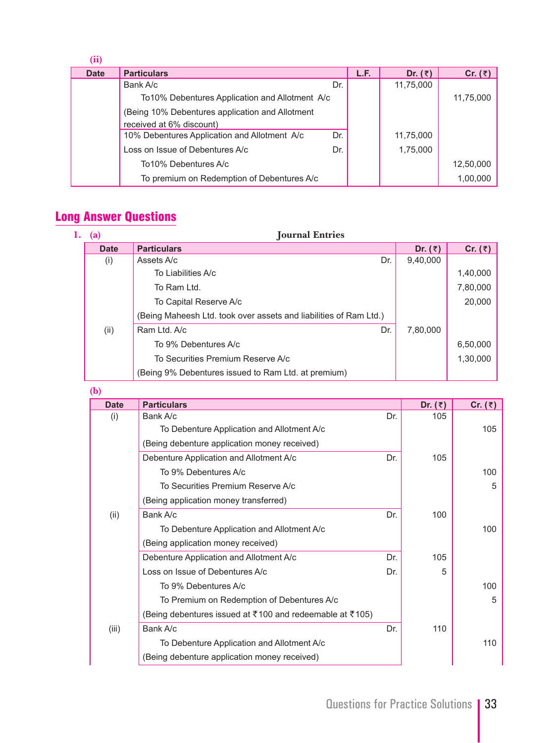**(ii)**

| Date | Particulars | | L.F. | Dr. (₹) | Cr. (₹) |
|---|---|---|---|---|---|
| | Bank A/c | Dr. | | 11,75,000 | |
| | To10% Debentures Application and Allotment A/c | | | | 11,75,000 |
| | (Being 10% Debentures application and Allotment received at 6% discount) | | | | |
| | 10% Debentures Application and Allotment A/c | Dr. | | 11,75,000 | |
| | Loss on Issue of Debentures A/c | Dr. | | 1,75,000 | |
| | To10% Debentures A/c | | | | 12,50,000 |
| | To premium on Redemption of Debentures A/c | | | | 1,00,000 |

## Long Answer Questions

**1. (a)** **Journal Entries**

| Date | Particulars | | Dr. (₹) | Cr. (₹) |
|---|---|---|---|---|
| (i) | Assets A/c | Dr. | 9,40,000 | |
| | To Liabilities A/c | | | 1,40,000 |
| | To Ram Ltd. | | | 7,80,000 |
| | To Capital Reserve A/c | | | 20,000 |
| | (Being Maheesh Ltd. took over assets and liabilities of Ram Ltd.) | | | |
| (ii) | Ram Ltd. A/c | Dr. | 7,80,000 | |
| | To 9% Debentures A/c | | | 6,50,000 |
| | To Securities Premium Reserve A/c | | | 1,30,000 |
| | (Being 9% Debentures issued to Ram Ltd. at premium) | | | |

**(b)**

| Date | Particulars | | Dr. (₹) | Cr. (₹) |
|---|---|---|---|---|
| (i) | Bank A/c | Dr. | 105 | |
| | To Debenture Application and Allotment A/c | | | 105 |
| | (Being debenture application money received) | | | |
| | Debenture Application and Allotment A/c | Dr. | 105 | |
| | To 9% Debentures A/c | | | 100 |
| | To Securities Premium Reserve A/c | | | 5 |
| | (Being application money transferred) | | | |
| (ii) | Bank A/c | Dr. | 100 | |
| | To Debenture Application and Allotment A/c | | | 100 |
| | (Being application money received) | | | |
| | Debenture Application and Allotment A/c | Dr. | 105 | |
| | Loss on Issue of Debentures A/c | Dr. | 5 | |
| | To 9% Debentures A/c | | | 100 |
| | To Premium on Redemption of Debentures A/c | | | 5 |
| | (Being debentures issued at ₹100 and redeemable at ₹105) | | | |
| (iii) | Bank A/c | Dr. | 110 | |
| | To Debenture Application and Allotment A/c | | | 110 |
| | (Being debenture application money received) | | | |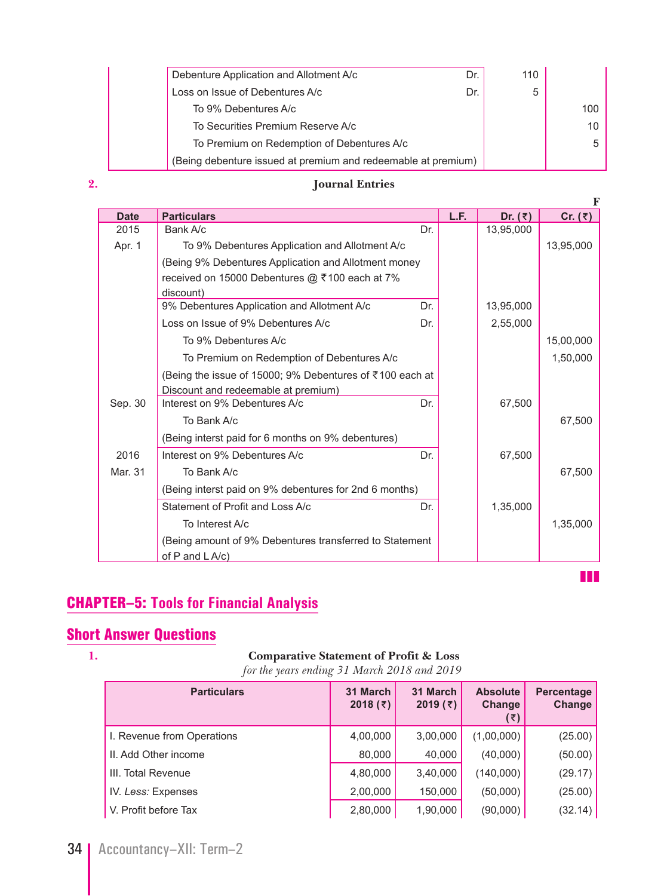| Particulars | | Dr. | Cr. |
|---|---|---|---|
| Debenture Application and Allotment A/c | Dr. | 110 | |
| Loss on Issue of Debentures A/c | Dr. | 5 | |
| To 9% Debentures A/c | | | 100 |
| To Securities Premium Reserve A/c | | | 10 |
| To Premium on Redemption of Debentures A/c | | | 5 |
| (Being debenture issued at premium and redeemable at premium) | | | |

**2.**

### Journal Entries

F

| Date | Particulars | | L.F. | Dr. (₹) | Cr. (₹) |
|---|---|---|---|---|---|
| 2015 | Bank A/c | Dr. | | 13,95,000 | |
| Apr. 1 | To 9% Debentures Application and Allotment A/c | | | | 13,95,000 |
| | (Being 9% Debentures Application and Allotment money received on 15000 Debentures @ ₹100 each at 7% discount) | | | | |
| | 9% Debentures Application and Allotment A/c | Dr. | | 13,95,000 | |
| | Loss on Issue of 9% Debentures A/c | Dr. | | 2,55,000 | |
| | To 9% Debentures A/c | | | | 15,00,000 |
| | To Premium on Redemption of Debentures A/c | | | | 1,50,000 |
| | (Being the issue of 15000; 9% Debentures of ₹100 each at Discount and redeemable at premium) | | | | |
| Sep. 30 | Interest on 9% Debentures A/c | Dr. | | 67,500 | |
| | To Bank A/c | | | | 67,500 |
| | (Being interst paid for 6 months on 9% debentures) | | | | |
| 2016 | Interest on 9% Debentures A/c | Dr. | | 67,500 | |
| Mar. 31 | To Bank A/c | | | | 67,500 |
| | (Being interst paid on 9% debentures for 2nd 6 months) | | | | |
| | Statement of Profit and Loss A/c | Dr. | | 1,35,000 | |
| | To Interest A/c | | | | 1,35,000 |
| | (Being amount of 9% Debentures transferred to Statement of P and L A/c) | | | | |

## CHAPTER–5: Tools for Financial Analysis

## Short Answer Questions

**1.**

**Comparative Statement of Profit & Loss**

*for the years ending 31 March 2018 and 2019*

| Particulars | 31 March 2018 (₹) | 31 March 2019 (₹) | Absolute Change (₹) | Percentage Change |
|---|---|---|---|---|
| I. Revenue from Operations | 4,00,000 | 3,00,000 | (1,00,000) | (25.00) |
| II. Add Other income | 80,000 | 40,000 | (40,000) | (50.00) |
| III. Total Revenue | 4,80,000 | 3,40,000 | (140,000) | (29.17) |
| IV. *Less:* Expenses | 2,00,000 | 150,000 | (50,000) | (25.00) |
| V. Profit before Tax | 2,80,000 | 1,90,000 | (90,000) | (32.14) |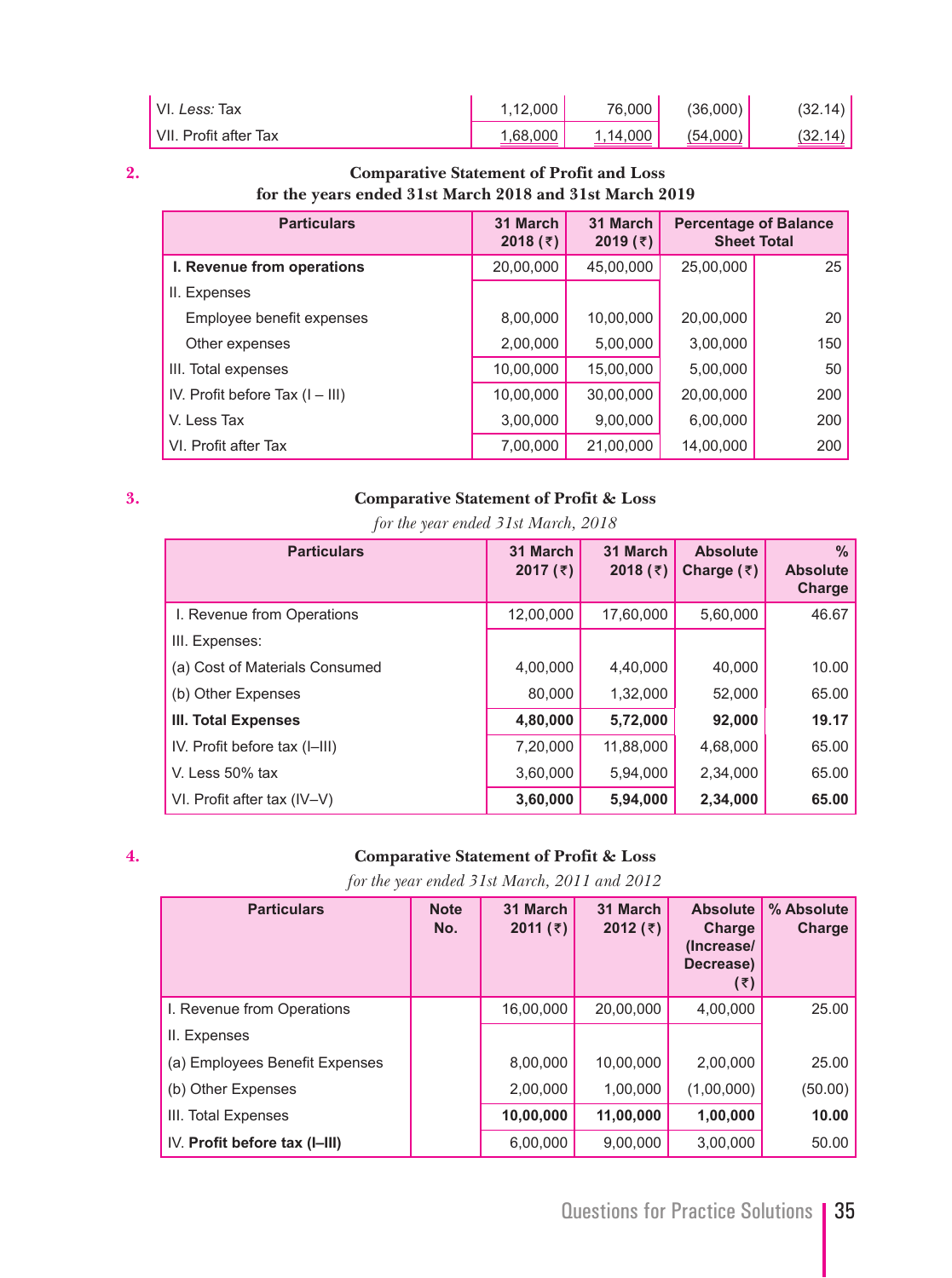| VI. *Less:* Tax | 1,12,000 | 76,000 | (36,000) | (32.14) |
|---|---|---|---|---|
| VII. Profit after Tax | 1,68,000 | 1,14,000 | (54,000) | (32.14) |

**2.**

**Comparative Statement of Profit and Loss**
**for the years ended 31st March 2018 and 31st March 2019**

| Particulars | 31 March 2018 (₹) | 31 March 2019 (₹) | Percentage of Balance Sheet Total | |
|---|---|---|---|---|
| **I. Revenue from operations** | 20,00,000 | 45,00,000 | 25,00,000 | 25 |
| II. Expenses | | | | |
| Employee benefit expenses | 8,00,000 | 10,00,000 | 20,00,000 | 20 |
| Other expenses | 2,00,000 | 5,00,000 | 3,00,000 | 150 |
| III. Total expenses | 10,00,000 | 15,00,000 | 5,00,000 | 50 |
| IV. Profit before Tax (I – III) | 10,00,000 | 30,00,000 | 20,00,000 | 200 |
| V. Less Tax | 3,00,000 | 9,00,000 | 6,00,000 | 200 |
| VI. Profit after Tax | 7,00,000 | 21,00,000 | 14,00,000 | 200 |

**3.**

**Comparative Statement of Profit & Loss**
*for the year ended 31st March, 2018*

| Particulars | 31 March 2017 (₹) | 31 March 2018 (₹) | Absolute Charge (₹) | % Absolute Charge |
|---|---|---|---|---|
| I. Revenue from Operations | 12,00,000 | 17,60,000 | 5,60,000 | 46.67 |
| III. Expenses: | | | | |
| (a) Cost of Materials Consumed | 4,00,000 | 4,40,000 | 40,000 | 10.00 |
| (b) Other Expenses | 80,000 | 1,32,000 | 52,000 | 65.00 |
| **III. Total Expenses** | **4,80,000** | **5,72,000** | **92,000** | **19.17** |
| IV. Profit before tax (I–III) | 7,20,000 | 11,88,000 | 4,68,000 | 65.00 |
| V. Less 50% tax | 3,60,000 | 5,94,000 | 2,34,000 | 65.00 |
| VI. Profit after tax (IV–V) | **3,60,000** | **5,94,000** | **2,34,000** | **65.00** |

**4.**

**Comparative Statement of Profit & Loss**
*for the year ended 31st March, 2011 and 2012*

| Particulars | Note No. | 31 March 2011 (₹) | 31 March 2012 (₹) | Absolute Charge (Increase/ Decrease) (₹) | % Absolute Charge |
|---|---|---|---|---|---|
| I. Revenue from Operations | | 16,00,000 | 20,00,000 | 4,00,000 | 25.00 |
| II. Expenses | | | | | |
| (a) Employees Benefit Expenses | | 8,00,000 | 10,00,000 | 2,00,000 | 25.00 |
| (b) Other Expenses | | 2,00,000 | 1,00,000 | (1,00,000) | (50.00) |
| III. Total Expenses | | **10,00,000** | **11,00,000** | **1,00,000** | **10.00** |
| IV. **Profit before tax (I–III)** | | 6,00,000 | 9,00,000 | 3,00,000 | 50.00 |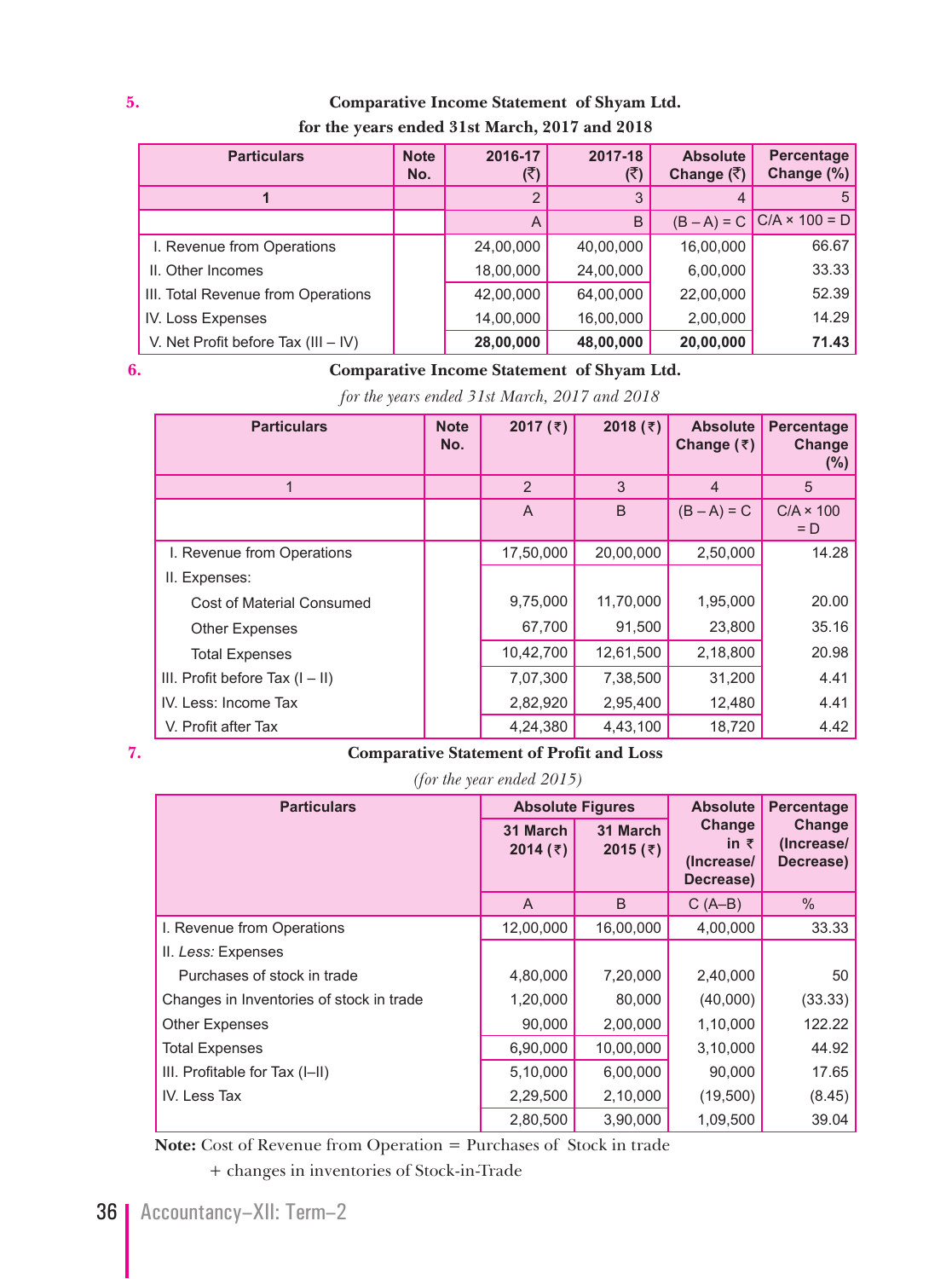**5.** **Comparative Income Statement of Shyam Ltd.**
**for the years ended 31st March, 2017 and 2018**

| Particulars | Note No. | 2016-17 (₹) | 2017-18 (₹) | Absolute Change (₹) | Percentage Change (%) |
|---|---|---|---|---|---|
| 1 | | 2 | 3 | 4 | 5 |
| | | A | B | (B – A) = C | C/A × 100 = D |
| I. Revenue from Operations | | 24,00,000 | 40,00,000 | 16,00,000 | 66.67 |
| II. Other Incomes | | 18,00,000 | 24,00,000 | 6,00,000 | 33.33 |
| III. Total Revenue from Operations | | 42,00,000 | 64,00,000 | 22,00,000 | 52.39 |
| IV. Loss Expenses | | 14,00,000 | 16,00,000 | 2,00,000 | 14.29 |
| V. Net Profit before Tax (III – IV) | | **28,00,000** | **48,00,000** | **20,00,000** | **71.43** |

**6.** **Comparative Income Statement of Shyam Ltd.**
*for the years ended 31st March, 2017 and 2018*

| Particulars | Note No. | 2017 (₹) | 2018 (₹) | Absolute Change (₹) | Percentage Change (%) |
|---|---|---|---|---|---|
| 1 | | 2 | 3 | 4 | 5 |
| | | A | B | (B – A) = C | C/A × 100 = D |
| I. Revenue from Operations | | 17,50,000 | 20,00,000 | 2,50,000 | 14.28 |
| II. Expenses: | | | | | |
| Cost of Material Consumed | | 9,75,000 | 11,70,000 | 1,95,000 | 20.00 |
| Other Expenses | | 67,700 | 91,500 | 23,800 | 35.16 |
| Total Expenses | | 10,42,700 | 12,61,500 | 2,18,800 | 20.98 |
| III. Profit before Tax (I – II) | | 7,07,300 | 7,38,500 | 31,200 | 4.41 |
| IV. Less: Income Tax | | 2,82,920 | 2,95,400 | 12,480 | 4.41 |
| V. Profit after Tax | | 4,24,380 | 4,43,100 | 18,720 | 4.42 |

**7.** **Comparative Statement of Profit and Loss**
*(for the year ended 2015)*

| Particulars | Absolute Figures | | Absolute Change in ₹ (Increase/ Decrease) | Percentage Change (Increase/ Decrease) |
|---|---|---|---|---|
| | 31 March 2014 (₹) | 31 March 2015 (₹) | | |
| | A | B | C (A–B) | % |
| I. Revenue from Operations | 12,00,000 | 16,00,000 | 4,00,000 | 33.33 |
| II. *Less:* Expenses | | | | |
| Purchases of stock in trade | 4,80,000 | 7,20,000 | 2,40,000 | 50 |
| Changes in Inventories of stock in trade | 1,20,000 | 80,000 | (40,000) | (33.33) |
| Other Expenses | 90,000 | 2,00,000 | 1,10,000 | 122.22 |
| Total Expenses | 6,90,000 | 10,00,000 | 3,10,000 | 44.92 |
| III. Profitable for Tax (I–II) | 5,10,000 | 6,00,000 | 90,000 | 17.65 |
| IV. Less Tax | 2,29,500 | 2,10,000 | (19,500) | (8.45) |
| | 2,80,500 | 3,90,000 | 1,09,500 | 39.04 |

**Note:** Cost of Revenue from Operation = Purchases of Stock in trade + changes in inventories of Stock-in-Trade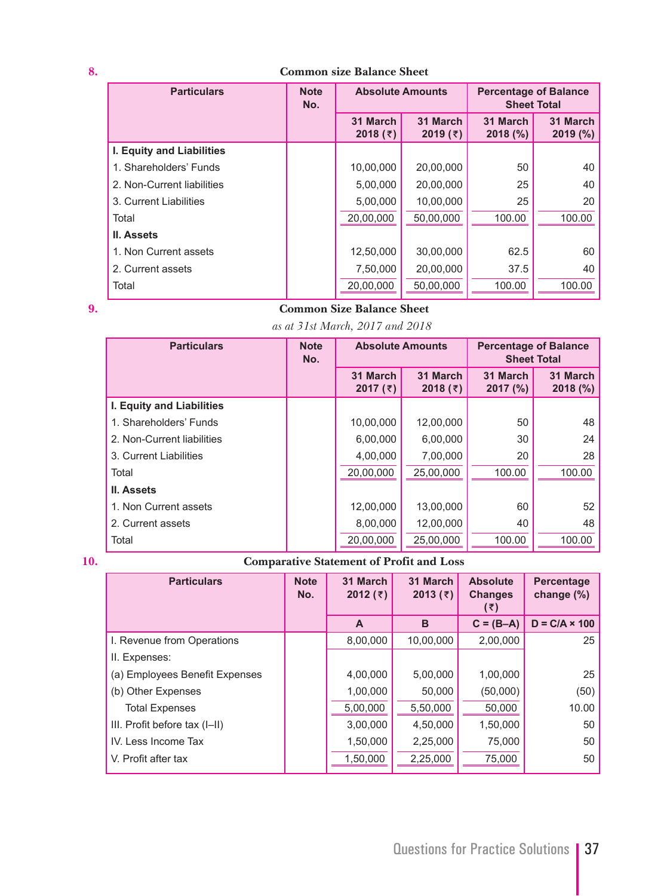**8.**

**Common size Balance Sheet**

| Particulars | Note No. | Absolute Amounts | | Percentage of Balance Sheet Total | |
|---|---|---|---|---|---|
| | | 31 March 2018 (₹) | 31 March 2019 (₹) | 31 March 2018 (%) | 31 March 2019 (%) |
| **I. Equity and Liabilities** | | | | | |
| 1. Shareholders' Funds | | 10,00,000 | 20,00,000 | 50 | 40 |
| 2. Non-Current liabilities | | 5,00,000 | 20,00,000 | 25 | 40 |
| 3. Current Liabilities | | 5,00,000 | 10,00,000 | 25 | 20 |
| Total | | 20,00,000 | 50,00,000 | 100.00 | 100.00 |
| **II. Assets** | | | | | |
| 1. Non Current assets | | 12,50,000 | 30,00,000 | 62.5 | 60 |
| 2. Current assets | | 7,50,000 | 20,00,000 | 37.5 | 40 |
| Total | | 20,00,000 | 50,00,000 | 100.00 | 100.00 |

**9.**

**Common Size Balance Sheet**

*as at 31st March, 2017 and 2018*

| Particulars | Note No. | Absolute Amounts | | Percentage of Balance Sheet Total | |
|---|---|---|---|---|---|
| | | 31 March 2017 (₹) | 31 March 2018 (₹) | 31 March 2017 (%) | 31 March 2018 (%) |
| **I. Equity and Liabilities** | | | | | |
| 1. Shareholders' Funds | | 10,00,000 | 12,00,000 | 50 | 48 |
| 2. Non-Current liabilities | | 6,00,000 | 6,00,000 | 30 | 24 |
| 3. Current Liabilities | | 4,00,000 | 7,00,000 | 20 | 28 |
| Total | | 20,00,000 | 25,00,000 | 100.00 | 100.00 |
| **II. Assets** | | | | | |
| 1. Non Current assets | | 12,00,000 | 13,00,000 | 60 | 52 |
| 2. Current assets | | 8,00,000 | 12,00,000 | 40 | 48 |
| Total | | 20,00,000 | 25,00,000 | 100.00 | 100.00 |

**10.**

**Comparative Statement of Profit and Loss**

| Particulars | Note No. | 31 March 2012 (₹) | 31 March 2013 (₹) | Absolute Changes (₹) | Percentage change (%) |
|---|---|---|---|---|---|
| | | A | B | C = (B–A) | D = C/A × 100 |
| I. Revenue from Operations | | 8,00,000 | 10,00,000 | 2,00,000 | 25 |
| II. Expenses: | | | | | |
| (a) Employees Benefit Expenses | | 4,00,000 | 5,00,000 | 1,00,000 | 25 |
| (b) Other Expenses | | 1,00,000 | 50,000 | (50,000) | (50) |
| Total Expenses | | 5,00,000 | 5,50,000 | 50,000 | 10.00 |
| III. Profit before tax (I–II) | | 3,00,000 | 4,50,000 | 1,50,000 | 50 |
| IV. Less Income Tax | | 1,50,000 | 2,25,000 | 75,000 | 50 |
| V. Profit after tax | | 1,50,000 | 2,25,000 | 75,000 | 50 |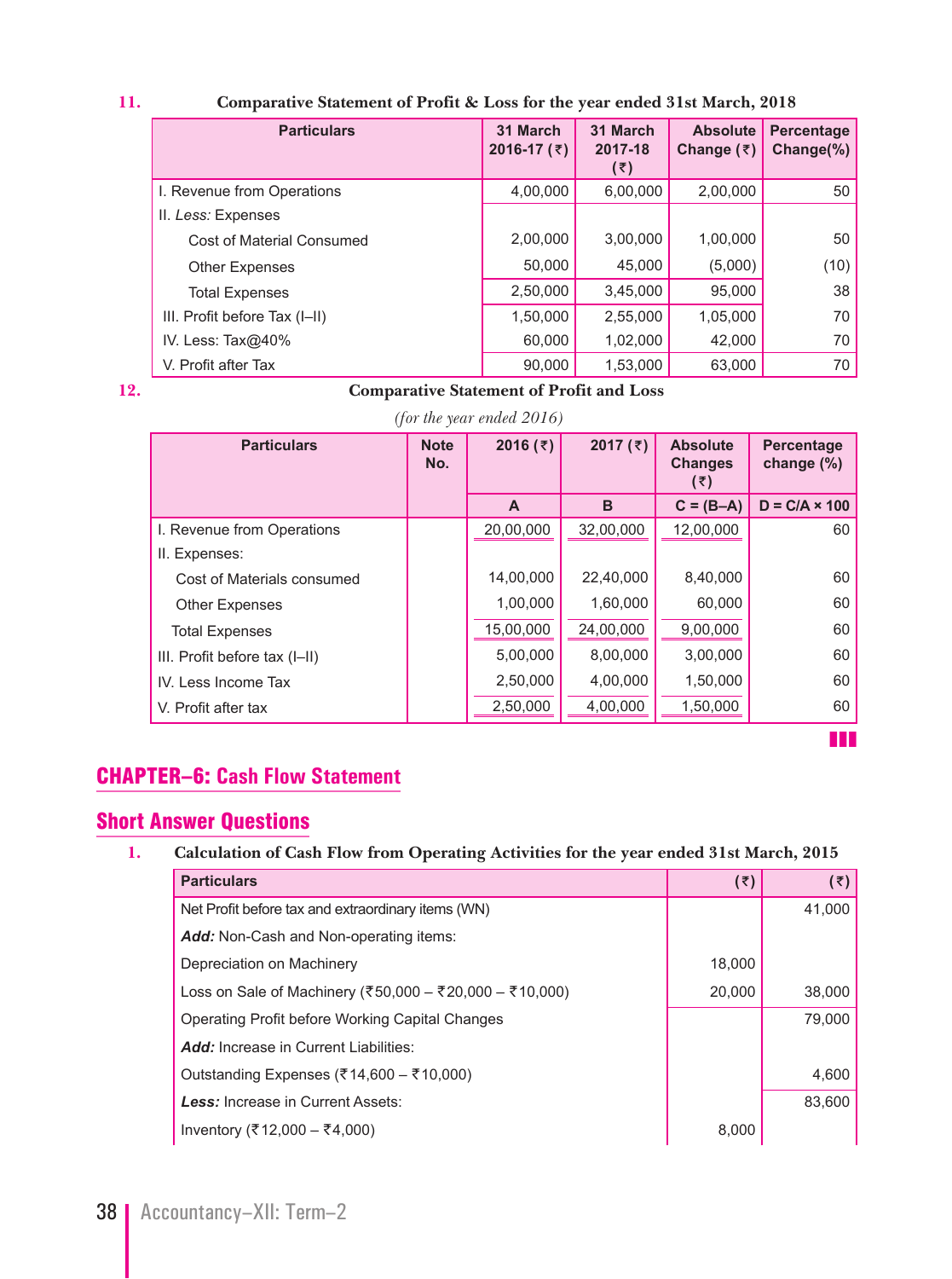**11.** **Comparative Statement of Profit & Loss for the year ended 31st March, 2018**

| Particulars | 31 March 2016-17 (₹) | 31 March 2017-18 (₹) | Absolute Change (₹) | Percentage Change(%) |
|---|---|---|---|---|
| I. Revenue from Operations | 4,00,000 | 6,00,000 | 2,00,000 | 50 |
| II. *Less:* Expenses | | | | |
| Cost of Material Consumed | 2,00,000 | 3,00,000 | 1,00,000 | 50 |
| Other Expenses | 50,000 | 45,000 | (5,000) | (10) |
| Total Expenses | 2,50,000 | 3,45,000 | 95,000 | 38 |
| III. Profit before Tax (I–II) | 1,50,000 | 2,55,000 | 1,05,000 | 70 |
| IV. Less: Tax@40% | 60,000 | 1,02,000 | 42,000 | 70 |
| V. Profit after Tax | 90,000 | 1,53,000 | 63,000 | 70 |

**12.** **Comparative Statement of Profit and Loss**

*(for the year ended 2016)*

| Particulars | Note No. | 2016 (₹) | 2017 (₹) | Absolute Changes (₹) | Percentage change (%) |
|---|---|---|---|---|---|
| | | A | B | C = (B–A) | D = C/A × 100 |
| I. Revenue from Operations | | 20,00,000 | 32,00,000 | 12,00,000 | 60 |
| II. Expenses: | | | | | |
| Cost of Materials consumed | | 14,00,000 | 22,40,000 | 8,40,000 | 60 |
| Other Expenses | | 1,00,000 | 1,60,000 | 60,000 | 60 |
| Total Expenses | | 15,00,000 | 24,00,000 | 9,00,000 | 60 |
| III. Profit before tax (I–II) | | 5,00,000 | 8,00,000 | 3,00,000 | 60 |
| IV. Less Income Tax | | 2,50,000 | 4,00,000 | 1,50,000 | 60 |
| V. Profit after tax | | 2,50,000 | 4,00,000 | 1,50,000 | 60 |

## CHAPTER–6: Cash Flow Statement

### Short Answer Questions

**1.** **Calculation of Cash Flow from Operating Activities for the year ended 31st March, 2015**

| Particulars | (₹) | (₹) |
|---|---|---|
| Net Profit before tax and extraordinary items (WN) | | 41,000 |
| ***Add:*** Non-Cash and Non-operating items: | | |
| Depreciation on Machinery | 18,000 | |
| Loss on Sale of Machinery (₹50,000 – ₹20,000 – ₹10,000) | 20,000 | 38,000 |
| Operating Profit before Working Capital Changes | | 79,000 |
| ***Add:*** Increase in Current Liabilities: | | |
| Outstanding Expenses (₹14,600 – ₹10,000) | | 4,600 |
| ***Less:*** Increase in Current Assets: | | 83,600 |
| Inventory (₹12,000 – ₹4,000) | 8,000 | |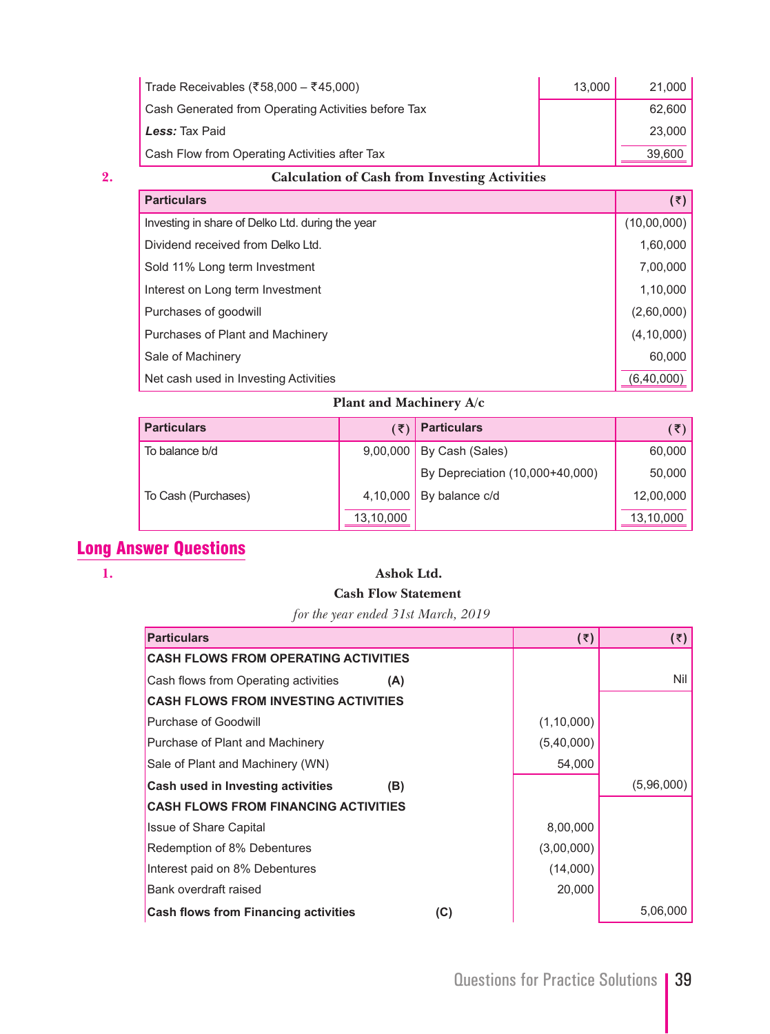| | | |
|---|---|---|
| Trade Receivables (₹58,000 – ₹45,000) | 13,000 | 21,000 |
| Cash Generated from Operating Activities before Tax | | 62,600 |
| ***Less:*** Tax Paid | | 23,000 |
| Cash Flow from Operating Activities after Tax | | 39,600 |

**2.** **Calculation of Cash from Investing Activities**

| Particulars | (₹) |
|---|---|
| Investing in share of Delko Ltd. during the year | (10,00,000) |
| Dividend received from Delko Ltd. | 1,60,000 |
| Sold 11% Long term Investment | 7,00,000 |
| Interest on Long term Investment | 1,10,000 |
| Purchases of goodwill | (2,60,000) |
| Purchases of Plant and Machinery | (4,10,000) |
| Sale of Machinery | 60,000 |
| Net cash used in Investing Activities | (6,40,000) |

**Plant and Machinery A/c**

| Particulars | (₹) | Particulars | (₹) |
|---|---|---|---|
| To balance b/d | 9,00,000 | By Cash (Sales) | 60,000 |
| | | By Depreciation (10,000+40,000) | 50,000 |
| To Cash (Purchases) | 4,10,000 | By balance c/d | 12,00,000 |
| | 13,10,000 | | 13,10,000 |

## Long Answer Questions

**1.**

**Ashok Ltd.**

**Cash Flow Statement**

*for the year ended 31st March, 2019*

| Particulars | (₹) | (₹) |
|---|---|---|
| **CASH FLOWS FROM OPERATING ACTIVITIES** | | |
| Cash flows from Operating activities **(A)** | | Nil |
| **CASH FLOWS FROM INVESTING ACTIVITIES** | | |
| Purchase of Goodwill | (1,10,000) | |
| Purchase of Plant and Machinery | (5,40,000) | |
| Sale of Plant and Machinery (WN) | 54,000 | |
| **Cash used in Investing activities (B)** | | (5,96,000) |
| **CASH FLOWS FROM FINANCING ACTIVITIES** | | |
| Issue of Share Capital | 8,00,000 | |
| Redemption of 8% Debentures | (3,00,000) | |
| Interest paid on 8% Debentures | (14,000) | |
| Bank overdraft raised | 20,000 | |
| **Cash flows from Financing activities (C)** | | 5,06,000 |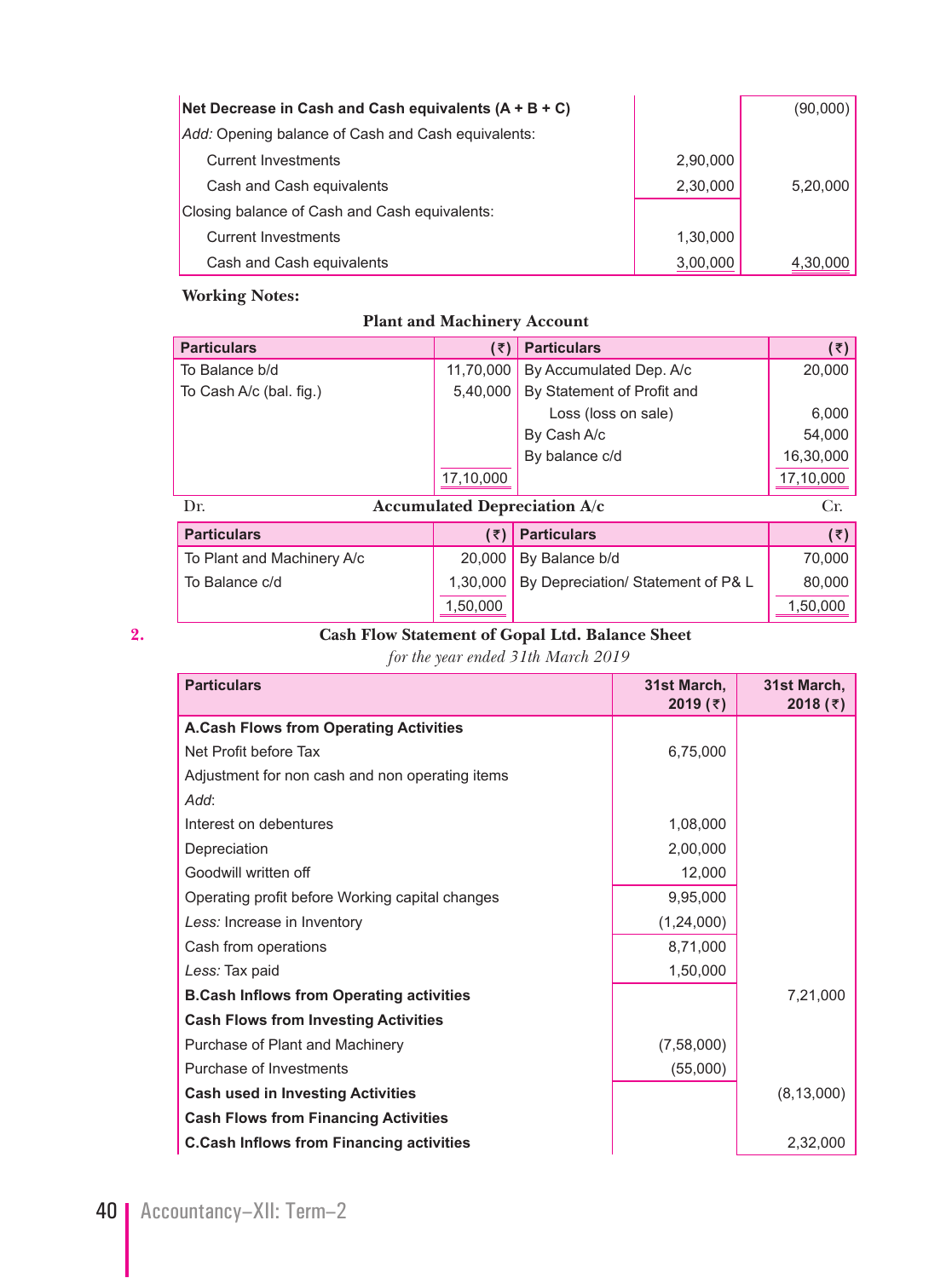| | | |
|---|---|---|
| **Net Decrease in Cash and Cash equivalents (A + B + C)** | | (90,000) |
| *Add:* Opening balance of Cash and Cash equivalents: | | |
| Current Investments | 2,90,000 | |
| Cash and Cash equivalents | 2,30,000 | 5,20,000 |
| Closing balance of Cash and Cash equivalents: | | |
| Current Investments | 1,30,000 | |
| Cash and Cash equivalents | 3,00,000 | 4,30,000 |

**Working Notes:**

**Plant and Machinery Account**

| Particulars | (₹) | Particulars | (₹) |
|---|---|---|---|
| To Balance b/d | 11,70,000 | By Accumulated Dep. A/c | 20,000 |
| To Cash A/c (bal. fig.) | 5,40,000 | By Statement of Profit and Loss (loss on sale) | 6,000 |
| | | By Cash A/c | 54,000 |
| | | By balance c/d | 16,30,000 |
| | 17,10,000 | | 17,10,000 |

Dr. **Accumulated Depreciation A/c** Cr.

| Particulars | (₹) | Particulars | (₹) |
|---|---|---|---|
| To Plant and Machinery A/c | 20,000 | By Balance b/d | 70,000 |
| To Balance c/d | 1,30,000 | By Depreciation/ Statement of P& L | 80,000 |
| | 1,50,000 | | 1,50,000 |

**2.** **Cash Flow Statement of Gopal Ltd. Balance Sheet**

*for the year ended 31th March 2019*

| Particulars | 31st March, 2019 (₹) | 31st March, 2018 (₹) |
|---|---|---|
| **A.Cash Flows from Operating Activities** | | |
| Net Profit before Tax | 6,75,000 | |
| Adjustment for non cash and non operating items | | |
| *Add*: | | |
| Interest on debentures | 1,08,000 | |
| Depreciation | 2,00,000 | |
| Goodwill written off | 12,000 | |
| Operating profit before Working capital changes | 9,95,000 | |
| *Less:* Increase in Inventory | (1,24,000) | |
| Cash from operations | 8,71,000 | |
| *Less:* Tax paid | 1,50,000 | |
| **B.Cash Inflows from Operating activities** | | 7,21,000 |
| **Cash Flows from Investing Activities** | | |
| Purchase of Plant and Machinery | (7,58,000) | |
| Purchase of Investments | (55,000) | |
| **Cash used in Investing Activities** | | (8,13,000) |
| **Cash Flows from Financing Activities** | | |
| **C.Cash Inflows from Financing activities** | | 2,32,000 |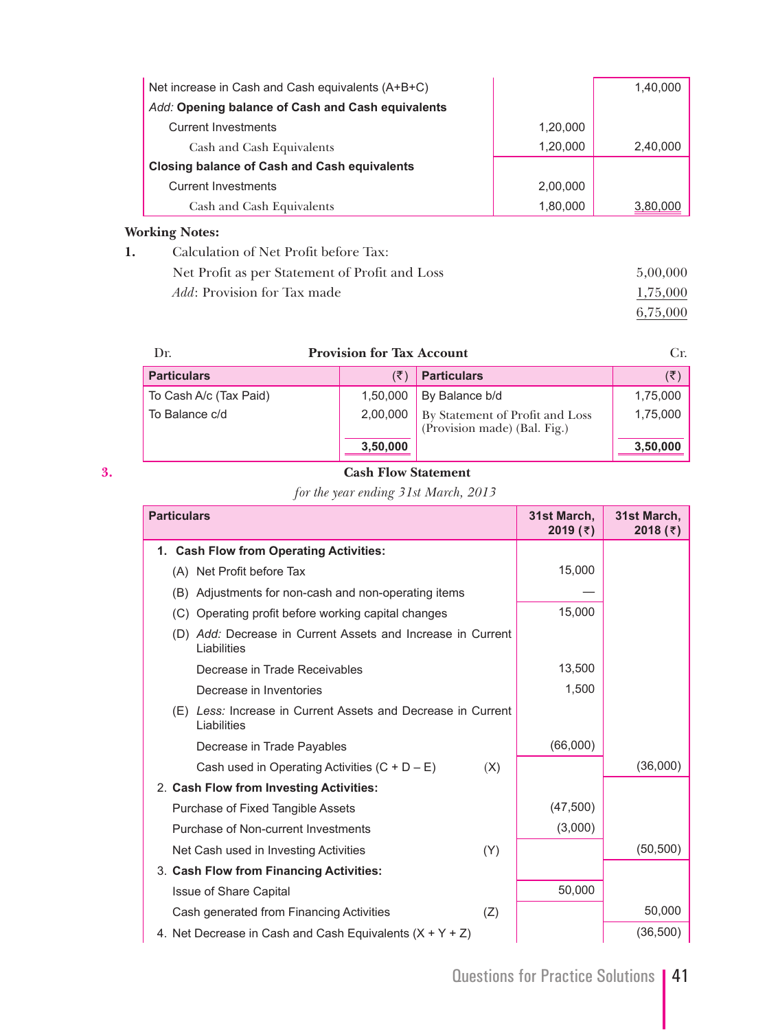| | | |
|---|---|---|
| Net increase in Cash and Cash equivalents (A+B+C) | | 1,40,000 |
| *Add:* **Opening balance of Cash and Cash equivalents** | | |
| Current Investments | 1,20,000 | |
| Cash and Cash Equivalents | 1,20,000 | 2,40,000 |
| **Closing balance of Cash and Cash equivalents** | | |
| Current Investments | 2,00,000 | |
| Cash and Cash Equivalents | 1,80,000 | 3,80,000 |

**Working Notes:**

**1.** Calculation of Net Profit before Tax:

| | |
|---|---|
| Net Profit as per Statement of Profit and Loss | 5,00,000 |
| *Add*: Provision for Tax made | 1,75,000 |
| | 6,75,000 |

Dr. **Provision for Tax Account** Cr.

| Particulars | (₹) | Particulars | (₹) |
|---|---|---|---|
| To Cash A/c (Tax Paid) | 1,50,000 | By Balance b/d | 1,75,000 |
| To Balance c/d | 2,00,000 | By Statement of Profit and Loss (Provision made) (Bal. Fig.) | 1,75,000 |
| | **3,50,000** | | **3,50,000** |

**3.**

**Cash Flow Statement**

*for the year ending 31st March, 2013*

| Particulars | | 31st March, 2019 (₹) | 31st March, 2018 (₹) |
|---|---|---|---|
| **1. Cash Flow from Operating Activities:** | | | |
| (A) Net Profit before Tax | | 15,000 | |
| (B) Adjustments for non-cash and non-operating items | | — | |
| (C) Operating profit before working capital changes | | 15,000 | |
| (D) *Add:* Decrease in Current Assets and Increase in Current Liabilities | | | |
| Decrease in Trade Receivables | | 13,500 | |
| Decrease in Inventories | | 1,500 | |
| (E) *Less:* Increase in Current Assets and Decrease in Current Liabilities | | | |
| Decrease in Trade Payables | | (66,000) | |
| Cash used in Operating Activities (C + D – E) | (X) | | (36,000) |
| 2. **Cash Flow from Investing Activities:** | | | |
| Purchase of Fixed Tangible Assets | | (47,500) | |
| Purchase of Non-current Investments | | (3,000) | |
| Net Cash used in Investing Activities | (Y) | | (50,500) |
| 3. **Cash Flow from Financing Activities:** | | | |
| Issue of Share Capital | | 50,000 | |
| Cash generated from Financing Activities | (Z) | | 50,000 |
| 4. Net Decrease in Cash and Cash Equivalents (X + Y + Z) | | | (36,500) |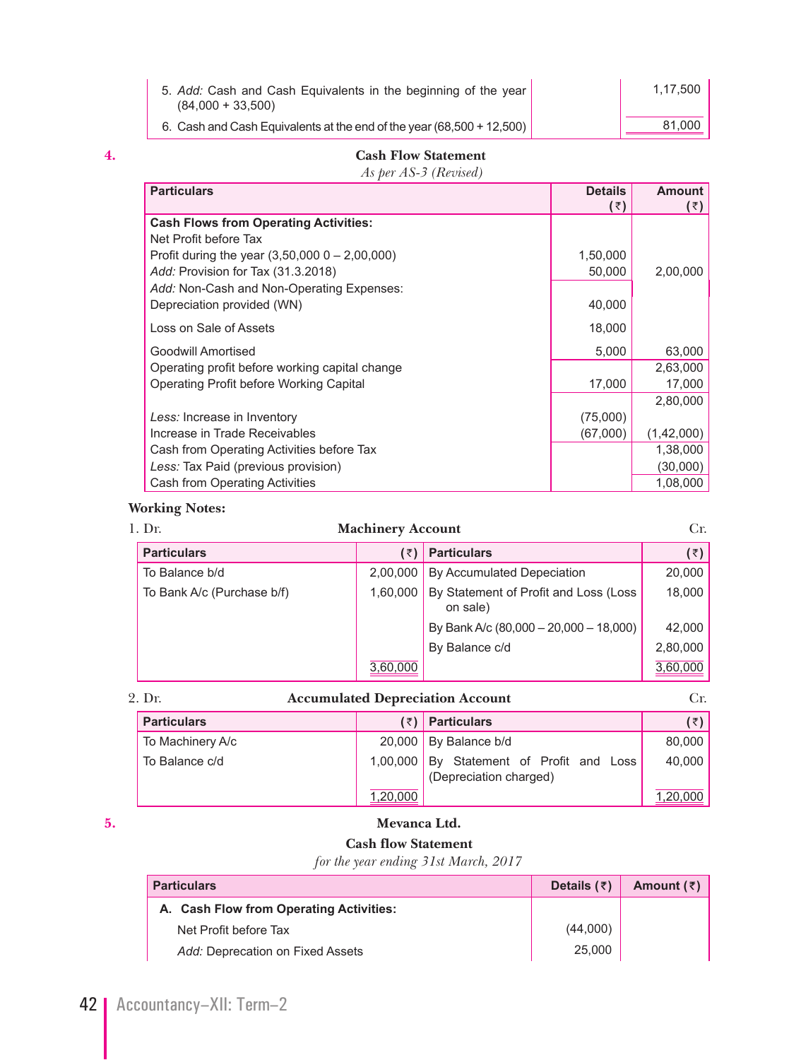| | | |
|---|---|---|
| 5. *Add:* Cash and Cash Equivalents in the beginning of the year (84,000 + 33,500) | | 1,17,500 |
| 6. Cash and Cash Equivalents at the end of the year (68,500 + 12,500) | | 81,000 |

**4.**

### Cash Flow Statement

*As per AS-3 (Revised)*

| Particulars | Details (₹) | Amount (₹) |
|---|---|---|
| **Cash Flows from Operating Activities:** | | |
| Net Profit before Tax | | |
| Profit during the year (3,50,000 0 – 2,00,000) | 1,50,000 | |
| *Add:* Provision for Tax (31.3.2018) | 50,000 | 2,00,000 |
| *Add:* Non-Cash and Non-Operating Expenses: | | |
| Depreciation provided (WN) | 40,000 | |
| Loss on Sale of Assets | 18,000 | |
| Goodwill Amortised | 5,000 | 63,000 |
| Operating profit before working capital change | | 2,63,000 |
| Operating Profit before Working Capital | 17,000 | 17,000 |
| | | 2,80,000 |
| *Less:* Increase in Inventory | (75,000) | |
| Increase in Trade Receivables | (67,000) | (1,42,000) |
| Cash from Operating Activities before Tax | | 1,38,000 |
| *Less:* Tax Paid (previous provision) | | (30,000) |
| Cash from Operating Activities | | 1,08,000 |

**Working Notes:**

1. Dr. **Machinery Account** Cr.

| Particulars | (₹) | Particulars | (₹) |
|---|---|---|---|
| To Balance b/d | 2,00,000 | By Accumulated Depeciation | 20,000 |
| To Bank A/c (Purchase b/f) | 1,60,000 | By Statement of Profit and Loss (Loss on sale) | 18,000 |
| | | By Bank A/c (80,000 – 20,000 – 18,000) | 42,000 |
| | | By Balance c/d | 2,80,000 |
| | 3,60,000 | | 3,60,000 |

2. Dr. **Accumulated Depreciation Account** Cr.

| Particulars | (₹) | Particulars | (₹) |
|---|---|---|---|
| To Machinery A/c | 20,000 | By Balance b/d | 80,000 |
| To Balance c/d | 1,00,000 | By Statement of Profit and Loss (Depreciation charged) | 40,000 |
| | 1,20,000 | | 1,20,000 |

**5.**

### Mevanca Ltd.

### Cash flow Statement

*for the year ending 31st March, 2017*

| Particulars | Details (₹) | Amount (₹) |
|---|---|---|
| **A. Cash Flow from Operating Activities:** | | |
| Net Profit before Tax | (44,000) | |
| *Add:* Deprecation on Fixed Assets | 25,000 | |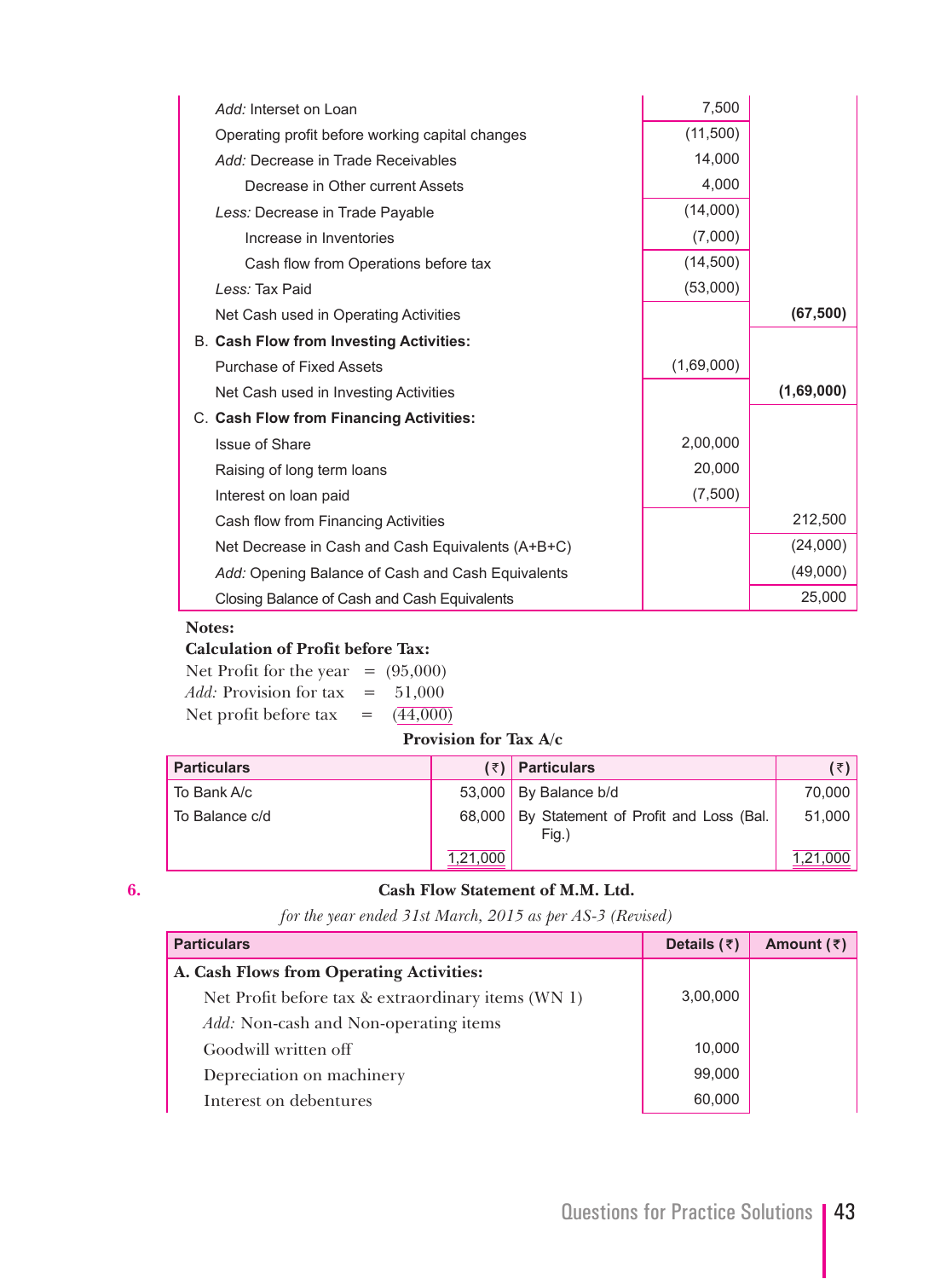| | | |
|---|---|---|
| *Add:* Interset on Loan | 7,500 | |
| Operating profit before working capital changes | (11,500) | |
| *Add:* Decrease in Trade Receivables | 14,000 | |
| Decrease in Other current Assets | 4,000 | |
| *Less:* Decrease in Trade Payable | (14,000) | |
| Increase in Inventories | (7,000) | |
| Cash flow from Operations before tax | (14,500) | |
| *Less:* Tax Paid | (53,000) | |
| Net Cash used in Operating Activities | | **(67,500)** |
| B. **Cash Flow from Investing Activities:** | | |
| Purchase of Fixed Assets | (1,69,000) | |
| Net Cash used in Investing Activities | | **(1,69,000)** |
| C. **Cash Flow from Financing Activities:** | | |
| Issue of Share | 2,00,000 | |
| Raising of long term loans | 20,000 | |
| Interest on loan paid | (7,500) | |
| Cash flow from Financing Activities | | 212,500 |
| Net Decrease in Cash and Cash Equivalents (A+B+C) | | (24,000) |
| *Add:* Opening Balance of Cash and Cash Equivalents | | (49,000) |
| Closing Balance of Cash and Cash Equivalents | | 25,000 |

**Notes:**

**Calculation of Profit before Tax:**

Net Profit for the year = (95,000)
*Add:* Provision for tax = 51,000
Net profit before tax = (44,000)

**Provision for Tax A/c**

| Particulars | (₹) | Particulars | (₹) |
|---|---|---|---|
| To Bank A/c | 53,000 | By Balance b/d | 70,000 |
| To Balance c/d | 68,000 | By Statement of Profit and Loss (Bal. Fig.) | 51,000 |
| | 1,21,000 | | 1,21,000 |

**6.** **Cash Flow Statement of M.M. Ltd.**

*for the year ended 31st March, 2015 as per AS-3 (Revised)*

| Particulars | Details (₹) | Amount (₹) |
|---|---|---|
| **A. Cash Flows from Operating Activities:** | | |
| Net Profit before tax & extraordinary items (WN 1) | 3,00,000 | |
| *Add:* Non-cash and Non-operating items | | |
| Goodwill written off | 10,000 | |
| Depreciation on machinery | 99,000 | |
| Interest on debentures | 60,000 | |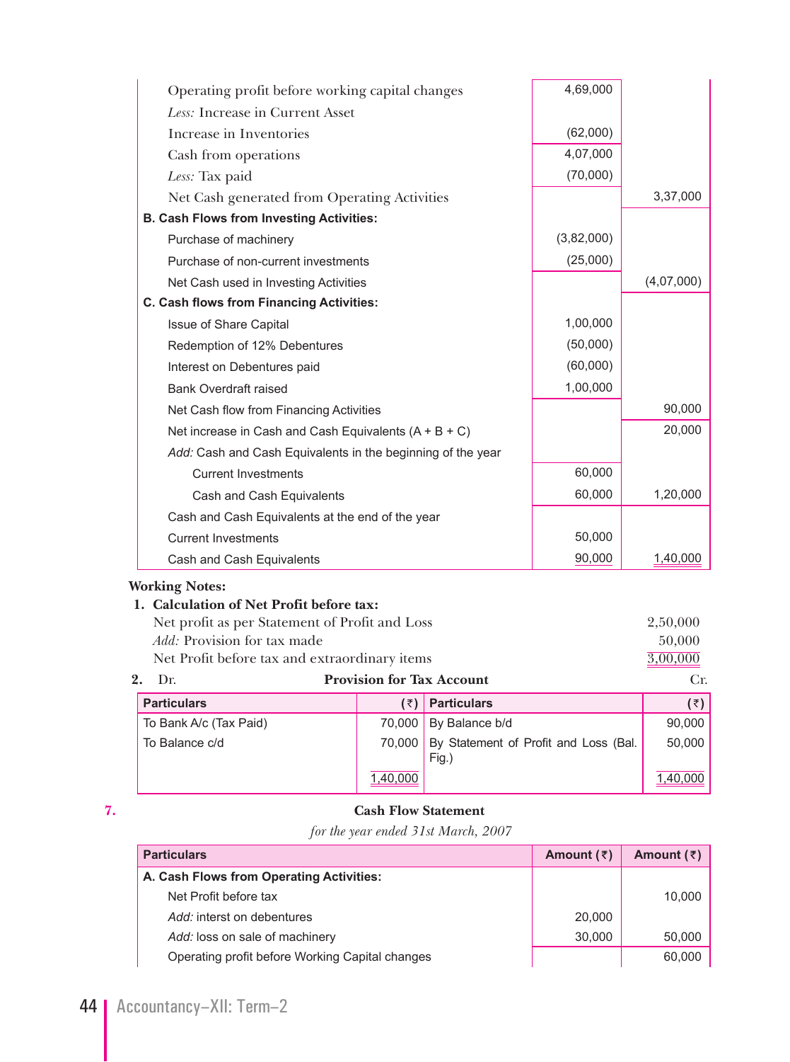| | | |
|---|---|---|
| Operating profit before working capital changes | 4,69,000 | |
| *Less:* Increase in Current Asset | | |
| Increase in Inventories | (62,000) | |
| Cash from operations | 4,07,000 | |
| *Less:* Tax paid | (70,000) | |
| Net Cash generated from Operating Activities | | 3,37,000 |
| **B. Cash Flows from Investing Activities:** | | |
| Purchase of machinery | (3,82,000) | |
| Purchase of non-current investments | (25,000) | |
| Net Cash used in Investing Activities | | (4,07,000) |
| **C. Cash flows from Financing Activities:** | | |
| Issue of Share Capital | 1,00,000 | |
| Redemption of 12% Debentures | (50,000) | |
| Interest on Debentures paid | (60,000) | |
| Bank Overdraft raised | 1,00,000 | |
| Net Cash flow from Financing Activities | | 90,000 |
| Net increase in Cash and Cash Equivalents (A + B + C) | | 20,000 |
| *Add:* Cash and Cash Equivalents in the beginning of the year | | |
| Current Investments | 60,000 | |
| Cash and Cash Equivalents | 60,000 | 1,20,000 |
| Cash and Cash Equivalents at the end of the year | | |
| Current Investments | 50,000 | |
| Cash and Cash Equivalents | 90,000 | 1,40,000 |

**Working Notes:**

**1. Calculation of Net Profit before tax:**

| | |
|---|---|
| Net profit as per Statement of Profit and Loss | 2,50,000 |
| *Add:* Provision for tax made | 50,000 |
| Net Profit before tax and extraordinary items | 3,00,000 |

**2.** Dr. **Provision for Tax Account** Cr.

| Particulars | (₹) | Particulars | (₹) |
|---|---|---|---|
| To Bank A/c (Tax Paid) | 70,000 | By Balance b/d | 90,000 |
| To Balance c/d | 70,000 | By Statement of Profit and Loss (Bal. Fig.) | 50,000 |
| | 1,40,000 | | 1,40,000 |

**7.**

**Cash Flow Statement**

*for the year ended 31st March, 2007*

| Particulars | Amount (₹) | Amount (₹) |
|---|---|---|
| **A. Cash Flows from Operating Activities:** | | |
| Net Profit before tax | | 10,000 |
| *Add:* interst on debentures | 20,000 | |
| *Add:* loss on sale of machinery | 30,000 | 50,000 |
| Operating profit before Working Capital changes | | 60,000 |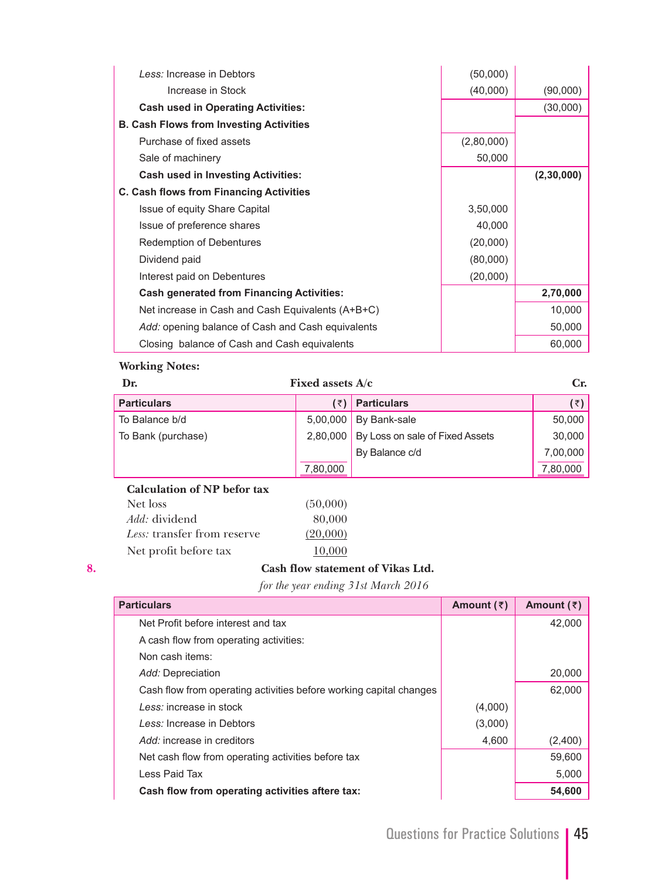| | | |
|---|---|---|
| *Less:* Increase in Debtors | (50,000) | |
| Increase in Stock | (40,000) | (90,000) |
| **Cash used in Operating Activities:** | | (30,000) |
| **B. Cash Flows from Investing Activities** | | |
| Purchase of fixed assets | (2,80,000) | |
| Sale of machinery | 50,000 | |
| **Cash used in Investing Activities:** | | **(2,30,000)** |
| **C. Cash flows from Financing Activities** | | |
| Issue of equity Share Capital | 3,50,000 | |
| Issue of preference shares | 40,000 | |
| Redemption of Debentures | (20,000) | |
| Dividend paid | (80,000) | |
| Interest paid on Debentures | (20,000) | |
| **Cash generated from Financing Activities:** | | **2,70,000** |
| Net increase in Cash and Cash Equivalents (A+B+C) | | 10,000 |
| *Add:* opening balance of Cash and Cash equivalents | | 50,000 |
| Closing balance of Cash and Cash equivalents | | 60,000 |

**Working Notes:**

**Dr.** **Fixed assets A/c** **Cr.**

| Particulars | (₹) | Particulars | (₹) |
|---|---|---|---|
| To Balance b/d | 5,00,000 | By Bank-sale | 50,000 |
| To Bank (purchase) | 2,80,000 | By Loss on sale of Fixed Assets | 30,000 |
| | | By Balance c/d | 7,00,000 |
| | 7,80,000 | | 7,80,000 |

**Calculation of NP befor tax**

| | |
|---|---|
| Net loss | (50,000) |
| *Add:* dividend | 80,000 |
| *Less:* transfer from reserve | (20,000) |
| Net profit before tax | 10,000 |

**8.** **Cash flow statement of Vikas Ltd.**

*for the year ending 31st March 2016*

| Particulars | Amount (₹) | Amount (₹) |
|---|---|---|
| Net Profit before interest and tax | | 42,000 |
| A cash flow from operating activities: | | |
| Non cash items: | | |
| *Add:* Depreciation | | 20,000 |
| Cash flow from operating activities before working capital changes | | 62,000 |
| *Less:* increase in stock | (4,000) | |
| *Less:* Increase in Debtors | (3,000) | |
| *Add:* increase in creditors | 4,600 | (2,400) |
| Net cash flow from operating activities before tax | | 59,600 |
| Less Paid Tax | | 5,000 |
| **Cash flow from operating activities aftere tax:** | | **54,600** |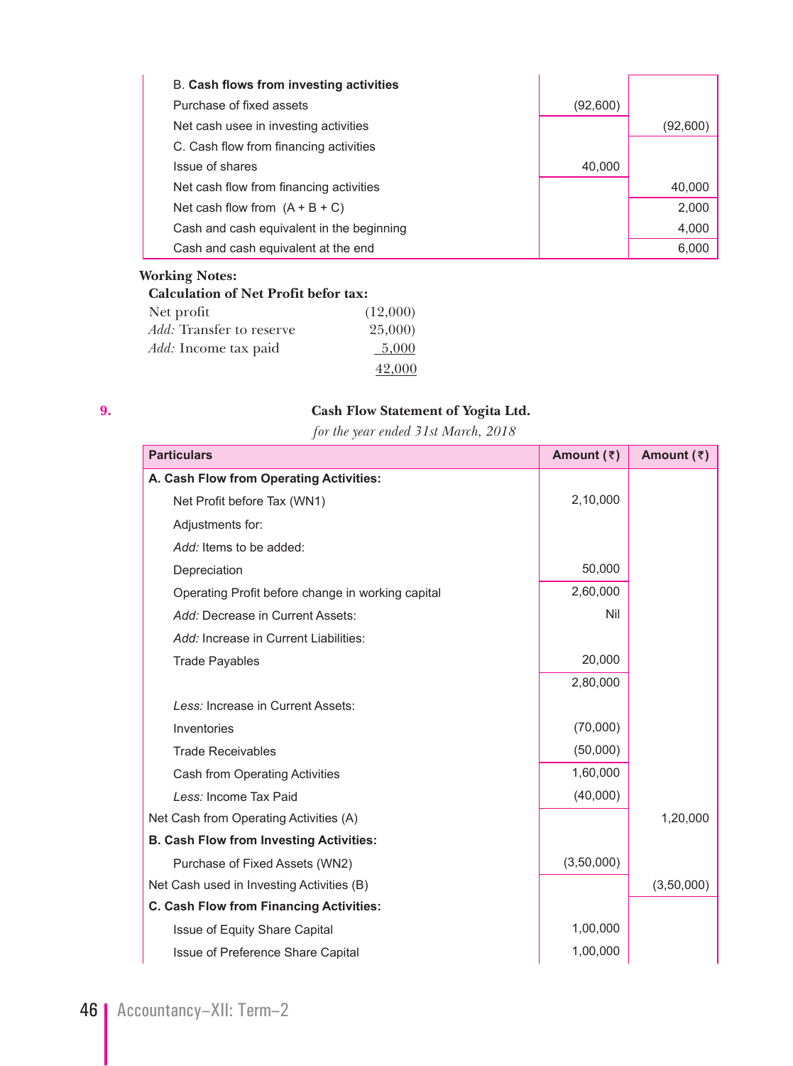| | | |
|---|---|---|
| B. **Cash flows from investing activities** | | |
| Purchase of fixed assets | (92,600) | |
| Net cash usee in investing activities | | (92,600) |
| C. Cash flow from financing activities | | |
| Issue of shares | 40,000 | |
| Net cash flow from financing activities | | 40,000 |
| Net cash flow from (A + B + C) | | 2,000 |
| Cash and cash equivalent in the beginning | | 4,000 |
| Cash and cash equivalent at the end | | 6,000 |

**Working Notes:**

**Calculation of Net Profit befor tax:**

| | |
|---|---|
| Net profit | (12,000) |
| *Add:* Transfer to reserve | 25,000) |
| *Add:* Income tax paid | 5,000 |
| | 42,000 |

**9.**

**Cash Flow Statement of Yogita Ltd.**

*for the year ended 31st March, 2018*

| Particulars | Amount (₹) | Amount (₹) |
|---|---|---|
| **A. Cash Flow from Operating Activities:** | | |
| Net Profit before Tax (WN1) | 2,10,000 | |
| Adjustments for: | | |
| *Add:* Items to be added: | | |
| Depreciation | 50,000 | |
| Operating Profit before change in working capital | 2,60,000 | |
| *Add:* Decrease in Current Assets: | Nil | |
| *Add:* Increase in Current Liabilities: | | |
| Trade Payables | 20,000 | |
| | 2,80,000 | |
| *Less:* Increase in Current Assets: | | |
| Inventories | (70,000) | |
| Trade Receivables | (50,000) | |
| Cash from Operating Activities | 1,60,000 | |
| *Less:* Income Tax Paid | (40,000) | |
| Net Cash from Operating Activities (A) | | 1,20,000 |
| **B. Cash Flow from Investing Activities:** | | |
| Purchase of Fixed Assets (WN2) | (3,50,000) | |
| Net Cash used in Investing Activities (B) | | (3,50,000) |
| **C. Cash Flow from Financing Activities:** | | |
| Issue of Equity Share Capital | 1,00,000 | |
| Issue of Preference Share Capital | 1,00,000 | |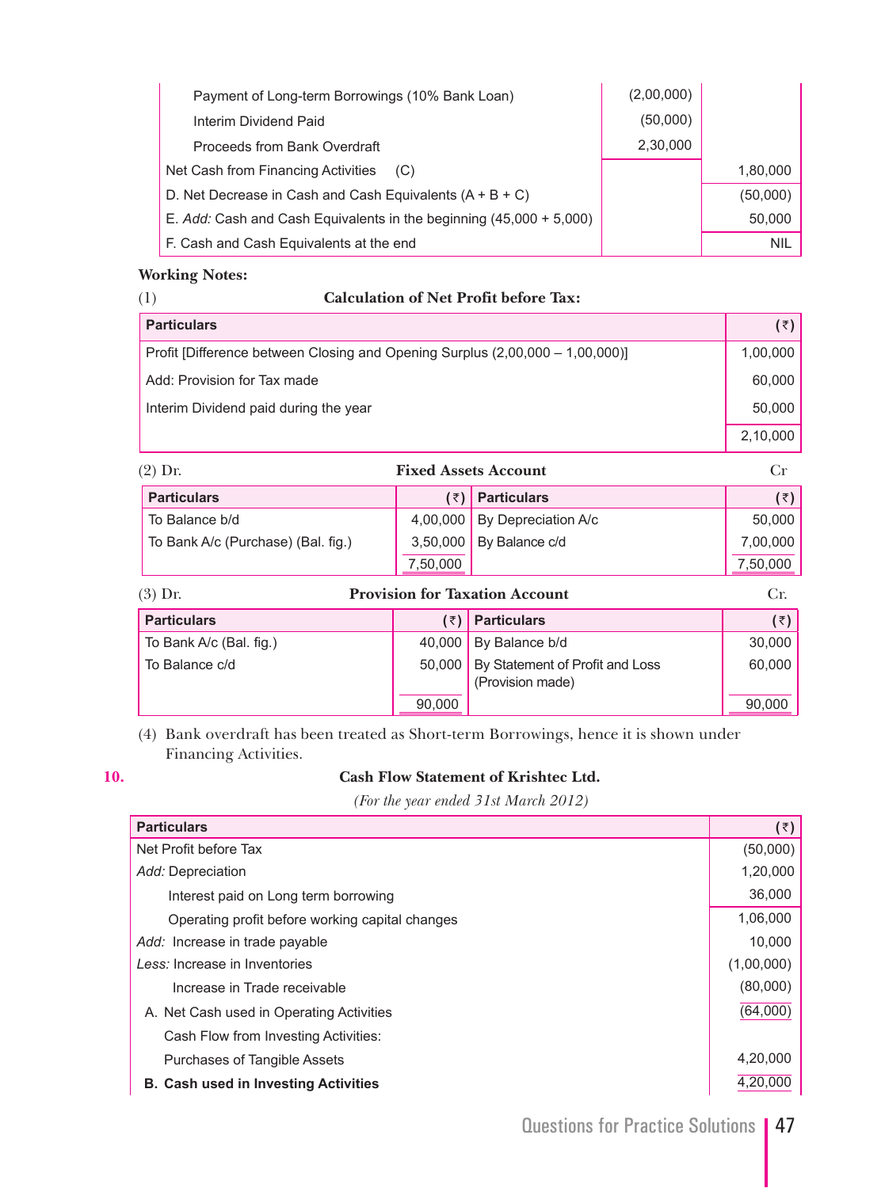| Particulars | (₹) | (₹) |
|---|---|---|
| Payment of Long-term Borrowings (10% Bank Loan) | (2,00,000) | |
| Interim Dividend Paid | (50,000) | |
| Proceeds from Bank Overdraft | 2,30,000 | |
| Net Cash from Financing Activities (C) | | 1,80,000 |
| D. Net Decrease in Cash and Cash Equivalents (A + B + C) | | (50,000) |
| E. *Add:* Cash and Cash Equivalents in the beginning (45,000 + 5,000) | | 50,000 |
| F. Cash and Cash Equivalents at the end | | NIL |

**Working Notes:**

(1) **Calculation of Net Profit before Tax:**

| Particulars | (₹) |
|---|---|
| Profit [Difference between Closing and Opening Surplus (2,00,000 – 1,00,000)] | 1,00,000 |
| Add: Provision for Tax made | 60,000 |
| Interim Dividend paid during the year | 50,000 |
| | 2,10,000 |

(2) Dr. **Fixed Assets Account** Cr

| Particulars | (₹) | Particulars | (₹) |
|---|---|---|---|
| To Balance b/d | 4,00,000 | By Depreciation A/c | 50,000 |
| To Bank A/c (Purchase) (Bal. fig.) | 3,50,000 | By Balance c/d | 7,00,000 |
| | 7,50,000 | | 7,50,000 |

(3) Dr. **Provision for Taxation Account** Cr.

| Particulars | (₹) | Particulars | (₹) |
|---|---|---|---|
| To Bank A/c (Bal. fig.) | 40,000 | By Balance b/d | 30,000 |
| To Balance c/d | 50,000 | By Statement of Profit and Loss (Provision made) | 60,000 |
| | 90,000 | | 90,000 |

(4) Bank overdraft has been treated as Short-term Borrowings, hence it is shown under Financing Activities.

**10.**

## Cash Flow Statement of Krishtec Ltd.

*(For the year ended 31st March 2012)*

| Particulars | (₹) |
|---|---|
| Net Profit before Tax | (50,000) |
| *Add:* Depreciation | 1,20,000 |
| Interest paid on Long term borrowing | 36,000 |
| Operating profit before working capital changes | 1,06,000 |
| *Add:* Increase in trade payable | 10,000 |
| *Less:* Increase in Inventories | (1,00,000) |
| Increase in Trade receivable | (80,000) |
| A. Net Cash used in Operating Activities | (64,000) |
| Cash Flow from Investing Activities: | |
| Purchases of Tangible Assets | 4,20,000 |
| **B. Cash used in Investing Activities** | 4,20,000 |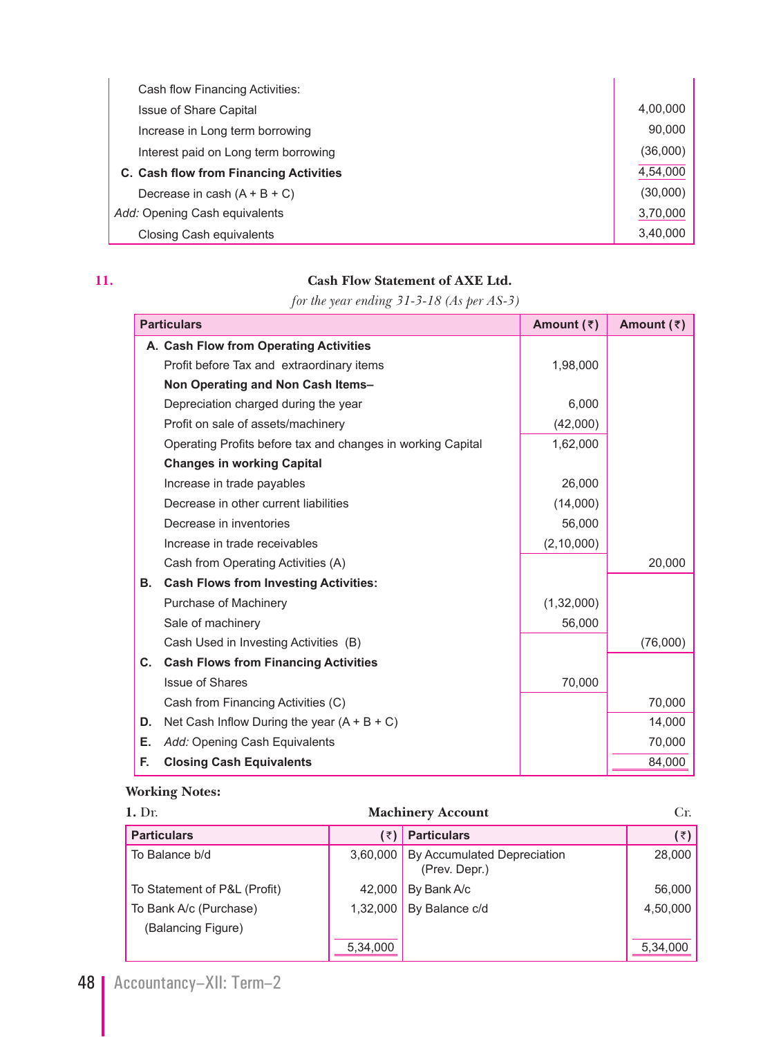| | |
|---|---|
| Cash flow Financing Activities: | |
| Issue of Share Capital | 4,00,000 |
| Increase in Long term borrowing | 90,000 |
| Interest paid on Long term borrowing | (36,000) |
| **C. Cash flow from Financing Activities** | 4,54,000 |
| Decrease in cash (A + B + C) | (30,000) |
| *Add:* Opening Cash equivalents | 3,70,000 |
| Closing Cash equivalents | 3,40,000 |

**11.**

**Cash Flow Statement of AXE Ltd.**

*for the year ending 31-3-18 (As per AS-3)*

| Particulars | Amount (₹) | Amount (₹) |
|---|---|---|
| **A. Cash Flow from Operating Activities** | | |
| Profit before Tax and extraordinary items | 1,98,000 | |
| **Non Operating and Non Cash Items–** | | |
| Depreciation charged during the year | 6,000 | |
| Profit on sale of assets/machinery | (42,000) | |
| Operating Profits before tax and changes in working Capital | 1,62,000 | |
| **Changes in working Capital** | | |
| Increase in trade payables | 26,000 | |
| Decrease in other current liabilities | (14,000) | |
| Decrease in inventories | 56,000 | |
| Increase in trade receivables | (2,10,000) | |
| Cash from Operating Activities (A) | | 20,000 |
| **B. Cash Flows from Investing Activities:** | | |
| Purchase of Machinery | (1,32,000) | |
| Sale of machinery | 56,000 | |
| Cash Used in Investing Activities (B) | | (76,000) |
| **C. Cash Flows from Financing Activities** | | |
| Issue of Shares | 70,000 | |
| Cash from Financing Activities (C) | | 70,000 |
| **D.** Net Cash Inflow During the year (A + B + C) | | 14,000 |
| **E.** *Add:* Opening Cash Equivalents | | 70,000 |
| **F. Closing Cash Equivalents** | | 84,000 |

**Working Notes:**

**1.** Dr. **Machinery Account** Cr.

| Particulars | (₹) | Particulars | (₹) |
|---|---|---|---|
| To Balance b/d | 3,60,000 | By Accumulated Depreciation (Prev. Depr.) | 28,000 |
| To Statement of P&L (Profit) | 42,000 | By Bank A/c | 56,000 |
| To Bank A/c (Purchase) (Balancing Figure) | 1,32,000 | By Balance c/d | 4,50,000 |
| | 5,34,000 | | 5,34,000 |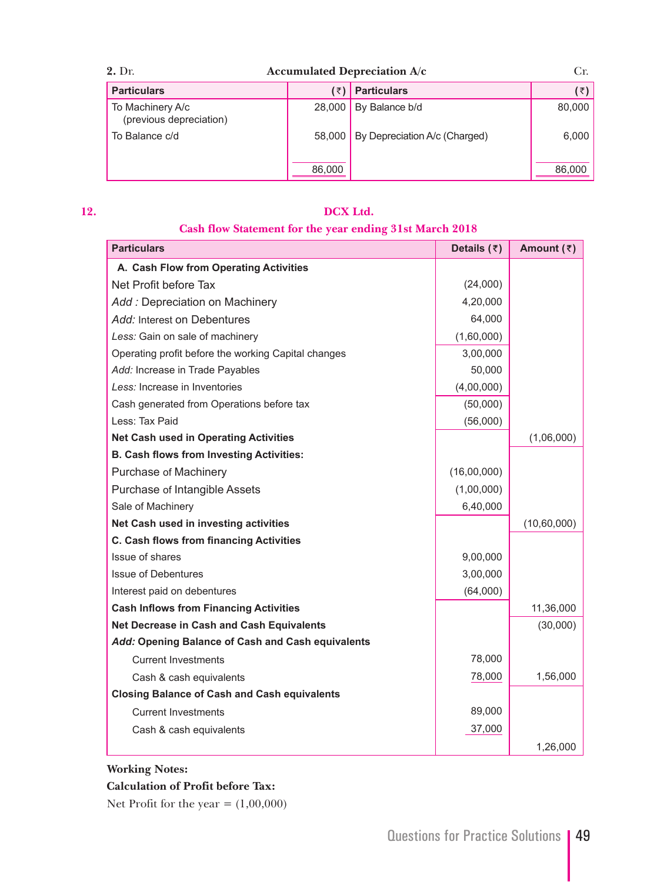**2.** Dr. **Accumulated Depreciation A/c** Cr.

| Particulars | (₹) | Particulars | (₹) |
|---|---|---|---|
| To Machinery A/c (previous depreciation) | 28,000 | By Balance b/d | 80,000 |
| To Balance c/d | 58,000 | By Depreciation A/c (Charged) | 6,000 |
| | 86,000 | | 86,000 |

**12.**

## DCX Ltd.

### Cash flow Statement for the year ending 31st March 2018

| Particulars | Details (₹) | Amount (₹) |
|---|---|---|
| **A. Cash Flow from Operating Activities** | | |
| Net Profit before Tax | (24,000) | |
| *Add :* Depreciation on Machinery | 4,20,000 | |
| *Add:* Interest on Debentures | 64,000 | |
| *Less:* Gain on sale of machinery | (1,60,000) | |
| Operating profit before the working Capital changes | 3,00,000 | |
| *Add:* Increase in Trade Payables | 50,000 | |
| *Less:* Increase in Inventories | (4,00,000) | |
| Cash generated from Operations before tax | (50,000) | |
| Less: Tax Paid | (56,000) | |
| **Net Cash used in Operating Activities** | | (1,06,000) |
| **B. Cash flows from Investing Activities:** | | |
| Purchase of Machinery | (16,00,000) | |
| Purchase of Intangible Assets | (1,00,000) | |
| Sale of Machinery | 6,40,000 | |
| **Net Cash used in investing activities** | | (10,60,000) |
| **C. Cash flows from financing Activities** | | |
| Issue of shares | 9,00,000 | |
| Issue of Debentures | 3,00,000 | |
| Interest paid on debentures | (64,000) | |
| **Cash Inflows from Financing Activities** | | 11,36,000 |
| **Net Decrease in Cash and Cash Equivalents** | | (30,000) |
| ***Add:* Opening Balance of Cash and Cash equivalents** | | |
| Current Investments | 78,000 | |
| Cash & cash equivalents | 78,000 | 1,56,000 |
| **Closing Balance of Cash and Cash equivalents** | | |
| Current Investments | 89,000 | |
| Cash & cash equivalents | 37,000 | |
| | | 1,26,000 |

**Working Notes:**

**Calculation of Profit before Tax:**

Net Profit for the year = (1,00,000)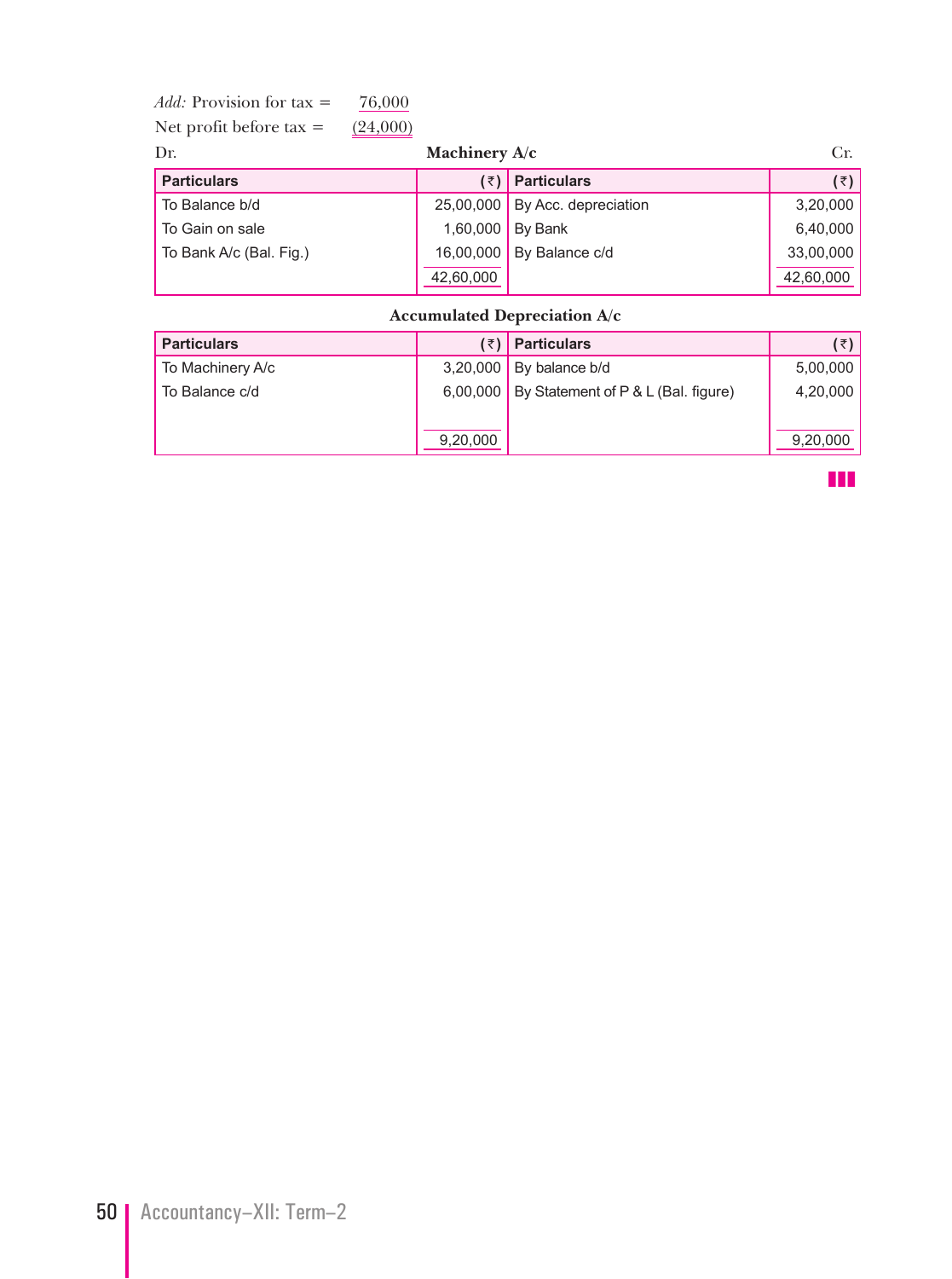*Add:* Provision for tax = 76,000

Net profit before tax = (24,000)

Dr. **Machinery A/c** Cr.

| Particulars | (₹) | Particulars | (₹) |
|---|---|---|---|
| To Balance b/d | 25,00,000 | By Acc. depreciation | 3,20,000 |
| To Gain on sale | 1,60,000 | By Bank | 6,40,000 |
| To Bank A/c (Bal. Fig.) | 16,00,000 | By Balance c/d | 33,00,000 |
| | 42,60,000 | | 42,60,000 |

**Accumulated Depreciation A/c**

| Particulars | (₹) | Particulars | (₹) |
|---|---|---|---|
| To Machinery A/c | 3,20,000 | By balance b/d | 5,00,000 |
| To Balance c/d | 6,00,000 | By Statement of P & L (Bal. figure) | 4,20,000 |
| | 9,20,000 | | 9,20,000 |